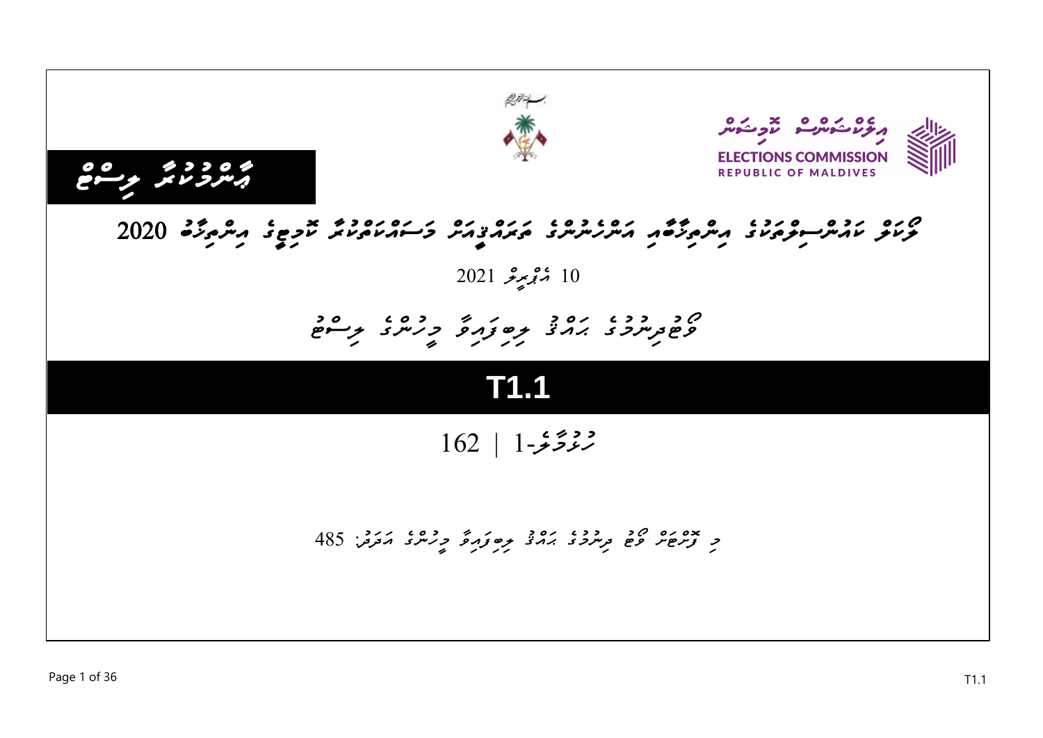ބިސްމިއްލާހިއްރަޙްމާނިއްރަޙީމް

އިލެކްޝަންސް ކޮމިޝަން

ELECTIONS COMMISSION
REPUBLIC OF MALDIVES

އާންމުކުރާ ލިސްޓް

# ލޯކަލް ކައުންސިލްތަކުގެ އިންތިޚާބާއި އަންހެނުންގެ ތަރައްޤީއަށް މަސައްކަތްކުރާ ކޮމިޓީގެ އިންތިޚާބު 2020

10 އެޕްރީލް 2021

## ވޯޓުދިނުމުގެ ޙައްޤު ލިބިފައިވާ މީހުންގެ ލިސްޓު

# T1.1

## ހުޅުމާލެ-1 | 162

މި ފޯމްބަން ވޯޓު ދިނުމުގެ ޙައްޤު ލިބިފައިވާ މީހުންގެ އަދަދު: 485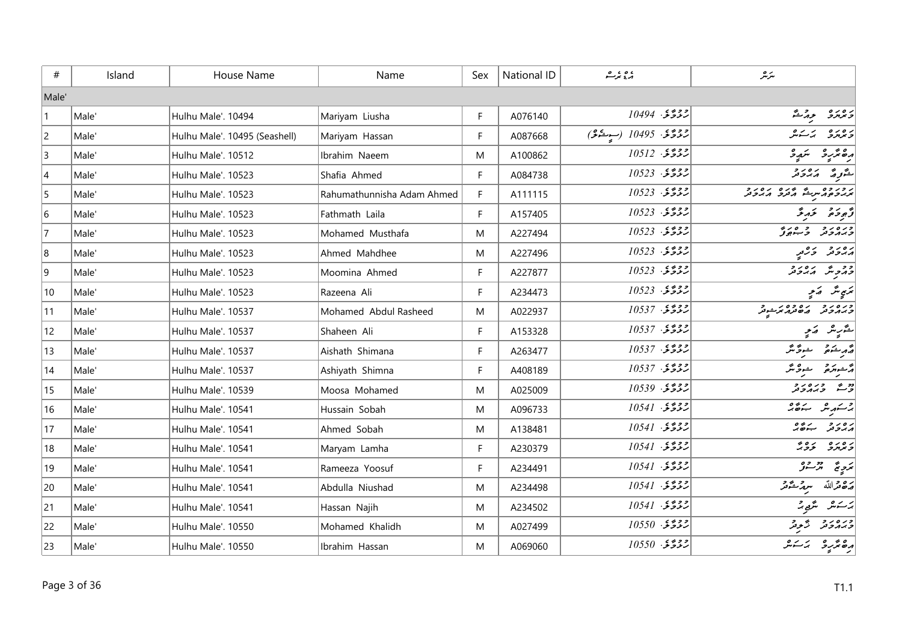| # | Island | House Name | Name | Sex | National ID | ދެއްގެ ނަން | ނަން |
|---|---|---|---|---|---|---|---|
| Male' | | | | | | | |
| 1 | Male' | Hulhu Male'. 10494 | Mariyam Liusha | F | A076140 | ހުޅުމާލެ. 10494 | މަރިޔަމް ލިއުޝާ |
| 2 | Male' | Hulhu Male'. 10495 (Seashell) | Mariyam Hassan | F | A087668 | ހުޅުމާލެ. 10495 (ސީޝެލް) | މަރިޔަމް ހަސަން |
| 3 | Male' | Hulhu Male'. 10512 | Ibrahim Naeem | M | A100862 | ހުޅުމާލެ. 10512 | އިބްރާހީމް ނައީމް |
| 4 | Male' | Hulhu Male'. 10523 | Shafia Ahmed | F | A084738 | ހުޅުމާލެ. 10523 | ޝާފިއާ އަޙްމަދު |
| 5 | Male' | Hulhu Male'. 10523 | Rahumathunnisha Adam Ahmed | F | A111115 | ހުޅުމާލެ. 10523 | ރަޙުމަތުއްނިސާ އާދަމް އަޙްމަދު |
| 6 | Male' | Hulhu Male'. 10523 | Fathmath Laila | F | A157405 | ހުޅުމާލެ. 10523 | ފާތިމަތު ލައިލާ |
| 7 | Male' | Hulhu Male'. 10523 | Mohamed Musthafa | M | A227494 | ހުޅުމާލެ. 10523 | މުޙައްމަދު މުސްތަފާ |
| 8 | Male' | Hulhu Male'. 10523 | Ahmed Mahdhee | M | A227496 | ހުޅުމާލެ. 10523 | އަޙްމަދު މަހްދީ |
| 9 | Male' | Hulhu Male'. 10523 | Moomina Ahmed | F | A227877 | ހުޅުމާލެ. 10523 | މޫމިނާ އަޙްމަދު |
| 10 | Male' | Hulhu Male'. 10523 | Razeena Ali | F | A234473 | ހުޅުމާލެ. 10523 | ރަޒީނާ އަލި |
| 11 | Male' | Hulhu Male'. 10537 | Mohamed Abdul Rasheed | M | A022937 | ހުޅުމާލެ. 10537 | މުޙައްމަދު އަބްދުއްރަޝީދު |
| 12 | Male' | Hulhu Male'. 10537 | Shaheen Ali | F | A153328 | ހުޅުމާލެ. 10537 | ޝާހީން އަލި |
| 13 | Male' | Hulhu Male'. 10537 | Aishath Shimana | F | A263477 | ހުޅުމާލެ. 10537 | އާއިޝަތު ޝިމާނާ |
| 14 | Male' | Hulhu Male'. 10537 | Ashiyath Shimna | F | A408189 | ހުޅުމާލެ. 10537 | އާޝިޔަތު ޝިމްނާ |
| 15 | Male' | Hulhu Male'. 10539 | Moosa Mohamed | M | A025009 | ހުޅުމާލެ. 10539 | މޫސާ މުޙައްމަދު |
| 16 | Male' | Hulhu Male'. 10541 | Hussain Sobah | M | A096733 | ހުޅުމާލެ. 10541 | ޙުސައިން ސަބާޙް |
| 17 | Male' | Hulhu Male'. 10541 | Ahmed Sobah | M | A138481 | ހުޅުމާލެ. 10541 | އަޙްމަދު ސަބާޙް |
| 18 | Male' | Hulhu Male'. 10541 | Maryam Lamha | F | A230379 | ހުޅުމާލެ. 10541 | މަރްޔަމް ލަމްހާ |
| 19 | Male' | Hulhu Male'. 10541 | Rameeza Yoosuf | F | A234491 | ހުޅުމާލެ. 10541 | ރަމީޒާ ޔޫސުފް |
| 20 | Male' | Hulhu Male'. 10541 | Abdulla Niushad | M | A234498 | ހުޅުމާލެ. 10541 | އަބްދުﷲ ނިއުޝާދު |
| 21 | Male' | Hulhu Male'. 10541 | Hassan Najih | M | A234502 | ހުޅުމާލެ. 10541 | ހަސަން ނާޖިހު |
| 22 | Male' | Hulhu Male'. 10550 | Mohamed Khalidh | M | A027499 | ހުޅުމާލެ. 10550 | މުޙައްމަދު ޚާލިދު |
| 23 | Male' | Hulhu Male'. 10550 | Ibrahim Hassan | M | A069060 | ހުޅުމާލެ. 10550 | އިބްރާހީމް ހަސަން |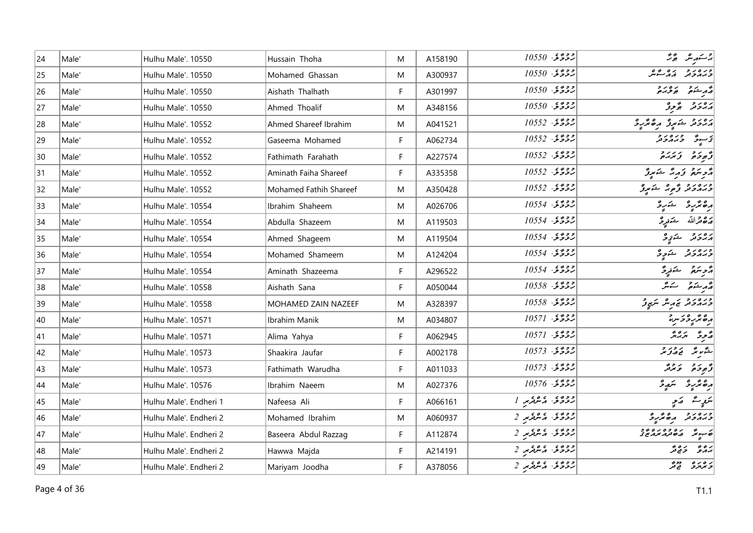| 24 | Male' | Hulhu Male'. 10550 | Hussain Thoha | M | A158190 | ހުޅުމާލެ. 10550 | ޙުސައިން ތޯހާ |
|---|---|---|---|---|---|---|---|
| 25 | Male' | Hulhu Male'. 10550 | Mohamed Ghassan | M | A300937 | ހުޅުމާލެ. 10550 | މުޙައްމަދު ޣައްސާން |
| 26 | Male' | Hulhu Male'. 10550 | Aishath Thalhath | F | A301997 | ހުޅުމާލެ. 10550 | ޢާއިޝަތު ޠަލްޙަތު |
| 27 | Male' | Hulhu Male'. 10550 | Ahmed Thoalif | M | A348156 | ހުޅުމާލެ. 10550 | އަޙްމަދު ޠާލިފް |
| 28 | Male' | Hulhu Male'. 10552 | Ahmed Shareef Ibrahim | M | A041521 | ހުޅުމާލެ. 10552 | އަޙްމަދު ޝަރީފް އިބްރާހީމް |
| 29 | Male' | Hulhu Male'. 10552 | Gaseema Mohamed | F | A062734 | ހުޅުމާލެ. 10552 | ޤަސީމާ މުޙައްމަދު |
| 30 | Male' | Hulhu Male'. 10552 | Fathimath Farahath | F | A227574 | ހުޅުމާލެ. 10552 | ފާތިމަތު ފަރަޙަތު |
| 31 | Male' | Hulhu Male'. 10552 | Aminath Faiha Shareef | F | A335358 | ހުޅުމާލެ. 10552 | އާމިނަތު ފައިހާ ޝަރީފް |
| 32 | Male' | Hulhu Male'. 10552 | Mohamed Fathih Shareef | M | A350428 | ހުޅުމާލެ. 10552 | މުޙައްމަދު ފާތިހް ޝަރީފް |
| 33 | Male' | Hulhu Male'. 10554 | Ibrahim Shaheem | M | A026706 | ހުޅުމާލެ. 10554 | އިބްރާހީމް ޝަހީމް |
| 34 | Male' | Hulhu Male'. 10554 | Abdulla Shazeem | M | A119503 | ހުޅުމާލެ. 10554 | އަބްދުﷲ ޝަޒީމް |
| 35 | Male' | Hulhu Male'. 10554 | Ahmed Shageem | M | A119504 | ހުޅުމާލެ. 10554 | އަޙްމަދު ޝަގީމް |
| 36 | Male' | Hulhu Male'. 10554 | Mohamed Shameem | M | A124204 | ހުޅުމާލެ. 10554 | މުޙައްމަދު ޝަމީމް |
| 37 | Male' | Hulhu Male'. 10554 | Aminath Shazeema | F | A296522 | ހުޅުމާލެ. 10554 | އާމިނަތު ޝަޒީމާ |
| 38 | Male' | Hulhu Male'. 10558 | Aishath Sana | F | A050044 | ހުޅުމާލެ. 10558 | ޢާއިޝަތު ސަނާ |
| 39 | Male' | Hulhu Male'. 10558 | MOHAMED ZAIN NAZEEF | M | A328397 | ހުޅުމާލެ. 10558 | މުޙައްމަދު ޒައިން ނަޒީފް |
| 40 | Male' | Hulhu Male'. 10571 | Ibrahim Manik | M | A034807 | ހުޅުމާލެ. 10571 | އިބްރާހީމްމަނިކު |
| 41 | Male' | Hulhu Male'. 10571 | Alima Yahya | F | A062945 | ހުޅުމާލެ. 10571 | އާލިމާ ޔަޙްޔާ |
| 42 | Male' | Hulhu Male'. 10573 | Shaakira Jaufar | F | A002178 | ހުޅުމާލެ. 10573 | ޝާކިރާ ޖައުފަރު |
| 43 | Male' | Hulhu Male'. 10573 | Fathimath Warudha | F | A011033 | ހުޅުމާލެ. 10573 | ފާތިމަތު ވަރުދާ |
| 44 | Male' | Hulhu Male'. 10576 | Ibrahim Naeem | M | A027376 | ހުޅުމާލެ. 10576 | އިބްރާހީމް ނަޢީމް |
| 45 | Male' | Hulhu Male'. Endheri 1 | Nafeesa Ali | F | A066161 | ހުޅުމާލެ. އެންދެރި 1 | ނަފީސާ ޢަލީ |
| 46 | Male' | Hulhu Male'. Endheri 2 | Mohamed Ibrahim | M | A060937 | ހުޅުމާލެ. އެންދެރި 2 | މުޙައްމަދު އިބްރާހީމް |
| 47 | Male' | Hulhu Male'. Endheri 2 | Baseera Abdul Razzag | F | A112874 | ހުޅުމާލެ. އެންދެރި 2 | ބަޞީރާ ޢަބްދުއްރައްޒާޤު |
| 48 | Male' | Hulhu Male'. Endheri 2 | Hawwa Majda | F | A214191 | ހުޅުމާލެ. އެންދެރި 2 | ޙައްވާ މަޖްދާ |
| 49 | Male' | Hulhu Male'. Endheri 2 | Mariyam Joodha | F | A378056 | ހުޅުމާލެ. އެންދެރި 2 | މަރިޔަމް ޖޫދާ |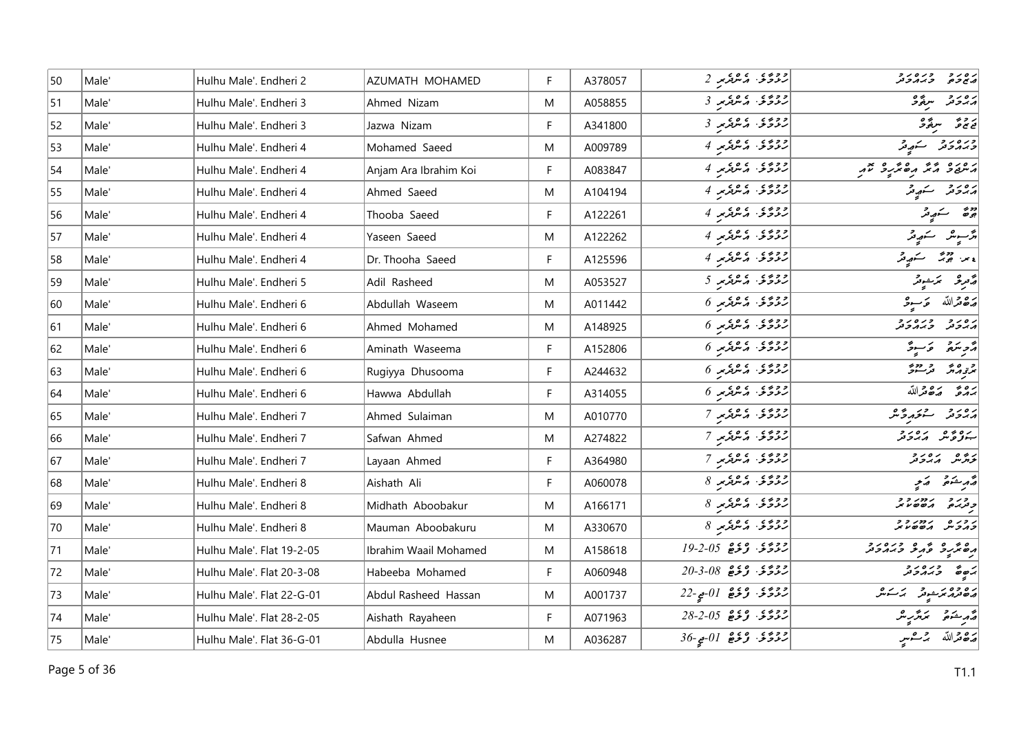| 50 | Male' | Hulhu Male'. Endheri 2 | AZUMATH MOHAMED | F | A378057 | ހުޅުމާލެ. އެންދެރި 2 | އަޒުމަތު މުޙައްމަދު |
|---|---|---|---|---|---|---|---|
| 51 | Male' | Hulhu Male'. Endheri 3 | Ahmed Nizam | M | A058855 | ހުޅުމާލެ. އެންދެރި 3 | އަޙްމަދު ނިޒާމް |
| 52 | Male' | Hulhu Male'. Endheri 3 | Jazwa Nizam | F | A341800 | ހުޅުމާލެ. އެންދެރި 3 | ޖަޒްވާ ނިޒާމް |
| 53 | Male' | Hulhu Male'. Endheri 4 | Mohamed Saeed | M | A009789 | ހުޅުމާލެ. އެންދެރި 4 | މުޙައްމަދު ސައީދު |
| 54 | Male' | Hulhu Male'. Endheri 4 | Anjam Ara Ibrahim Koi | F | A083847 | ހުޅުމާލެ. އެންދެރި 4 | އަންޖަމް އަރާ އިބްރާހިމް ކޮއި |
| 55 | Male' | Hulhu Male'. Endheri 4 | Ahmed Saeed | M | A104194 | ހުޅުމާލެ. އެންދެރި 4 | އަޙްމަދު ސައީދު |
| 56 | Male' | Hulhu Male'. Endheri 4 | Thooba Saeed | F | A122261 | ހުޅުމާލެ. އެންދެރި 4 | ތޫބާ ސައީދު |
| 57 | Male' | Hulhu Male'. Endheri 4 | Yaseen Saeed | M | A122262 | ހުޅުމާލެ. އެންދެރި 4 | ޔާސީން ސައީދު |
| 58 | Male' | Hulhu Male'. Endheri 4 | Dr. Thooha Saeed | F | A125596 | ހުޅުމާލެ. އެންދެރި 4 | ޑރ. ތޫހާ ސައީދު |
| 59 | Male' | Hulhu Male'. Endheri 5 | Adil Rasheed | M | A053527 | ހުޅުމާލެ. އެންދެރި 5 | އާދިލް ރަޝީދު |
| 60 | Male' | Hulhu Male'. Endheri 6 | Abdullah Waseem | M | A011442 | ހުޅުމާލެ. އެންދެރި 6 | އަބްދުﷲ ވަސީމް |
| 61 | Male' | Hulhu Male'. Endheri 6 | Ahmed Mohamed | M | A148925 | ހުޅުމާލެ. އެންދެރި 6 | އަޙްމަދު މުޙައްމަދު |
| 62 | Male' | Hulhu Male'. Endheri 6 | Aminath Waseema | F | A152806 | ހުޅުމާލެ. އެންދެރި 6 | އާމިނަތު ވަސީމާ |
| 63 | Male' | Hulhu Male'. Endheri 6 | Rugiyya Dhusooma | F | A244632 | ހުޅުމާލެ. އެންދެރި 6 | ރުގިއްޔާ ދުސޫމާ |
| 64 | Male' | Hulhu Male'. Endheri 6 | Hawwa Abdullah | F | A314055 | ހުޅުމާލެ. އެންދެރި 6 | ހައްވާ އަބްދުﷲ |
| 65 | Male' | Hulhu Male'. Endheri 7 | Ahmed Sulaiman | M | A010770 | ހުޅުމާލެ. އެންދެރި 7 | އަޙްމަދު ސުލައިމާން |
| 66 | Male' | Hulhu Male'. Endheri 7 | Safwan Ahmed | M | A274822 | ހުޅުމާލެ. އެންދެރި 7 | ސަފްވާން އަޙްމަދު |
| 67 | Male' | Hulhu Male'. Endheri 7 | Layaan Ahmed | F | A364980 | ހުޅުމާލެ. އެންދެރި 7 | ލަޔާން އަޙްމަދު |
| 68 | Male' | Hulhu Male'. Endheri 8 | Aishath Ali | F | A060078 | ހުޅުމާލެ. އެންދެރި 8 | އާއިޝަތު އަލި |
| 69 | Male' | Hulhu Male'. Endheri 8 | Midhath Aboobakur | M | A166171 | ހުޅުމާލެ. އެންދެރި 8 | މިދުހަތު އަބޫބަކުރު |
| 70 | Male' | Hulhu Male'. Endheri 8 | Mauman Aboobakuru | M | A330670 | ހުޅުމާލެ. އެންދެރި 8 | މައުމަން އަބޫބަކުރު |
| 71 | Male' | Hulhu Male'. Flat 19-2-05 | Ibrahim Waail Mohamed | M | A158618 | ހުޅުމާލެ. ފްލެޓް 19-2-05 | އިބްރާހިމް ވާއިލް މުޙައްމަދު |
| 72 | Male' | Hulhu Male'. Flat 20-3-08 | Habeeba Mohamed | F | A060948 | ހުޅުމާލެ. ފްލެޓް 20-3-08 | ހަބީބާ މުޙައްމަދު |
| 73 | Male' | Hulhu Male'. Flat 22-G-01 | Abdul Rasheed Hassan | M | A001737 | ހުޅުމާލެ. ފްލެޓް 22-ޖީ-01 | އަބްދުއްރަޝީދު ހަސަން |
| 74 | Male' | Hulhu Male'. Flat 28-2-05 | Aishath Rayaheen | F | A071963 | ހުޅުމާލެ. ފްލެޓް 28-2-05 | އާއިޝަތު ރަޔާހީން |
| 75 | Male' | Hulhu Male'. Flat 36-G-01 | Abdulla Husnee | M | A036287 | ހުޅުމާލެ. ފްލެޓް 36-ޖީ-01 | އަބްދުﷲ ހުސްނީ |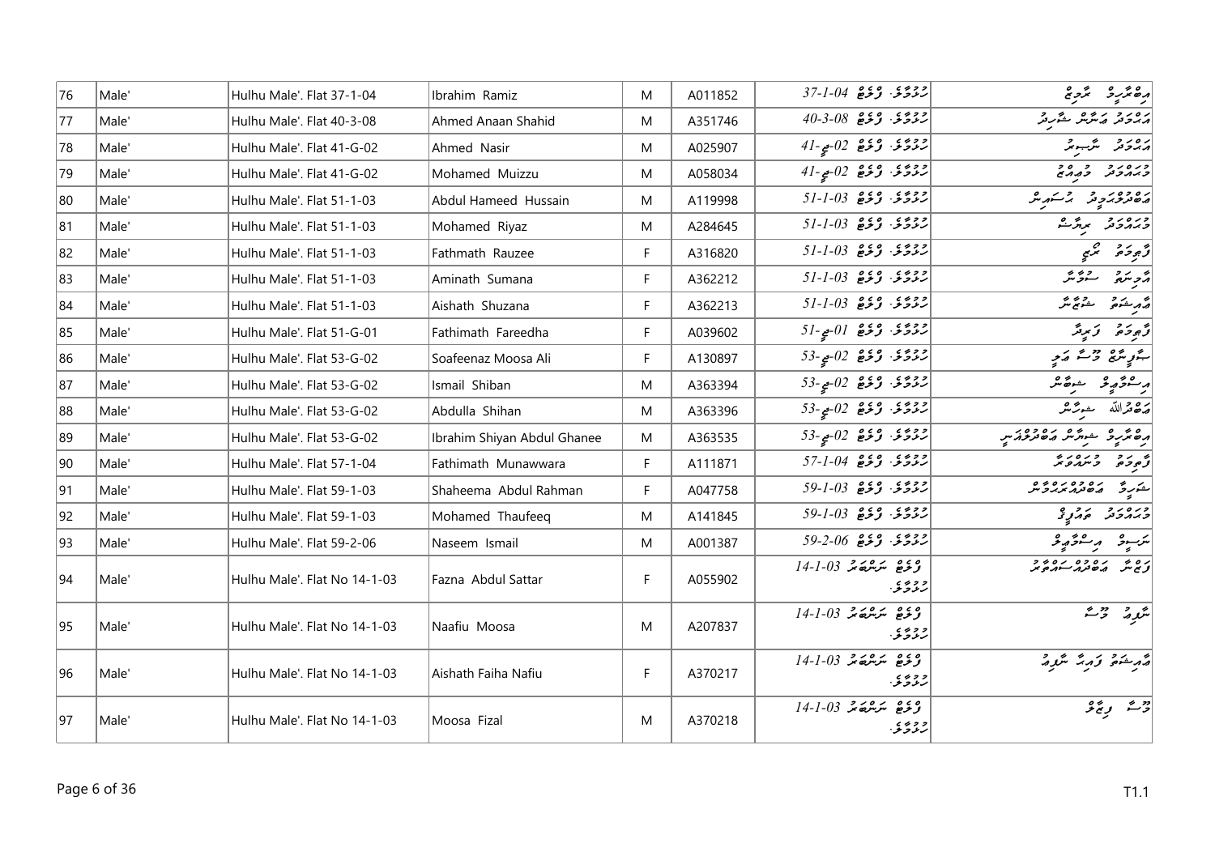| 76 | Male' | Hulhu Male'. Flat 37-1-04 | Ibrahim Ramiz | M | A011852 | ހުޅުމާލެ. ފްލެޓް 37-1-04 | އިބްރާހީމް ރާމިޒް |
|---|---|---|---|---|---|---|---|
| 77 | Male' | Hulhu Male'. Flat 40-3-08 | Ahmed Anaan Shahid | M | A351746 | ހުޅުމާލެ. ފްލެޓް 40-3-08 | އަޙްމަދު އަނާން ޝާހިދު |
| 78 | Male' | Hulhu Male'. Flat 41-G-02 | Ahmed Nasir | M | A025907 | ހުޅުމާލެ. ފްލެޓް 41-ޖީ-02 | އަޙްމަދު ނާޞިރު |
| 79 | Male' | Hulhu Male'. Flat 41-G-02 | Mohamed Muizzu | M | A058034 | ހުޅުމާލެ. ފްލެޓް 41-ޖީ-02 | މުޙައްމަދު މުޢިއްޒު |
| 80 | Male' | Hulhu Male'. Flat 51-1-03 | Abdul Hameed Hussain | M | A119998 | ހުޅުމާލެ. ފްލެޓް 51-1-03 | އަބްދުލްޙަމީދު ޙުސައިން |
| 81 | Male' | Hulhu Male'. Flat 51-1-03 | Mohamed Riyaz | M | A284645 | ހުޅުމާލެ. ފްލެޓް 51-1-03 | މުޙައްމަދު ރިޔާޒް |
| 82 | Male' | Hulhu Male'. Flat 51-1-03 | Fathmath Rauzee | F | A316820 | ހުޅުމާލެ. ފްލެޓް 51-1-03 | ފާތިމަތު ރައުޒީ |
| 83 | Male' | Hulhu Male'. Flat 51-1-03 | Aminath Sumana | F | A362212 | ހުޅުމާލެ. ފްލެޓް 51-1-03 | އާމިނަތު ސުމަނާ |
| 84 | Male' | Hulhu Male'. Flat 51-1-03 | Aishath Shuzana | F | A362213 | ހުޅުމާލެ. ފްލެޓް 51-1-03 | އާއިޝަތު ޝުޒާނާ |
| 85 | Male' | Hulhu Male'. Flat 51-G-01 | Fathimath Fareedha | F | A039602 | ހުޅުމާލެ. ފްލެޓް 51-ޖީ-01 | ފާތިމަތު ފަރީދާ |
| 86 | Male' | Hulhu Male'. Flat 53-G-02 | Soafeenaz Moosa Ali | F | A130897 | ހުޅުމާލެ. ފްލެޓް 53-ޖީ-02 | ސޯފީނާޒް މޫސާ އަލި |
| 87 | Male' | Hulhu Male'. Flat 53-G-02 | Ismail Shiban | M | A363394 | ހުޅުމާލެ. ފްލެޓް 53-ޖީ-02 | އިސްމާއީލް ޝިބާން |
| 88 | Male' | Hulhu Male'. Flat 53-G-02 | Abdulla Shihan | M | A363396 | ހުޅުމާލެ. ފްލެޓް 53-ޖީ-02 | އަބްދުﷲ ޝިހާން |
| 89 | Male' | Hulhu Male'. Flat 53-G-02 | Ibrahim Shiyan Abdul Ghanee | M | A363535 | ހުޅުމާލެ. ފްލެޓް 53-ޖީ-02 | އިބްރާހީމް ޝިޔާން އަބްދުލްޣަނީ |
| 90 | Male' | Hulhu Male'. Flat 57-1-04 | Fathimath Munawwara | F | A111871 | ހުޅުމާލެ. ފްލެޓް 57-1-04 | ފާތިމަތު މުނައްވަރާ |
| 91 | Male' | Hulhu Male'. Flat 59-1-03 | Shaheema Abdul Rahman | F | A047758 | ހުޅުމާލެ. ފްލެޓް 59-1-03 | ޝަހީމާ އަބްދުއްރަޙްމާން |
| 92 | Male' | Hulhu Male'. Flat 59-1-03 | Mohamed Thaufeeq | M | A141845 | ހުޅުމާލެ. ފްލެޓް 59-1-03 | މުޙައްމަދު ތައުފީޤު |
| 93 | Male' | Hulhu Male'. Flat 59-2-06 | Naseem Ismail | M | A001387 | ހުޅުމާލެ. ފްލެޓް 59-2-06 | ނަސީމް އިސްމާއީލް |
| 94 | Male' | Hulhu Male'. Flat No 14-1-03 | Fazna Abdul Sattar | F | A055902 | ފްލެޓް ނަންބަރު 14-1-03 ހުޅުމާލެ. | ފަޒްނާ އަބްދުއްސައްތާރު |
| 95 | Male' | Hulhu Male'. Flat No 14-1-03 | Naafiu Moosa | M | A207837 | ފްލެޓް ނަންބަރު 14-1-03 ހުޅުމާލެ. | ނާފިޢު މޫސާ |
| 96 | Male' | Hulhu Male'. Flat No 14-1-03 | Aishath Faiha Nafiu | F | A370217 | ފްލެޓް ނަންބަރު 14-1-03 ހުޅުމާލެ. | އާއިޝަތު ފައިހާ ނާފިޢު |
| 97 | Male' | Hulhu Male'. Flat No 14-1-03 | Moosa Fizal | M | A370218 | ފްލެޓް ނަންބަރު 14-1-03 ހުޅުމާލެ. | މޫސާ ފިޒާލް |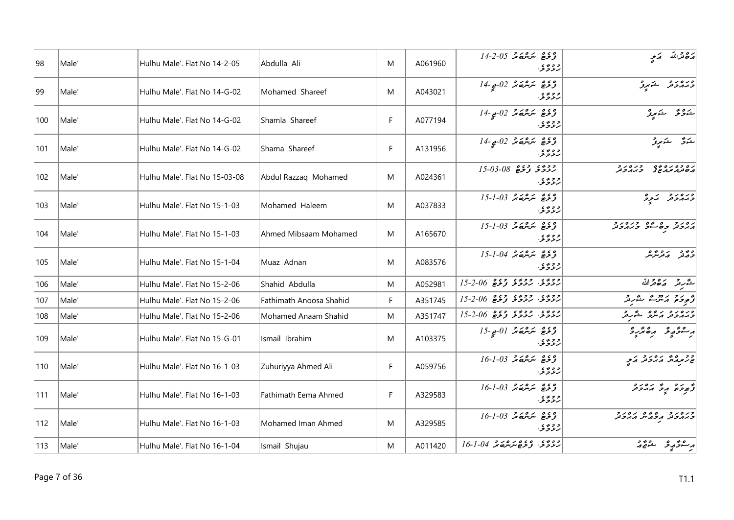| 98 | Male' | Hulhu Male'. Flat No 14-2-05 | Abdulla Ali | M | A061960 | ފްލެޓް ނަންބަރު 14-2-05 ހުޅުމާލެ. | އަބްދުﷲ ޢަލީ |
|---|---|---|---|---|---|---|---|
| 99 | Male' | Hulhu Male'. Flat No 14-G-02 | Mohamed Shareef | M | A043021 | ފްލެޓް ނަންބަރު 02-ޖީ-14 ހުޅުމާލެ. | މުޙައްމަދު ޝަރީފް |
| 100 | Male' | Hulhu Male'. Flat No 14-G-02 | Shamla Shareef | F | A077194 | ފްލެޓް ނަންބަރު 02-ޖީ-14 ހުޅުމާލެ. | ޝަމްލާ ޝަރީފް |
| 101 | Male' | Hulhu Male'. Flat No 14-G-02 | Shama Shareef | F | A131956 | ފްލެޓް ނަންބަރު 02-ޖީ-14 ހުޅުމާލެ. | ޝަމާ ޝަރީފް |
| 102 | Male' | Hulhu Male'. Flat No 15-03-08 | Abdul Razzaq Mohamed | M | A024361 | ހުޅުމާލެ ފްލެޓް 15-03-08 ހުޅުމާލެ. | އަބްދުއްރައްޒާޤް މުޙައްމަދު |
| 103 | Male' | Hulhu Male'. Flat No 15-1-03 | Mohamed Haleem | M | A037833 | ފްލެޓް ނަންބަރު 15-1-03 ހުޅުމާލެ. | މުޙައްމަދު ހަލީމް |
| 104 | Male' | Hulhu Male'. Flat No 15-1-03 | Ahmed Mibsaam Mohamed | M | A165670 | ފްލެޓް ނަންބަރު 15-1-03 ހުޅުމާލެ. | އަޙްމަދު މިބްސާމް މުޙައްމަދު |
| 105 | Male' | Hulhu Male'. Flat No 15-1-04 | Muaz Adnan | M | A083576 | ފްލެޓް ނަންބަރު 15-1-04 ހުޅުމާލެ. | މުޢާޛު ޢަދުނާން |
| 106 | Male' | Hulhu Male'. Flat No 15-2-06 | Shahid Abdulla | M | A052981 | ހުޅުމާލެ. ހުޅުމާލެ ފްލެޓް 15-2-06 | ޝާހިދު އަބްދުﷲ |
| 107 | Male' | Hulhu Male'. Flat No 15-2-06 | Fathimath Anoosa Shahid | F | A351745 | ހުޅުމާލެ. ހުޅުމާލެ ފްލެޓް 15-2-06 | ފާތިމަތު އަނޫސާ ޝާހިދު |
| 108 | Male' | Hulhu Male'. Flat No 15-2-06 | Mohamed Anaam Shahid | M | A351747 | ހުޅުމާލެ. ހުޅުމާލެ ފްލެޓް 15-2-06 | މުޙައްމަދު އަނާމް ޝާހިދު |
| 109 | Male' | Hulhu Male'. Flat No 15-G-01 | Ismail Ibrahim | M | A103375 | ފްލެޓް ނަންބަރު 01-ޖީ-15 ހުޅުމާލެ. | އިސްމާޢީލް އިބްރާހީމް |
| 110 | Male' | Hulhu Male'. Flat No 16-1-03 | Zuhuriyya Ahmed Ali | F | A059756 | ފްލެޓް ނަންބަރު 16-1-03 ހުޅުމާލެ. | ޒުހުރިއްޔާ އަޙްމަދު ޢަލީ |
| 111 | Male' | Hulhu Male'. Flat No 16-1-03 | Fathimath Eema Ahmed | F | A329583 | ފްލެޓް ނަންބަރު 16-1-03 ހުޅުމާލެ. | ފާތިމަތު އީމާ އަޙްމަދު |
| 112 | Male' | Hulhu Male'. Flat No 16-1-03 | Mohamed Iman Ahmed | M | A329585 | ފްލެޓް ނަންބަރު 16-1-03 ހުޅުމާލެ. | މުޙައްމަދު އިމާން އަޙްމަދު |
| 113 | Male' | Hulhu Male'. Flat No 16-1-04 | Ismail Shujau | M | A011420 | ހުޅުމާލެ. ފްލެޓްނަންބަރު 16-1-04 | އިސްމާޢީލް ޝުޖާޢު |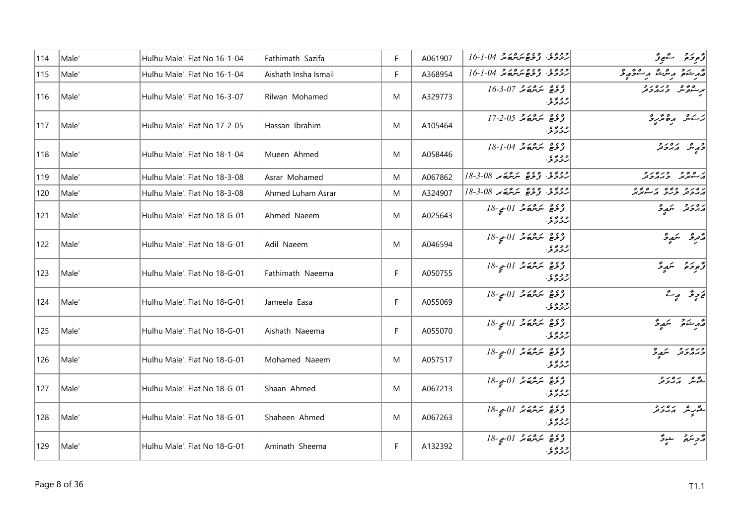| 114 | Male' | Hulhu Male'. Flat No 16-1-04 | Fathimath Sazifa | F | A061907 | ހުޅުމާލެ. ފްލެޓްނަންބަރު 16-1-04 | ފާތިމަތު ސާޒިފާ |
|---|---|---|---|---|---|---|---|
| 115 | Male' | Hulhu Male'. Flat No 16-1-04 | Aishath Insha Ismail | F | A368954 | ހުޅުމާލެ. ފްލެޓްނަންބަރު 16-1-04 | އާއިޝަތު އިންޝާ އިސްމާޢީލް |
| 116 | Male' | Hulhu Male'. Flat No 16-3-07 | Rilwan Mohamed | M | A329773 | ފްލެޓް ނަންބަރު 16-3-07 ހުޅުމާލެ. | ރިލްވާން މުޙައްމަދު |
| 117 | Male' | Hulhu Male'. Flat No 17-2-05 | Hassan Ibrahim | M | A105464 | ފްލެޓް ނަންބަރު 17-2-05 ހުޅުމާލެ. | ޙަސަން އިބްރާހިމް |
| 118 | Male' | Hulhu Male'. Flat No 18-1-04 | Mueen Ahmed | M | A058446 | ފްލެޓް ނަންބަރު 18-1-04 ހުޅުމާލެ. | މުޢީން އަޙްމަދު |
| 119 | Male' | Hulhu Male'. Flat No 18-3-08 | Asrar Mohamed | M | A067862 | ހުޅުމާލެ. ފްލެޓް ނަންބަރ 18-3-08 | އަސްރާރު މުޙައްމަދު |
| 120 | Male' | Hulhu Male'. Flat No 18-3-08 | Ahmed Luham Asrar | M | A324907 | ހުޅުމާލެ. ފްލެޓް ނަންބަރ 18-3-08 | އަޙްމަދު ލުހާމް އަސްރާރު |
| 121 | Male' | Hulhu Male'. Flat No 18-G-01 | Ahmed Naeem | M | A025643 | ފްލެޓް ނަންބަރު 18-ޖީ-01 ހުޅުމާލެ. | އަޙްމަދު ނަޢީމް |
| 122 | Male' | Hulhu Male'. Flat No 18-G-01 | Adil Naeem | M | A046594 | ފްލެޓް ނަންބަރު 18-ޖީ-01 ހުޅުމާލެ. | އާދިލް ނަޢީމް |
| 123 | Male' | Hulhu Male'. Flat No 18-G-01 | Fathimath Naeema | F | A050755 | ފްލެޓް ނަންބަރު 18-ޖީ-01 ހުޅުމާލެ. | ފާތިމަތު ނަޢީމާ |
| 124 | Male' | Hulhu Male'. Flat No 18-G-01 | Jameela Easa | F | A055069 | ފްލެޓް ނަންބަރު 18-ޖީ-01 ހުޅުމާލެ. | ޖަމީލާ ޢީސާ |
| 125 | Male' | Hulhu Male'. Flat No 18-G-01 | Aishath Naeema | F | A055070 | ފްލެޓް ނަންބަރު 18-ޖީ-01 ހުޅުމާލެ. | އާއިޝަތު ނަޢީމާ |
| 126 | Male' | Hulhu Male'. Flat No 18-G-01 | Mohamed Naeem | M | A057517 | ފްލެޓް ނަންބަރު 18-ޖީ-01 ހުޅުމާލެ. | މުޙައްމަދު ނަޢީމް |
| 127 | Male' | Hulhu Male'. Flat No 18-G-01 | Shaan Ahmed | M | A067213 | ފްލެޓް ނަންބަރު 18-ޖީ-01 ހުޅުމާލެ. | ޝާން އަޙްމަދު |
| 128 | Male' | Hulhu Male'. Flat No 18-G-01 | Shaheen Ahmed | M | A067263 | ފްލެޓް ނަންބަރު 18-ޖީ-01 ހުޅުމާލެ. | ޝާހިން އަޙްމަދު |
| 129 | Male' | Hulhu Male'. Flat No 18-G-01 | Aminath Sheema | F | A132392 | ފްލެޓް ނަންބަރު 18-ޖީ-01 ހުޅުމާލެ. | އާމިނަތު ޝީމާ |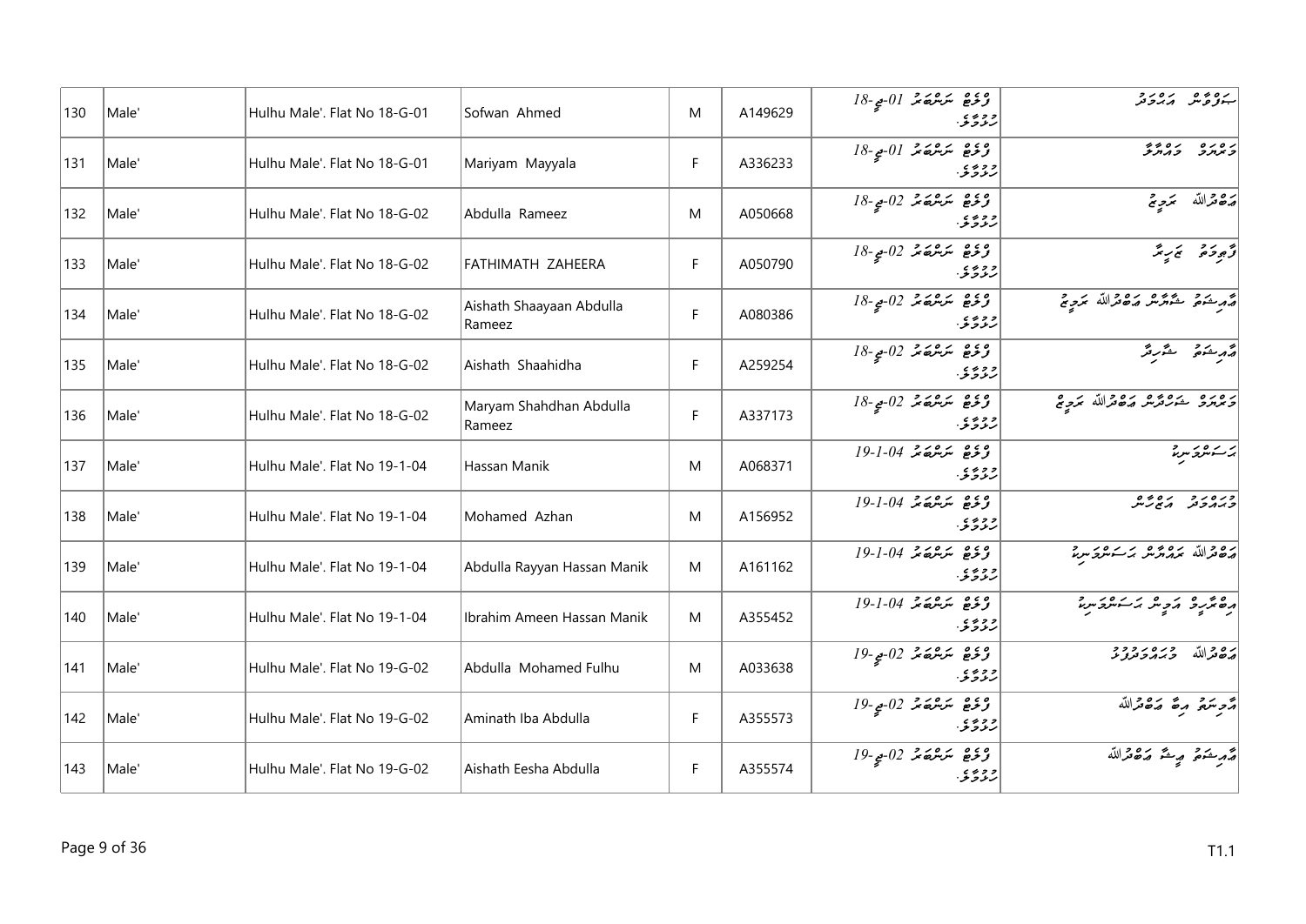| 130 | Male' | Hulhu Male'. Flat No 18-G-01 | Sofwan Ahmed | M | A149629 | ފްލެޓް ނަންބަރު 18-ޖީ-01 ހުޅުމާލެ. | ސަފްވާން އަޙްމަދު |
|---|---|---|---|---|---|---|---|
| 131 | Male' | Hulhu Male'. Flat No 18-G-01 | Mariyam Mayyala | F | A336233 | ފްލެޓް ނަންބަރު 18-ޖީ-01 ހުޅުމާލެ. | މަރްޔަމް މައްޔާލާ |
| 132 | Male' | Hulhu Male'. Flat No 18-G-02 | Abdulla Rameez | M | A050668 | ފްލެޓް ނަންބަރު 18-ޖީ-02 ހުޅުމާލެ. | އަބްދުﷲ ރަމީޒު |
| 133 | Male' | Hulhu Male'. Flat No 18-G-02 | FATHIMATH ZAHEERA | F | A050790 | ފްލެޓް ނަންބަރު 18-ޖީ-02 ހުޅުމާލެ. | ފާތިމަތު ޒަހީރާ |
| 134 | Male' | Hulhu Male'. Flat No 18-G-02 | Aishath Shaayaan Abdulla Rameez | F | A080386 | ފްލެޓް ނަންބަރު 18-ޖީ-02 ހުޅުމާލެ. | އާއިޝަތު ޝާޔާން އަބްދުﷲ ރަމީޒު |
| 135 | Male' | Hulhu Male'. Flat No 18-G-02 | Aishath Shaahidha | F | A259254 | ފްލެޓް ނަންބަރު 18-ޖީ-02 ހުޅުމާލެ. | އާއިޝަތު ޝާހިދާ |
| 136 | Male' | Hulhu Male'. Flat No 18-G-02 | Maryam Shahdhan Abdulla Rameez | F | A337173 | ފްލެޓް ނަންބަރު 18-ޖީ-02 ހުޅުމާލެ. | މަރްޔަމް ޝަހްދާން އަބްދުﷲ ރަމީޒު |
| 137 | Male' | Hulhu Male'. Flat No 19-1-04 | Hassan Manik | M | A068371 | ފްލެޓް ނަންބަރު 19-1-04 ހުޅުމާލެ. | ޙަސަންމަނިކު |
| 138 | Male' | Hulhu Male'. Flat No 19-1-04 | Mohamed Azhan | M | A156952 | ފްލެޓް ނަންބަރު 19-1-04 ހުޅުމާލެ. | މުޙައްމަދު އަޒްހާން |
| 139 | Male' | Hulhu Male'. Flat No 19-1-04 | Abdulla Rayyan Hassan Manik | M | A161162 | ފްލެޓް ނަންބަރު 19-1-04 ހުޅުމާލެ. | އަބްދުﷲ ރައްޔާން ޙަސަންމަނިކު |
| 140 | Male' | Hulhu Male'. Flat No 19-1-04 | Ibrahim Ameen Hassan Manik | M | A355452 | ފްލެޓް ނަންބަރު 19-1-04 ހުޅުމާލެ. | އިބްރާހީމް އަމީން ޙަސަންމަނިކު |
| 141 | Male' | Hulhu Male'. Flat No 19-G-02 | Abdulla Mohamed Fulhu | M | A033638 | ފްލެޓް ނަންބަރު 19-ޖީ-02 ހުޅުމާލެ. | އަބްދުﷲ މުޙައްމަދުފުޅު |
| 142 | Male' | Hulhu Male'. Flat No 19-G-02 | Aminath Iba Abdulla | F | A355573 | ފްލެޓް ނަންބަރު 19-ޖީ-02 ހުޅުމާލެ. | އާމިނަތު އިބާ އަބްދުﷲ |
| 143 | Male' | Hulhu Male'. Flat No 19-G-02 | Aishath Eesha Abdulla | F | A355574 | ފްލެޓް ނަންބަރު 19-ޖީ-02 ހުޅުމާލެ. | އާއިޝަތު އީޝާ އަބްދުﷲ |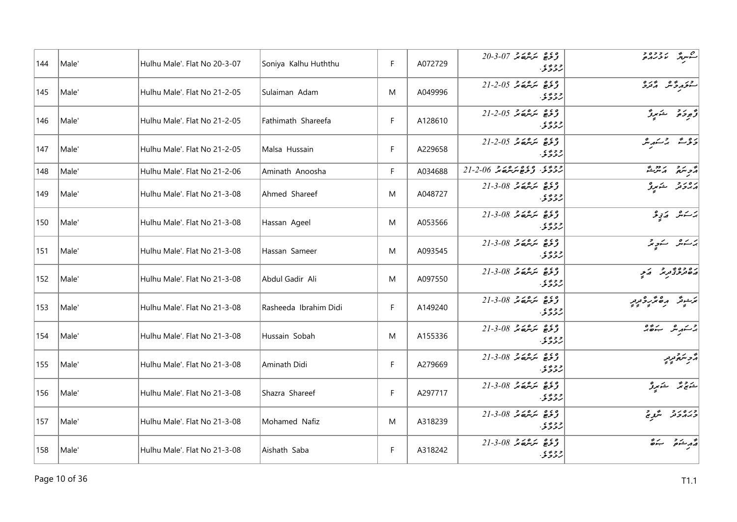| 144 | Male' | Hulhu Male'. Flat No 20-3-07 | Soniya Kalhu Huththu | F | A072729 | ފުލެޓް ނަންބަރު 20-3-07 ހުޅުމާލެ. | ސޯނިޔާ ކަޅުހުއްތު |
|---|---|---|---|---|---|---|---|
| 145 | Male' | Hulhu Male'. Flat No 21-2-05 | Sulaiman Adam | M | A049996 | ފުލެޓް ނަންބަރު 21-2-05 ހުޅުމާލެ. | ސުލައިމާން އާދަމް |
| 146 | Male' | Hulhu Male'. Flat No 21-2-05 | Fathimath Shareefa | F | A128610 | ފުލެޓް ނަންބަރު 21-2-05 ހުޅުމާލެ. | ފާތިމަތު ޝަރީފާ |
| 147 | Male' | Hulhu Male'. Flat No 21-2-05 | Malsa Hussain | F | A229658 | ފުލެޓް ނަންބަރު 21-2-05 ހުޅުމާލެ. | މަލްސާ ޙުސައިން |
| 148 | Male' | Hulhu Male'. Flat No 21-2-06 | Aminath Anoosha | F | A034688 | ހުޅުމާލެ. ފުލެޓްނަންބަރު 21-2-06 | އާމިނަތު އަނޫޝާ |
| 149 | Male' | Hulhu Male'. Flat No 21-3-08 | Ahmed Shareef | M | A048727 | ފުލެޓް ނަންބަރު 21-3-08 ހުޅުމާލެ. | އަޙްމަދު ޝަރީފު |
| 150 | Male' | Hulhu Male'. Flat No 21-3-08 | Hassan Ageel | M | A053566 | ފުލެޓް ނަންބަރު 21-3-08 ހުޅުމާލެ. | ޙަސަން އަޤީލް |
| 151 | Male' | Hulhu Male'. Flat No 21-3-08 | Hassan Sameer | M | A093545 | ފުލެޓް ނަންބަރު 21-3-08 ހުޅުމާލެ. | ޙަސަން ސަމީރު |
| 152 | Male' | Hulhu Male'. Flat No 21-3-08 | Abdul Gadir Ali | M | A097550 | ފުލެޓް ނަންބަރު 21-3-08 ހުޅުމާލެ. | އަބްދުލްޤާދިރު އަލި |
| 153 | Male' | Hulhu Male'. Flat No 21-3-08 | Rasheeda Ibrahim Didi | F | A149240 | ފުލެޓް ނަންބަރު 21-3-08 ހުޅުމާލެ. | ރަޝީދާ އިބްރާހިމްދީދީ |
| 154 | Male' | Hulhu Male'. Flat No 21-3-08 | Hussain Sobah | M | A155336 | ފުލެޓް ނަންބަރު 21-3-08 ހުޅުމާލެ. | ޙުސައިން ސަބާޙް |
| 155 | Male' | Hulhu Male'. Flat No 21-3-08 | Aminath Didi | F | A279669 | ފުލެޓް ނަންބަރު 21-3-08 ހުޅުމާލެ. | އާމިނަތުދީދީ |
| 156 | Male' | Hulhu Male'. Flat No 21-3-08 | Shazra Shareef | F | A297717 | ފުލެޓް ނަންބަރު 21-3-08 ހުޅުމާލެ. | ޝަޒްރާ ޝަރީފު |
| 157 | Male' | Hulhu Male'. Flat No 21-3-08 | Mohamed Nafiz | M | A318239 | ފުލެޓް ނަންބަރު 21-3-08 ހުޅުމާލެ. | މުޙައްމަދު ނާފިޒް |
| 158 | Male' | Hulhu Male'. Flat No 21-3-08 | Aishath Saba | F | A318242 | ފުލެޓް ނަންބަރު 21-3-08 ހުޅުމާލެ. | އާއިޝަތު ސަބާ |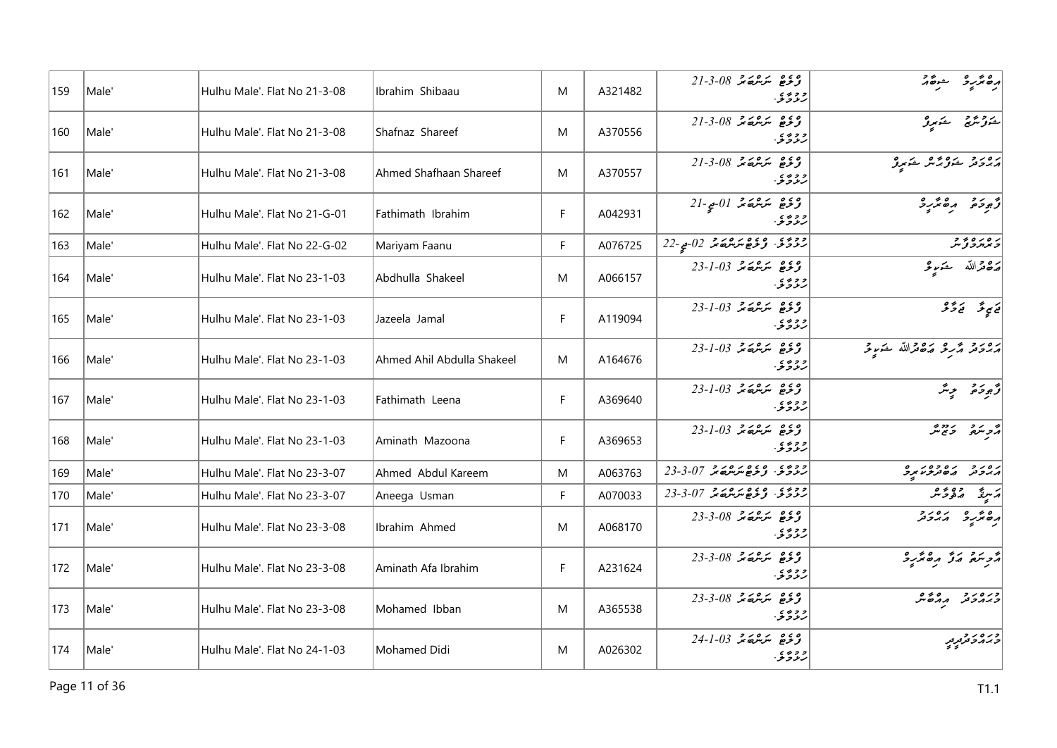| 159 | Male' | Hulhu Male'. Flat No 21-3-08 | Ibrahim Shibaau | M | A321482 | ފްލެޓް ނަންބަރު 08-3-21 ހުޅުމާލެ. | އިބްރާހީމް ޝިބާއު |
|---|---|---|---|---|---|---|---|
| 160 | Male' | Hulhu Male'. Flat No 21-3-08 | Shafnaz Shareef | M | A370556 | ފްލެޓް ނަންބަރު 08-3-21 ހުޅުމާލެ. | ޝަފްނާޒް ޝަރީފް |
| 161 | Male' | Hulhu Male'. Flat No 21-3-08 | Ahmed Shafhaan Shareef | M | A370557 | ފްލެޓް ނަންބަރު 08-3-21 ހުޅުމާލެ. | އަހުމަދު ޝަފްހާން ޝަރީފް |
| 162 | Male' | Hulhu Male'. Flat No 21-G-01 | Fathimath Ibrahim | F | A042931 | ފްލެޓް ނަންބަރު 01-ޖީ-21 ހުޅުމާލެ. | ފާތިމަތު އިބްރާހީމް |
| 163 | Male' | Hulhu Male'. Flat No 22-G-02 | Mariyam Faanu | F | A076725 | ހުޅުމާލެ. ފްލެޓްނަންބަރު 02-ޖީ-22 | މަރިޔަމްފާނު |
| 164 | Male' | Hulhu Male'. Flat No 23-1-03 | Abdhulla Shakeel | M | A066157 | ފްލެޓް ނަންބަރު 03-1-23 ހުޅުމާލެ. | އަބްދުالله ޝަކީލް |
| 165 | Male' | Hulhu Male'. Flat No 23-1-03 | Jazeela Jamal | F | A119094 | ފްލެޓް ނަންބަރު 03-1-23 ހުޅުމާލެ. | ޖަޒީލާ ޖަމާލް |
| 166 | Male' | Hulhu Male'. Flat No 23-1-03 | Ahmed Ahil Abdulla Shakeel | M | A164676 | ފްލެޓް ނަންބަރު 03-1-23 ހުޅުމާލެ. | އަހުމަދު އާހިލް އަބްދުالله ޝަކީލް |
| 167 | Male' | Hulhu Male'. Flat No 23-1-03 | Fathimath Leena | F | A369640 | ފްލެޓް ނަންބަރު 03-1-23 ހުޅުމާލެ. | ފާތިމަތު ލީނާ |
| 168 | Male' | Hulhu Male'. Flat No 23-1-03 | Aminath Mazoona | F | A369653 | ފްލެޓް ނަންބަރު 03-1-23 ހުޅުމާލެ. | އާމިނަތު މަޒޫނާ |
| 169 | Male' | Hulhu Male'. Flat No 23-3-07 | Ahmed Abdul Kareem | M | A063763 | ހުޅުމާލެ. ފްލެޓްނަންބަރު 07-3-23 | އަހުމަދު އަބްދުލްކަރީމް |
| 170 | Male' | Hulhu Male'. Flat No 23-3-07 | Aneega Usman | F | A070033 | ހުޅުމާލެ. ފްލެޓްނަންބަރު 07-3-23 | އަނީގާ ޢުثްމާން |
| 171 | Male' | Hulhu Male'. Flat No 23-3-08 | Ibrahim Ahmed | M | A068170 | ފްލެޓް ނަންބަރު 08-3-23 ހުޅުމާލެ. | އިބްރާހީމް އަހުމަދު |
| 172 | Male' | Hulhu Male'. Flat No 23-3-08 | Aminath Afa Ibrahim | F | A231624 | ފްލެޓް ނަންބަރު 08-3-23 ހުޅުމާލެ. | އާމިނަތު އަފާ އިބްރާހީމް |
| 173 | Male' | Hulhu Male'. Flat No 23-3-08 | Mohamed Ibban | M | A365538 | ފްލެޓް ނަންބަރު 08-3-23 ހުޅުމާލެ. | މުހައްމަދު އިއްބާން |
| 174 | Male' | Hulhu Male'. Flat No 24-1-03 | Mohamed Didi | M | A026302 | ފްލެޓް ނަންބަރު 03-1-24 ހުޅުމާލެ. | މުހައްމަދުދީދީ |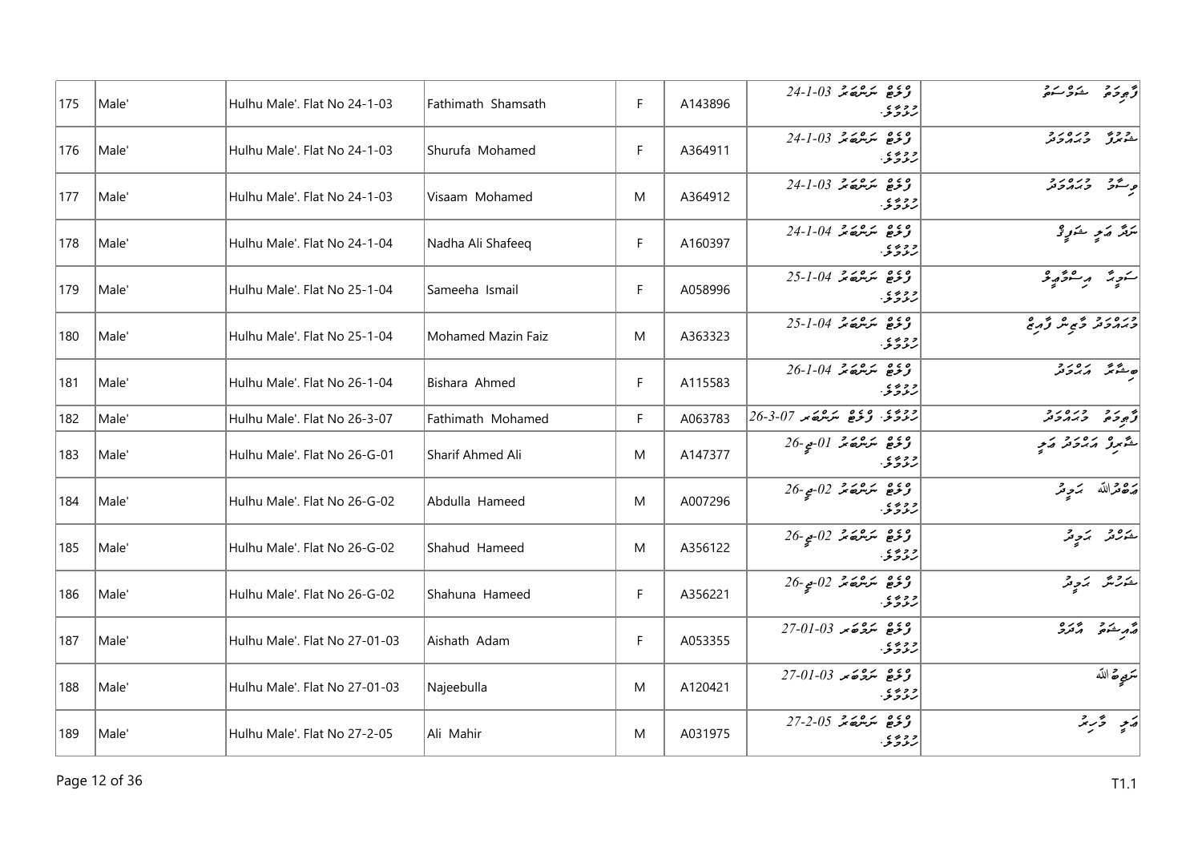| 175 | Male' | Hulhu Male'. Flat No 24-1-03 | Fathimath Shamsath | F | A143896 | ވެލީ ނަންބަރު 03-1-24 ހުޅުމާލެ. | ފާތިމަތު ޝަމްސަތު |
|---|---|---|---|---|---|---|---|
| 176 | Male' | Hulhu Male'. Flat No 24-1-03 | Shurufa Mohamed | F | A364911 | ވެލީ ނަންބަރު 03-1-24 ހުޅުމާލެ. | ޝުރުފާ މުހައްމަދު |
| 177 | Male' | Hulhu Male'. Flat No 24-1-03 | Visaam Mohamed | M | A364912 | ވެލީ ނަންބަރު 03-1-24 ހުޅުމާލެ. | ވިސާމް މުހައްމަދު |
| 178 | Male' | Hulhu Male'. Flat No 24-1-04 | Nadha Ali Shafeeq | F | A160397 | ވެލީ ނަންބަރު 04-1-24 ހުޅުމާލެ. | ނަދާ އަލި ޝަފީޤު |
| 179 | Male' | Hulhu Male'. Flat No 25-1-04 | Sameeha Ismail | F | A058996 | ވެލީ ނަންބަރު 04-1-25 ހުޅުމާލެ. | ސަމީހާ އިސްމާއީލް |
| 180 | Male' | Hulhu Male'. Flat No 25-1-04 | Mohamed Mazin Faiz | M | A363323 | ވެލީ ނަންބަރު 04-1-25 ހުޅުމާލެ. | މުހައްމަދު މާޒިން ފާއިޒް |
| 181 | Male' | Hulhu Male'. Flat No 26-1-04 | Bishara Ahmed | F | A115583 | ވެލީ ނަންބަރު 04-1-26 ހުޅުމާލެ. | ބިޝާރާ އަހުމަދު |
| 182 | Male' | Hulhu Male'. Flat No 26-3-07 | Fathimath Mohamed | F | A063783 | ހުޅުމާލެ. ވެލީ ނަންބަރު 07-3-26 | ފާތިމަތު މުހައްމަދު |
| 183 | Male' | Hulhu Male'. Flat No 26-G-01 | Sharif Ahmed Ali | M | A147377 | ވެލީ ނަންބަރު 01-ޖީ-26 ހުޅުމާލެ. | ޝަރީފް އަހުމަދު އަލި |
| 184 | Male' | Hulhu Male'. Flat No 26-G-02 | Abdulla Hameed | M | A007296 | ވެލީ ނަންބަރު 02-ޖީ-26 ހުޅުމާލެ. | އަބްދުﷲ ހަމީދު |
| 185 | Male' | Hulhu Male'. Flat No 26-G-02 | Shahud Hameed | M | A356122 | ވެލީ ނަންބަރު 02-ޖީ-26 ހުޅުމާލެ. | ޝަހުދު ހަމީދު |
| 186 | Male' | Hulhu Male'. Flat No 26-G-02 | Shahuna Hameed | F | A356221 | ވެލީ ނަންބަރު 02-ޖީ-26 ހުޅުމާލެ. | ޝަހުނާ ހަމީދު |
| 187 | Male' | Hulhu Male'. Flat No 27-01-03 | Aishath Adam | F | A053355 | ވެލީ ނަމްބަރ 03-01-27 ހުޅުމާލެ. | އާއިޝަތު އާދަމް |
| 188 | Male' | Hulhu Male'. Flat No 27-01-03 | Najeebulla | M | A120421 | ވެލީ ނަމްބަރ 03-01-27 ހުޅުމާލެ. | ނަޖީބުﷲ |
| 189 | Male' | Hulhu Male'. Flat No 27-2-05 | Ali Mahir | M | A031975 | ވެލީ ނަންބަރު 05-2-27 ހުޅުމާލެ. | އަލި މާހިރު |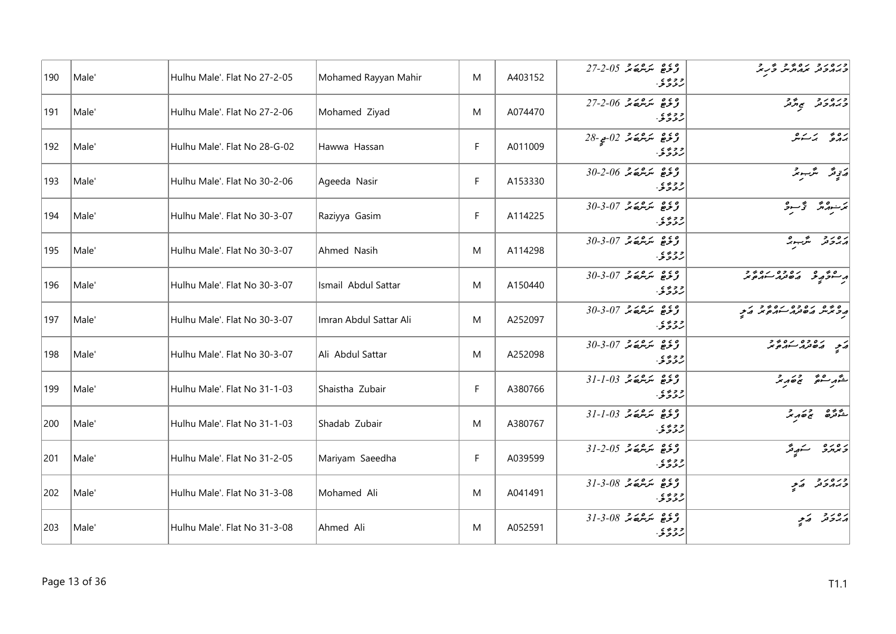| 190 | Male' | Hulhu Male'. Flat No 27-2-05 | Mohamed Rayyan Mahir | M | A403152 | ފްލެޓް ނަންބަރު 27-2-05 ހުޅުމާލެ. | މުޙައްމަދު ރައްޔާން މާހިރު |
|---|---|---|---|---|---|---|---|
| 191 | Male' | Hulhu Male'. Flat No 27-2-06 | Mohamed  Ziyad | M | A074470 | ފްލެޓް ނަންބަރު 27-2-06 ހުޅުމާލެ. | މުޙައްމަދު ޒިޔާދު |
| 192 | Male' | Hulhu Male'. Flat No 28-G-02 | Hawwa  Hassan | F | A011009 | ފްލެޓް ނަންބަރު 28-ޖީ-02 ހުޅުމާލެ. | ޙައްވާ ޙަސަން |
| 193 | Male' | Hulhu Male'. Flat No 30-2-06 | Ageeda  Nasir | F | A153330 | ފްލެޓް ނަންބަރު 30-2-06 ހުޅުމާލެ. | އަޤީދާ ނާސިރު |
| 194 | Male' | Hulhu Male'. Flat No 30-3-07 | Raziyya  Gasim | F | A114225 | ފްލެޓް ނަންބަރު 30-3-07 ހުޅުމާލެ. | ރަޟިއްޔާ ޤާސިމް |
| 195 | Male' | Hulhu Male'. Flat No 30-3-07 | Ahmed  Nasih | M | A114298 | ފްލެޓް ނަންބަރު 30-3-07 ހުޅުމާލެ. | އަޙްމަދު ނާޞިޙް |
| 196 | Male' | Hulhu Male'. Flat No 30-3-07 | Ismail  Abdul Sattar | M | A150440 | ފްލެޓް ނަންބަރު 30-3-07 ހުޅުމާލެ. | އިސްމާޢީލް ޢަބްދުލްސައްތާރު |
| 197 | Male' | Hulhu Male'. Flat No 30-3-07 | Imran Abdul Sattar Ali | M | A252097 | ފްލެޓް ނަންބަރު 30-3-07 ހުޅުމާލެ. | އިމްރާން ޢަބްދުލްސައްތާރު ޢަލީ |
| 198 | Male' | Hulhu Male'. Flat No 30-3-07 | Ali  Abdul Sattar | M | A252098 | ފްލެޓް ނަންބަރު 30-3-07 ހުޅުމާލެ. | ޢަލީ ޢަބްދުލްސައްތާރު |
| 199 | Male' | Hulhu Male'. Flat No 31-1-03 | Shaistha  Zubair | F | A380766 | ފްލެޓް ނަންބަރު 31-1-03 ހުޅުމާލެ. | ޝާއިސްތާ ޒުބައިރު |
| 200 | Male' | Hulhu Male'. Flat No 31-1-03 | Shadab  Zubair | M | A380767 | ފްލެޓް ނަންބަރު 31-1-03 ހުޅުމާލެ. | ޝާދާބް ޒުބައިރު |
| 201 | Male' | Hulhu Male'. Flat No 31-2-05 | Mariyam  Saeedha | F | A039599 | ފްލެޓް ނަންބަރު 31-2-05 ހުޅުމާލެ. | މަރިޔަމް ސަޢީދާ |
| 202 | Male' | Hulhu Male'. Flat No 31-3-08 | Mohamed  Ali | M | A041491 | ފްލެޓް ނަންބަރު 31-3-08 ހުޅުމާލެ. | މުޙައްމަދު ޢަލީ |
| 203 | Male' | Hulhu Male'. Flat No 31-3-08 | Ahmed  Ali | M | A052591 | ފްލެޓް ނަންބަރު 31-3-08 ހުޅުމާލެ. | އަޙްމަދު ޢަލީ |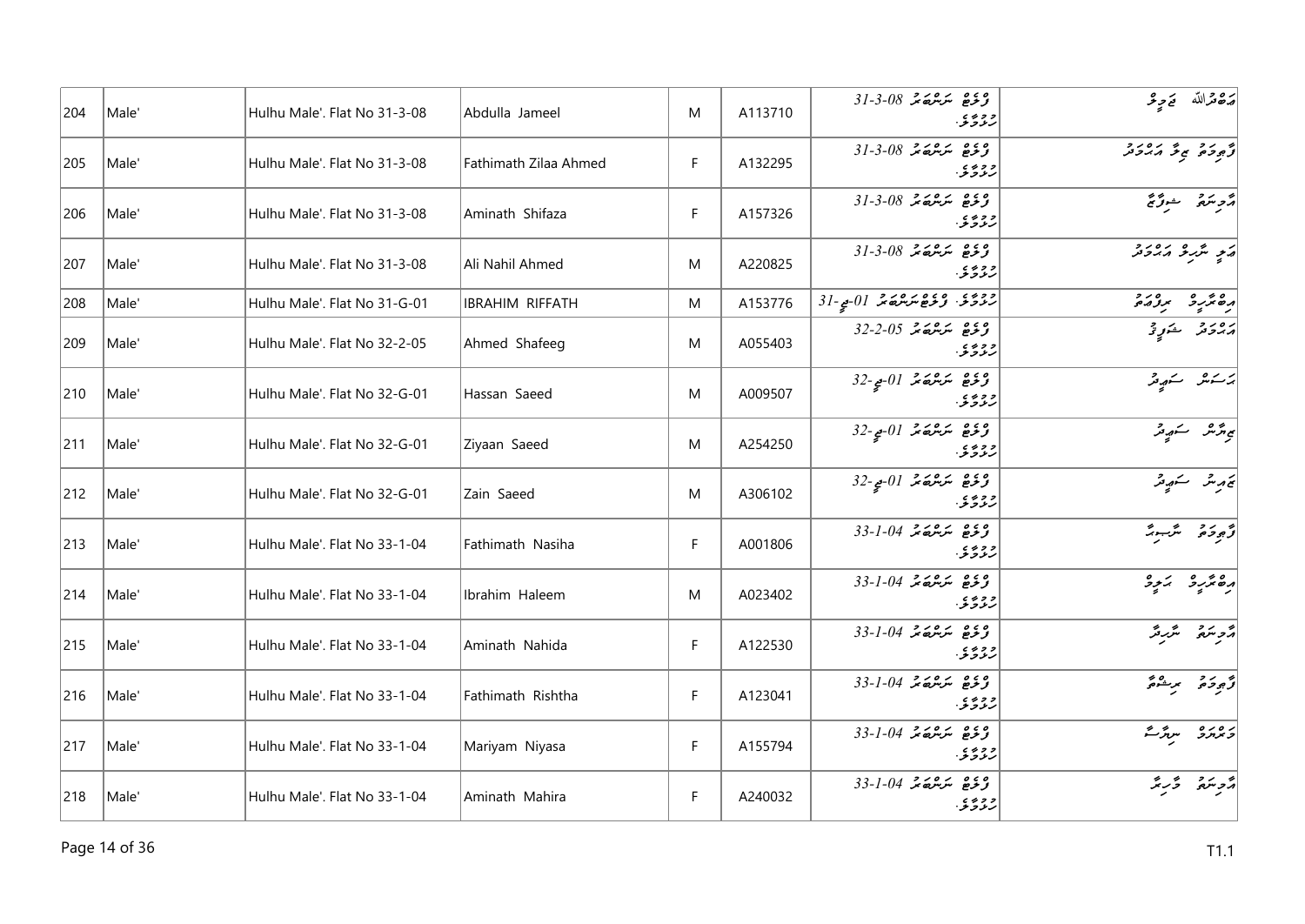| 204 | Male' | Hulhu Male'. Flat No 31-3-08 | Abdulla Jameel | M | A113710 | ވެޓުވެ ސަރަހައްދު 08-3-31 ހުޅުމާލެ. | އަބްދުﷲ ޖަމީލް |
|---|---|---|---|---|---|---|---|
| 205 | Male' | Hulhu Male'. Flat No 31-3-08 | Fathimath Zilaa Ahmed | F | A132295 | ވެޓުވެ ސަރަހައްދު 08-3-31 ހުޅުމާލެ. | ފާތިމަތު ޒިލާ އަޙްމަދު |
| 206 | Male' | Hulhu Male'. Flat No 31-3-08 | Aminath Shifaza | F | A157326 | ވެޓުވެ ސަރަހައްދު 08-3-31 ހުޅުމާލެ. | އާމިނަތު ޝިފާޒާ |
| 207 | Male' | Hulhu Male'. Flat No 31-3-08 | Ali Nahil Ahmed | M | A220825 | ވެޓުވެ ސަރަހައްދު 08-3-31 ހުޅުމާލެ. | އަލީ ނާހިލް އަޙްމަދު |
| 208 | Male' | Hulhu Male'. Flat No 31-G-01 | IBRAHIM RIFFATH | M | A153776 | ހުޅުމާލެ. ވެޓުވެސަރަހައްދު 01-ޖީ-31 | އިބްރާހީމް ރިފްއަތު |
| 209 | Male' | Hulhu Male'. Flat No 32-2-05 | Ahmed Shafeeg | M | A055403 | ވެޓުވެ ސަރަހައްދު 05-2-32 ހުޅުމާލެ. | އަޙްމަދު ޝަފީގު |
| 210 | Male' | Hulhu Male'. Flat No 32-G-01 | Hassan Saeed | M | A009507 | ވެޓުވެ ސަރަހައްދު 01-ޖީ-32 ހުޅުމާލެ. | ހަސަން ސައީދު |
| 211 | Male' | Hulhu Male'. Flat No 32-G-01 | Ziyaan Saeed | M | A254250 | ވެޓުވެ ސަރަހައްދު 01-ޖީ-32 ހުޅުމާލެ. | ޒިޔާން ސައީދު |
| 212 | Male' | Hulhu Male'. Flat No 32-G-01 | Zain Saeed | M | A306102 | ވެޓުވެ ސަރަހައްދު 01-ޖީ-32 ހުޅުމާލެ. | ޒައިން ސައީދު |
| 213 | Male' | Hulhu Male'. Flat No 33-1-04 | Fathimath Nasiha | F | A001806 | ވެޓުވެ ސަރަހައްދު 04-1-33 ހުޅުމާލެ. | ފާތިމަތު ނާސިޙާ |
| 214 | Male' | Hulhu Male'. Flat No 33-1-04 | Ibrahim Haleem | M | A023402 | ވެޓުވެ ސަރަހައްދު 04-1-33 ހުޅުމާލެ. | އިބްރާހީމް ހަލީމް |
| 215 | Male' | Hulhu Male'. Flat No 33-1-04 | Aminath Nahida | F | A122530 | ވެޓުވެ ސަރަހައްދު 04-1-33 ހުޅުމާލެ. | އާމިނަތު ނާހިދާ |
| 216 | Male' | Hulhu Male'. Flat No 33-1-04 | Fathimath Rishtha | F | A123041 | ވެޓުވެ ސަރަހައްދު 04-1-33 ހުޅުމާލެ. | ފާތިމަތު ރިޝްތާ |
| 217 | Male' | Hulhu Male'. Flat No 33-1-04 | Mariyam Niyasa | F | A155794 | ވެޓުވެ ސަރަހައްދު 04-1-33 ހުޅުމާލެ. | މަރިޔަމް ނިޔާސާ |
| 218 | Male' | Hulhu Male'. Flat No 33-1-04 | Aminath Mahira | F | A240032 | ވެޓުވެ ސަރަހައްދު 04-1-33 ހުޅުމާލެ. | އާމިނަތު މާހިރާ |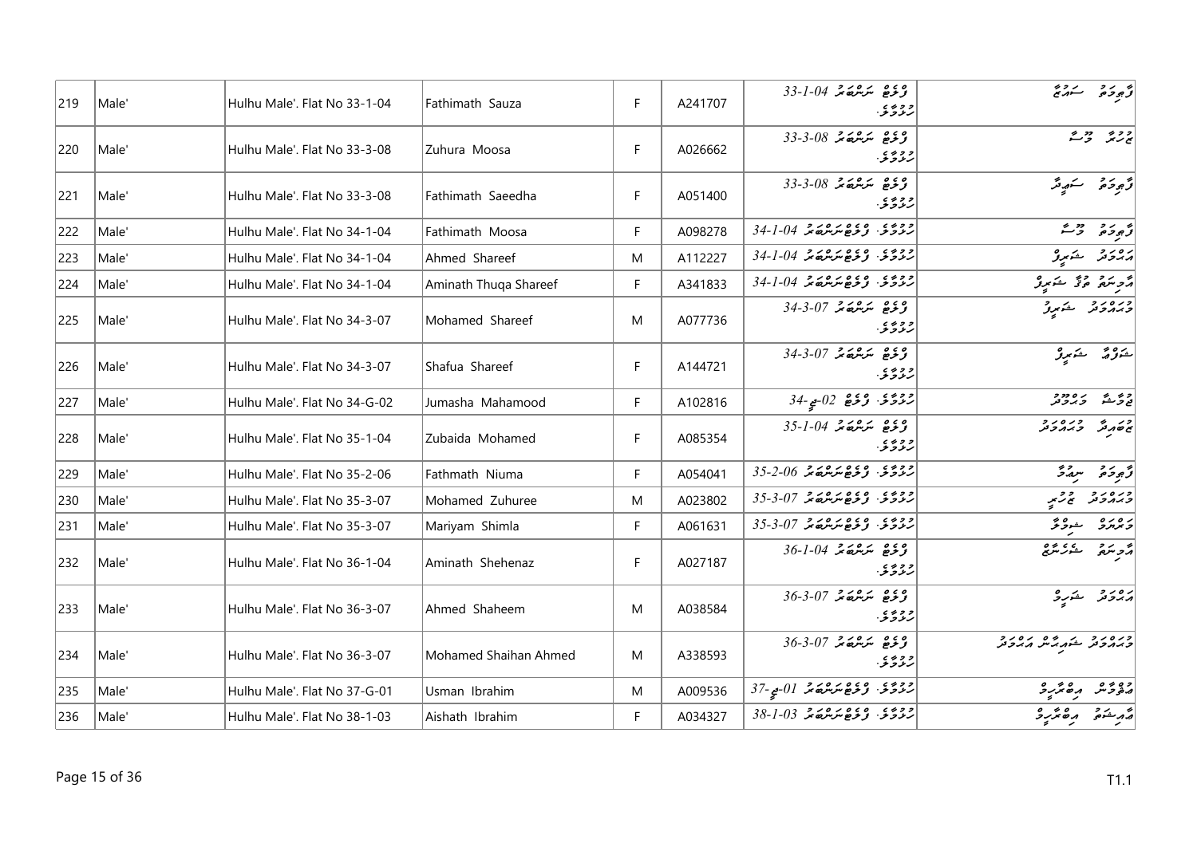| 219 | Male' | Hulhu Male'. Flat No 33-1-04 | Fathimath Sauza | F | A241707 | ވެލާނާ ނޮރތު ބ. 33-1-04 ހުޅުމާލެ. | ފާތިމަތު ސައުޒާ |
|---|---|---|---|---|---|---|---|
| 220 | Male' | Hulhu Male'. Flat No 33-3-08 | Zuhura Moosa | F | A026662 | ވެލާނާ ނޮރތު ބ. 33-3-08 ހުޅުމާލެ. | ޒުހުރާ މޫސާ |
| 221 | Male' | Hulhu Male'. Flat No 33-3-08 | Fathimath Saeedha | F | A051400 | ވެލާނާ ނޮރތު ބ. 33-3-08 ހުޅުމާލެ. | ފާތިމަތު ސަޢީދާ |
| 222 | Male' | Hulhu Male'. Flat No 34-1-04 | Fathimath Moosa | F | A098278 | ހުޅުމާލެ. ވެލާނާ ނޮރތު ބ. 34-1-04 | ފާތިމަތު މޫސާ |
| 223 | Male' | Hulhu Male'. Flat No 34-1-04 | Ahmed Shareef | M | A112227 | ހުޅުމާލެ. ވެލާނާ ނޮރތު ބ. 34-1-04 | އަހުމަދު ޝަރީފު |
| 224 | Male' | Hulhu Male'. Flat No 34-1-04 | Aminath Thuqa Shareef | F | A341833 | ހުޅުމާލެ. ވެލާނާ ނޮރތު ބ. 34-1-04 | އާމިނަތު ތުޤާ ޝަރީފު |
| 225 | Male' | Hulhu Male'. Flat No 34-3-07 | Mohamed Shareef | M | A077736 | ވެލާނާ ނޮރތު ބ. 34-3-07 ހުޅުމާލެ. | މުހައްމަދު ޝަރީފު |
| 226 | Male' | Hulhu Male'. Flat No 34-3-07 | Shafua Shareef | F | A144721 | ވެލާނާ ނޮރތު ބ. 34-3-07 ހުޅުމާލެ. | ޝަފްޢާ ޝަރީފު |
| 227 | Male' | Hulhu Male'. Flat No 34-G-02 | Jumasha Mahamood | F | A102816 | ހުޅުމާލެ. ވެލާނާ 02-ޖީ-34 | ޖުމާޝާ މަޙްމޫދު |
| 228 | Male' | Hulhu Male'. Flat No 35-1-04 | Zubaida Mohamed | F | A085354 | ވެލާނާ ނޮރތު ބ. 35-1-04 ހުޅުމާލެ. | ޒުބައިދާ މުހައްމަދު |
| 229 | Male' | Hulhu Male'. Flat No 35-2-06 | Fathmath Niuma | F | A054041 | ހުޅުމާލެ. ވެލާނާ ނޮރތު ބ. 35-2-06 | ފާތިމަތު ނިޢުމާ |
| 230 | Male' | Hulhu Male'. Flat No 35-3-07 | Mohamed Zuhuree | M | A023802 | ހުޅުމާލެ. ވެލާނާ ނޮރތު ބ. 35-3-07 | މުހައްމަދު ޒުހުރީ |
| 231 | Male' | Hulhu Male'. Flat No 35-3-07 | Mariyam Shimla | F | A061631 | ހުޅުމާލެ. ވެލާނާ ނޮރތު ބ. 35-3-07 | މަރިޔަމް ޝިމްލާ |
| 232 | Male' | Hulhu Male'. Flat No 36-1-04 | Aminath Shehenaz | F | A027187 | ވެލާނާ ނޮރތު ބ. 36-1-04 ހުޅުމާލެ. | އާމިނަތު ޝެހެނާޒް |
| 233 | Male' | Hulhu Male'. Flat No 36-3-07 | Ahmed Shaheem | M | A038584 | ވެލާނާ ނޮރތު ބ. 36-3-07 ހުޅުމާލެ. | އަހުމަދު ޝަހީމް |
| 234 | Male' | Hulhu Male'. Flat No 36-3-07 | Mohamed Shaihan Ahmed | M | A338593 | ވެލާނާ ނޮރތު ބ. 36-3-07 ހުޅުމާލެ. | މުހައްމަދު ޝައިހާން އަހުމަދު |
| 235 | Male' | Hulhu Male'. Flat No 37-G-01 | Usman Ibrahim | M | A009536 | ހުޅުމާލެ. ވެލާނާ ނޮރތު ބ. 01-ޖީ-37 | އުސްމާން އިބްރާހީމް |
| 236 | Male' | Hulhu Male'. Flat No 38-1-03 | Aishath Ibrahim | F | A034327 | ހުޅުމާލެ. ވެލާނާ ނޮރތު ބ. 38-1-03 | އައިޝަތު އިބްރާހީމް |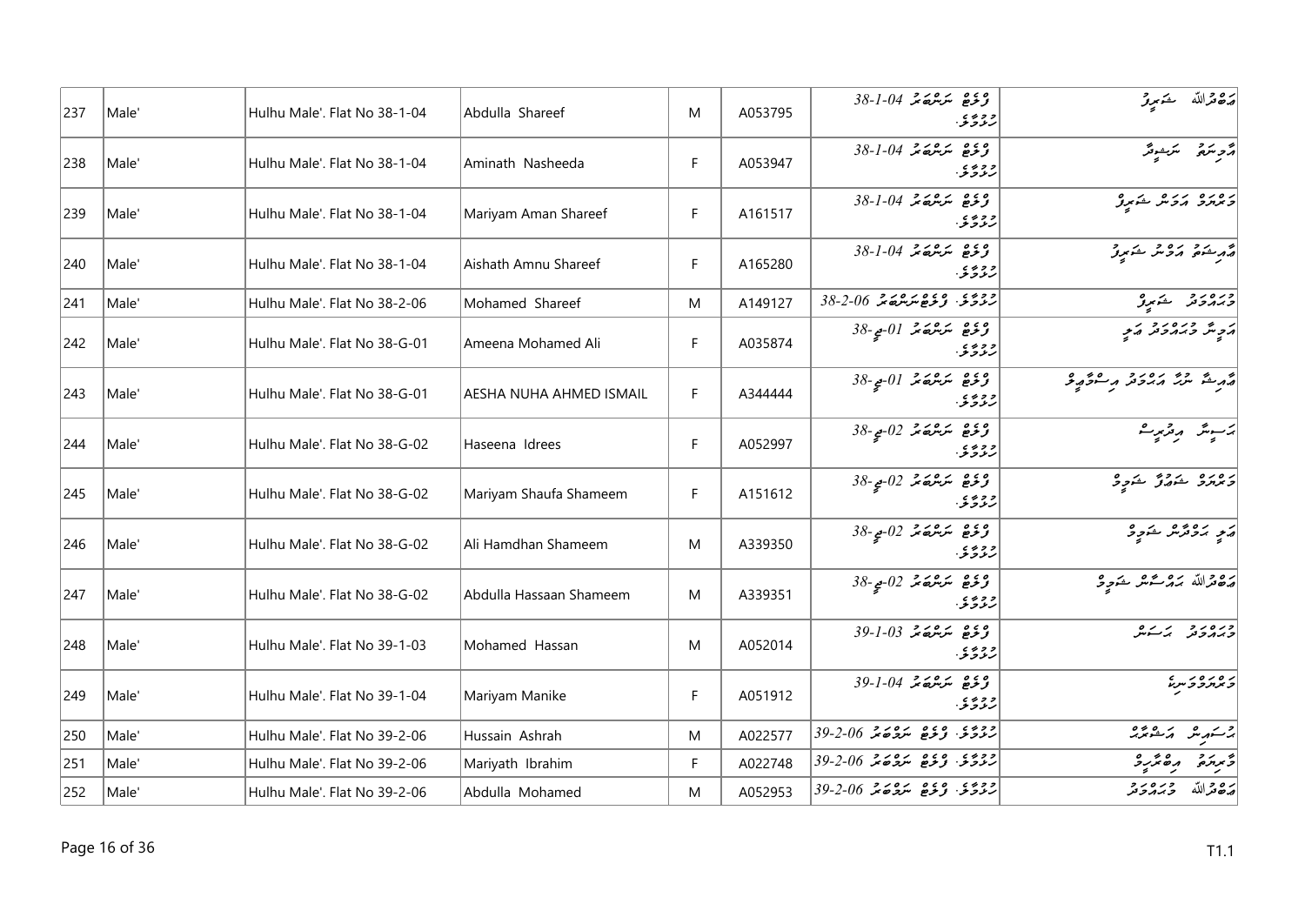| 237 | Male' | Hulhu Male'. Flat No 38-1-04 | Abdulla Shareef | M | A053795 | ފްލެޓް ނަންބަރު 04-1-38 ހުޅުމާލެ. | އަބްދުﷲ ޝަރީފު |
|---|---|---|---|---|---|---|---|
| 238 | Male' | Hulhu Male'. Flat No 38-1-04 | Aminath Nasheeda | F | A053947 | ފްލެޓް ނަންބަރު 04-1-38 ހުޅުމާލެ. | އާމިނަތު ނަޝީދާ |
| 239 | Male' | Hulhu Male'. Flat No 38-1-04 | Mariyam Aman Shareef | F | A161517 | ފްލެޓް ނަންބަރު 04-1-38 ހުޅުމާލެ. | މަރިޔަމް އަމަން ޝަރީފް |
| 240 | Male' | Hulhu Male'. Flat No 38-1-04 | Aishath Amnu Shareef | F | A165280 | ފްލެޓް ނަންބަރު 04-1-38 ހުޅުމާލެ. | އާއިޝަތު އަމްނު ޝަރީފް |
| 241 | Male' | Hulhu Male'. Flat No 38-2-06 | Mohamed Shareef | M | A149127 | ހުޅުމާލެ. ފްލެޓްނަންބަރު 06-2-38 | މުހައްމަދު ޝަރީފް |
| 242 | Male' | Hulhu Male'. Flat No 38-G-01 | Ameena Mohamed Ali | F | A035874 | ފްލެޓް ނަންބަރު 01-ޖީ-38 ހުޅުމާލެ. | އަމީނާ މުހައްމަދު އަލި |
| 243 | Male' | Hulhu Male'. Flat No 38-G-01 | AESHA NUHA AHMED ISMAIL | F | A344444 | ފްލެޓް ނަންބަރު 01-ޖީ-38 ހުޅުމާލެ. | އާއިޝާ ނުހާ އަހްމަދު އިސްމާއީލް |
| 244 | Male' | Hulhu Male'. Flat No 38-G-02 | Haseena Idrees | F | A052997 | ފްލެޓް ނަންބަރު 02-ޖީ-38 ހުޅުމާލެ. | ހަސީނާ އިދުރީސް |
| 245 | Male' | Hulhu Male'. Flat No 38-G-02 | Mariyam Shaufa Shameem | F | A151612 | ފްލެޓް ނަންބަރު 02-ޖީ-38 ހުޅުމާލެ. | މަރިޔަމް ޝައުފާ ޝަމީމް |
| 246 | Male' | Hulhu Male'. Flat No 38-G-02 | Ali Hamdhan Shameem | M | A339350 | ފްލެޓް ނަންބަރު 02-ޖީ-38 ހުޅުމާލެ. | އަލި ހަމްދާން ޝަމީމް |
| 247 | Male' | Hulhu Male'. Flat No 38-G-02 | Abdulla Hassaan Shameem | M | A339351 | ފްލެޓް ނަންބަރު 02-ޖީ-38 ހުޅުމާލެ. | އަބްދުﷲ ހައްސާން ޝަމީމް |
| 248 | Male' | Hulhu Male'. Flat No 39-1-03 | Mohamed Hassan | M | A052014 | ފްލެޓް ނަންބަރު 03-1-39 ހުޅުމާލެ. | މުހައްމަދު ހަސަން |
| 249 | Male' | Hulhu Male'. Flat No 39-1-04 | Mariyam Manike | F | A051912 | ފްލެޓް ނަންބަރު 04-1-39 ހުޅުމާލެ. | މަރިޔަމްމަނިކެ |
| 250 | Male' | Hulhu Male'. Flat No 39-2-06 | Hussain Ashrah | M | A022577 | ހުޅުމާލެ. ފްލެޓް ނަމްބަރު 06-2-39 | ހުސައިން އަޝްރަހް |
| 251 | Male' | Hulhu Male'. Flat No 39-2-06 | Mariyath Ibrahim | F | A022748 | ހުޅުމާލެ. ފްލެޓް ނަމްބަރު 06-2-39 | މާރިޔަތު އިބްރާހީމް |
| 252 | Male' | Hulhu Male'. Flat No 39-2-06 | Abdulla Mohamed | M | A052953 | ހުޅުމާލެ. ފްލެޓް ނަމްބަރު 06-2-39 | އަބްދުﷲ މުހައްމަދު |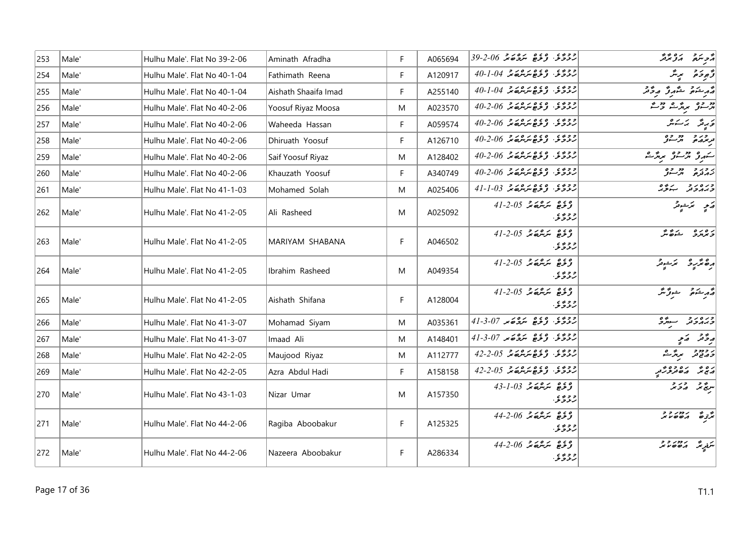| 253 | Male' | Hulhu Male'. Flat No 39-2-06 | Aminath Afradha | F | A065694 | ހުޅުމާލެ. ފްލެޓް ނަންބަރު 39-2-06 | އާމިނަތު އަފްރާދާ |
|---|---|---|---|---|---|---|---|
| 254 | Male' | Hulhu Male'. Flat No 40-1-04 | Fathimath Reena | F | A120917 | ހުޅުމާލެ. ފްލެޓްނަންބަރު 40-1-04 | ފާތިމަތު ރީނާ |
| 255 | Male' | Hulhu Male'. Flat No 40-1-04 | Aishath Shaaifa Imad | F | A255140 | ހުޅުމާލެ. ފްލެޓްނަންބަރު 40-1-04 | އާއިޝަތު ޝާއިފާ އިމާދު |
| 256 | Male' | Hulhu Male'. Flat No 40-2-06 | Yoosuf Riyaz Moosa | M | A023570 | ހުޅުމާލެ. ފްލެޓްނަންބަރު 40-2-06 | ޔޫސުފް ރިޔާޒް މޫސާ |
| 257 | Male' | Hulhu Male'. Flat No 40-2-06 | Waheeda Hassan | F | A059574 | ހުޅުމާލެ. ފްލެޓްނަންބަރު 40-2-06 | ވަހީދާ ހަސަން |
| 258 | Male' | Hulhu Male'. Flat No 40-2-06 | Dhiruath Yoosuf | F | A126710 | ހުޅުމާލެ. ފްލެޓްނަންބަރު 40-2-06 | ދިރުއަތު ޔޫސުފް |
| 259 | Male' | Hulhu Male'. Flat No 40-2-06 | Saif Yoosuf Riyaz | M | A128402 | ހުޅުމާލެ. ފްލެޓްނަންބަރު 40-2-06 | ސައިފް ޔޫސުފް ރިޔާޒް |
| 260 | Male' | Hulhu Male'. Flat No 40-2-06 | Khauzath Yoosuf | F | A340749 | ހުޅުމާލެ. ފްލެޓްނަންބަރު 40-2-06 | ޚައުޒަތު ޔޫސުފް |
| 261 | Male' | Hulhu Male'. Flat No 41-1-03 | Mohamed Solah | M | A025406 | ހުޅުމާލެ. ފްލެޓްނަންބަރު 41-1-03 | މުޙައްމަދު ޞަލާޙް |
| 262 | Male' | Hulhu Male'. Flat No 41-2-05 | Ali Rasheed | M | A025092 | ފްލެޓް ނަންބަރު 41-2-05 ހުޅުމާލެ. | އަލި ރަޝީދު |
| 263 | Male' | Hulhu Male'. Flat No 41-2-05 | MARIYAM SHABANA | F | A046502 | ފްލެޓް ނަންބަރު 41-2-05 ހުޅުމާލެ. | މަރިޔަމް ޝަބާނާ |
| 264 | Male' | Hulhu Male'. Flat No 41-2-05 | Ibrahim Rasheed | M | A049354 | ފްލެޓް ނަންބަރު 41-2-05 ހުޅުމާލެ. | އިބްރާހީމް ރަޝީދު |
| 265 | Male' | Hulhu Male'. Flat No 41-2-05 | Aishath Shifana | F | A128004 | ފްލެޓް ނަންބަރު 41-2-05 ހުޅުމާލެ. | އާއިޝަތު ޝިފާނާ |
| 266 | Male' | Hulhu Male'. Flat No 41-3-07 | Mohamad Siyam | M | A035361 | ހުޅުމާލެ. ފްލެޓް ނަންބަރ 41-3-07 | މުޙައްމަދު ސިޔާމް |
| 267 | Male' | Hulhu Male'. Flat No 41-3-07 | Imaad Ali | M | A148401 | ހުޅުމާލެ. ފްލެޓް ނަންބަރ 41-3-07 | އިމާދު އަލި |
| 268 | Male' | Hulhu Male'. Flat No 42-2-05 | Maujood Riyaz | M | A112777 | ހުޅުމާލެ. ފްލެޓްނަންބަރު 42-2-05 | މައުޖޫދު ރިޔާޒް |
| 269 | Male' | Hulhu Male'. Flat No 42-2-05 | Azra Abdul Hadi | F | A158158 | ހުޅުމާލެ. ފްލެޓްނަންބަރު 42-2-05 | އަޒްރާ އަބްދުލްހާދީ |
| 270 | Male' | Hulhu Male'. Flat No 43-1-03 | Nizar Umar | M | A157350 | ފްލެޓް ނަންބަރު 43-1-03 ހުޅުމާލެ. | ނިޒާރު އުމަރު |
| 271 | Male' | Hulhu Male'. Flat No 44-2-06 | Ragiba Aboobakur | F | A125325 | ފްލެޓް ނަންބަރު 44-2-06 ހުޅުމާލެ. | ރާޒިބާ އަބޫބަކުރު |
| 272 | Male' | Hulhu Male'. Flat No 44-2-06 | Nazeera Aboobakur | F | A286334 | ފްލެޓް ނަންބަރު 44-2-06 ހުޅުމާލެ. | ނަޒީރާ އަބޫބަކުރު |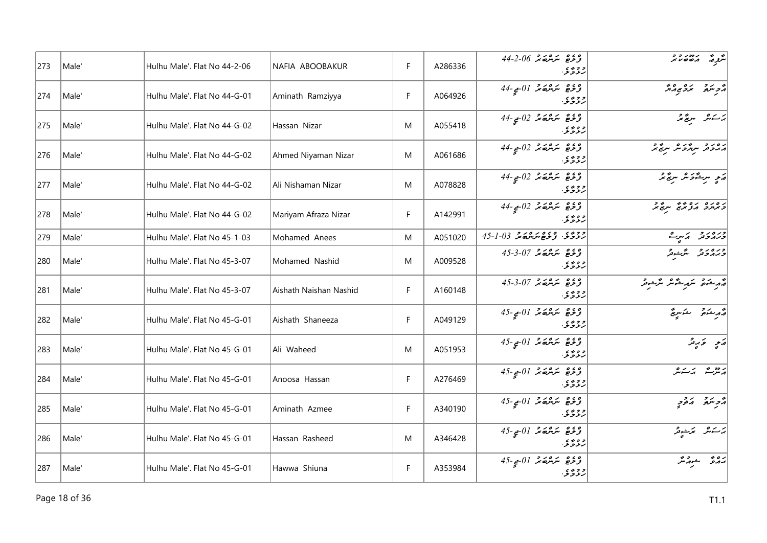| 273 | Male' | Hulhu Male'. Flat No 44-2-06 | NAFIA ABOOBAKUR | F | A286336 | ވޯޓަރ ނަންބަރު 06-2-44 ހުޅުމާލެ. | ނާފިއާ އަބޫބަކުރު |
|---|---|---|---|---|---|---|---|
| 274 | Male' | Hulhu Male'. Flat No 44-G-01 | Aminath Ramziyya | F | A064926 | ވޯޓަރ ނަންބަރު 01-ޖީ-44 ހުޅުމާލެ. | އާމިނަތު ރަމްޒިއްޔާ |
| 275 | Male' | Hulhu Male'. Flat No 44-G-02 | Hassan Nizar | M | A055418 | ވޯޓަރ ނަންބަރު 02-ޖީ-44 ހުޅުމާލެ. | ހަސަން ނިޒާރު |
| 276 | Male' | Hulhu Male'. Flat No 44-G-02 | Ahmed Niyaman Nizar | M | A061686 | ވޯޓަރ ނަންބަރު 02-ޖީ-44 ހުޅުމާލެ. | އަހުމަދު ނިޔާމަން ނިޒާރު |
| 277 | Male' | Hulhu Male'. Flat No 44-G-02 | Ali Nishaman Nizar | M | A078828 | ވޯޓަރ ނަންބަރު 02-ޖީ-44 ހުޅުމާލެ. | އަލި ނިޝާމަން ނިޒާރު |
| 278 | Male' | Hulhu Male'. Flat No 44-G-02 | Mariyam Afraza Nizar | F | A142991 | ވޯޓަރ ނަންބަރު 02-ޖީ-44 ހުޅުމާލެ. | މަރިޔަމް އަފްރާޒާ ނިޒާރު |
| 279 | Male' | Hulhu Male'. Flat No 45-1-03 | Mohamed Anees | M | A051020 | ހުޅުމާލެ. ވޯޓަރނަންބަރު 03-1-45 | މުހައްމަދު އަނީސް |
| 280 | Male' | Hulhu Male'. Flat No 45-3-07 | Mohamed Nashid | M | A009528 | ވޯޓަރ ނަންބަރު 07-3-45 ހުޅުމާލެ. | މުހައްމަދު ނާޝިދު |
| 281 | Male' | Hulhu Male'. Flat No 45-3-07 | Aishath Naishan Nashid | F | A160148 | ވޯޓަރ ނަންބަރު 07-3-45 ހުޅުމާލެ. | އާއިޝަތު ނައިޝާން ނާޝިދު |
| 282 | Male' | Hulhu Male'. Flat No 45-G-01 | Aishath Shaneeza | F | A049129 | ވޯޓަރ ނަންބަރު 01-ޖީ-45 ހުޅުމާލެ. | އާއިޝަތު ޝަނީޒާ |
| 283 | Male' | Hulhu Male'. Flat No 45-G-01 | Ali Waheed | M | A051953 | ވޯޓަރ ނަންބަރު 01-ޖީ-45 ހުޅުމާލެ. | އަލި ވަހީދު |
| 284 | Male' | Hulhu Male'. Flat No 45-G-01 | Anoosa Hassan | F | A276469 | ވޯޓަރ ނަންބަރު 01-ޖީ-45 ހުޅުމާލެ. | އަނޫސާ ހަސަން |
| 285 | Male' | Hulhu Male'. Flat No 45-G-01 | Aminath Azmee | F | A340190 | ވޯޓަރ ނަންބަރު 01-ޖީ-45 ހުޅުމާލެ. | އާމިނަތު އަޒުމީ |
| 286 | Male' | Hulhu Male'. Flat No 45-G-01 | Hassan Rasheed | M | A346428 | ވޯޓަރ ނަންބަރު 01-ޖީ-45 ހުޅުމާލެ. | ހަސަން ރަޝީދު |
| 287 | Male' | Hulhu Male'. Flat No 45-G-01 | Hawwa Shiuna | F | A353984 | ވޯޓަރ ނަންބަރު 01-ޖީ-45 ހުޅުމާލެ. | ހައްވާ ޝިއުނާ |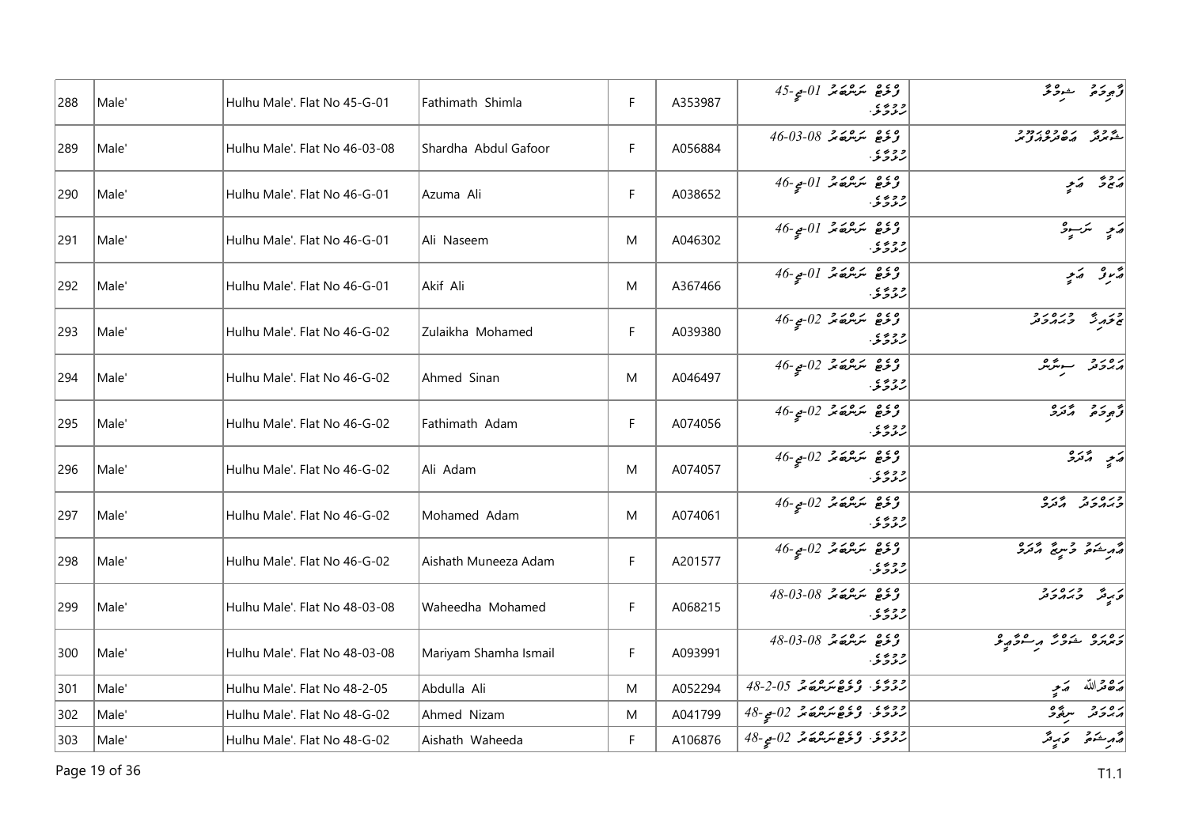| 288 | Male' | Hulhu Male'. Flat No 45-G-01 | Fathimath Shimla | F | A353987 | ވުޖެހި ނަންބަރު 01-ޖީ-45 ހުޅުމާލެ. | ފާތިމަތު ޝިމްލާ |
|---|---|---|---|---|---|---|---|
| 289 | Male' | Hulhu Male'. Flat No 46-03-08 | Shardha Abdul Gafoor | F | A056884 | ވުޖެހި ނަންބަރު 08-03-46 ހުޅުމާލެ. | ޝާރދާ އަބްދުލްޣަފޫރު |
| 290 | Male' | Hulhu Male'. Flat No 46-G-01 | Azuma Ali | F | A038652 | ވުޖެހި ނަންބަރު 01-ޖީ-46 ހުޅުމާލެ. | އަޒުމާ އަލި |
| 291 | Male' | Hulhu Male'. Flat No 46-G-01 | Ali Naseem | M | A046302 | ވުޖެހި ނަންބަރު 01-ޖީ-46 ހުޅުމާލެ. | އަލި ނަސީމް |
| 292 | Male' | Hulhu Male'. Flat No 46-G-01 | Akif Ali | M | A367466 | ވުޖެހި ނަންބަރު 01-ޖީ-46 ހުޅުމާލެ. | އާކިފް އަލި |
| 293 | Male' | Hulhu Male'. Flat No 46-G-02 | Zulaikha Mohamed | F | A039380 | ވުޖެހި ނަންބަރު 02-ޖީ-46 ހުޅުމާލެ. | ޒުލައިޚާ މުޙައްމަދު |
| 294 | Male' | Hulhu Male'. Flat No 46-G-02 | Ahmed Sinan | M | A046497 | ވުޖެހި ނަންބަރު 02-ޖީ-46 ހުޅުމާލެ. | އަޙްމަދު ސިނާން |
| 295 | Male' | Hulhu Male'. Flat No 46-G-02 | Fathimath Adam | F | A074056 | ވުޖެހި ނަންބަރު 02-ޖީ-46 ހުޅުމާލެ. | ފާތިމަތު އާދަމް |
| 296 | Male' | Hulhu Male'. Flat No 46-G-02 | Ali Adam | M | A074057 | ވުޖެހި ނަންބަރު 02-ޖީ-46 ހުޅުމާލެ. | އަލި އާދަމް |
| 297 | Male' | Hulhu Male'. Flat No 46-G-02 | Mohamed Adam | M | A074061 | ވުޖެހި ނަންބަރު 02-ޖީ-46 ހުޅުމާލެ. | މުޙައްމަދު އާދަމް |
| 298 | Male' | Hulhu Male'. Flat No 46-G-02 | Aishath Muneeza Adam | F | A201577 | ވުޖެހި ނަންބަރު 02-ޖީ-46 ހުޅުމާލެ. | އާއިޝަތު މުނީޒާ އާދަމް |
| 299 | Male' | Hulhu Male'. Flat No 48-03-08 | Waheedha Mohamed | F | A068215 | ވުޖެހި ނަންބަރު 08-03-48 ހުޅުމާލެ. | ވަޙީދާ މުޙައްމަދު |
| 300 | Male' | Hulhu Male'. Flat No 48-03-08 | Mariyam Shamha Ismail | F | A093991 | ވުޖެހި ނަންބަރު 08-03-48 ހުޅުމާލެ. | މަރިޔަމް ޝަމްހާ އިސްމާއީލް |
| 301 | Male' | Hulhu Male'. Flat No 48-2-05 | Abdulla Ali | M | A052294 | ހުޅުމާލެ. ވުޖެހިނަންބަރު 05-2-48 | އަބްދުﷲ އަލި |
| 302 | Male' | Hulhu Male'. Flat No 48-G-02 | Ahmed Nizam | M | A041799 | ހުޅުމާލެ. ވުޖެހިނަންބަރު 02-ޖީ-48 | އަޙްމަދު ނިޒާމް |
| 303 | Male' | Hulhu Male'. Flat No 48-G-02 | Aishath Waheeda | F | A106876 | ހުޅުމާލެ. ވުޖެހިނަންބަރު 02-ޖީ-48 | އާއިޝަތު ވަޙީދާ |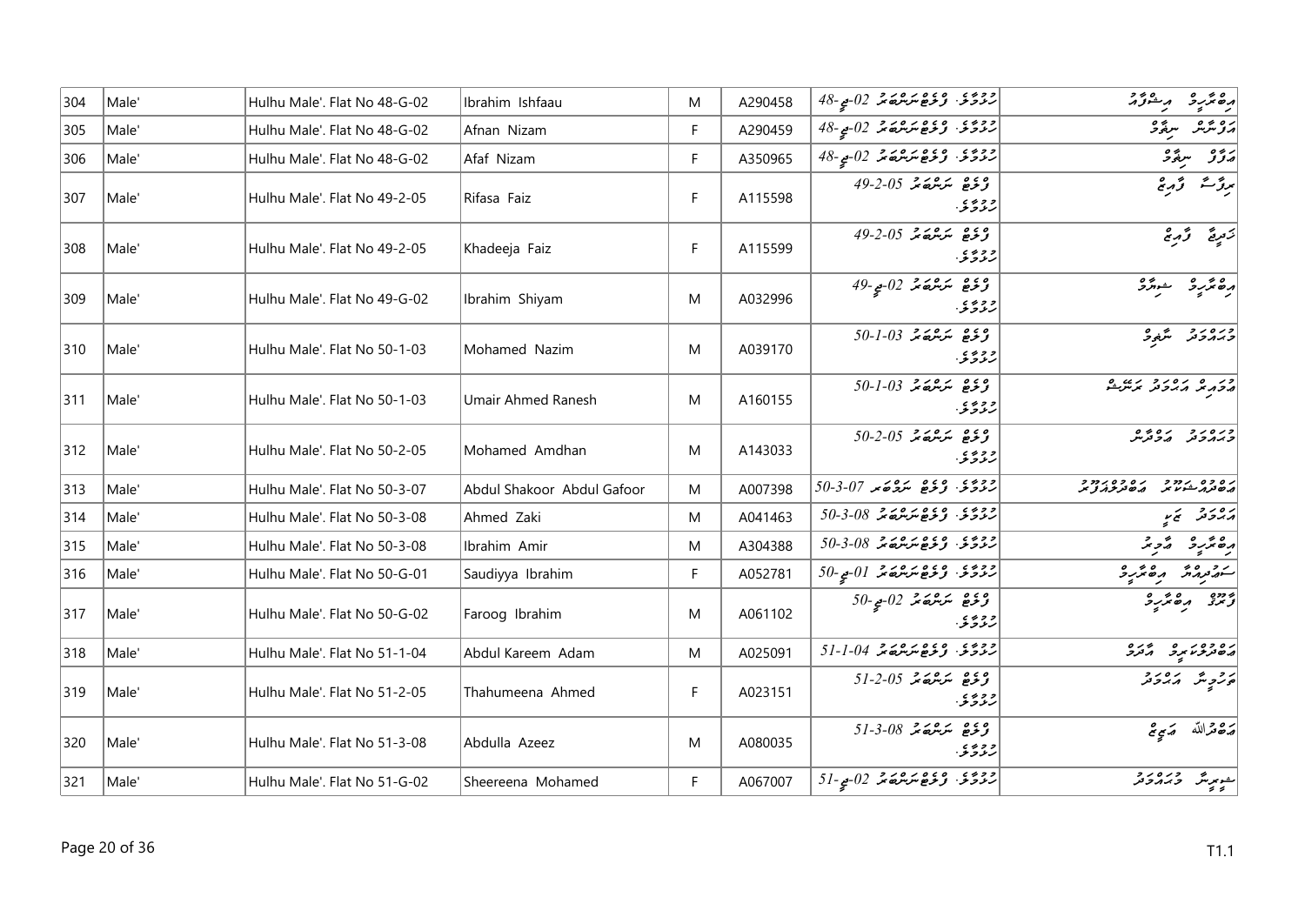| 304 | Male' | Hulhu Male'. Flat No 48-G-02 | Ibrahim Ishfaau | M | A290458 | ހުޅުމާލެ. ފްލެޓްނަންބަރު 02-ޖީ-48 | އިބްރާހީމް އިޝްފާއު |
|---|---|---|---|---|---|---|---|
| 305 | Male' | Hulhu Male'. Flat No 48-G-02 | Afnan Nizam | F | A290459 | ހުޅުމާލެ. ފްލެޓްނަންބަރު 02-ޖީ-48 | އަފްނާން ނިޒާމް |
| 306 | Male' | Hulhu Male'. Flat No 48-G-02 | Afaf Nizam | F | A350965 | ހުޅުމާލެ. ފްލެޓްނަންބަރު 02-ޖީ-48 | އަފާފް ނިޒާމް |
| 307 | Male' | Hulhu Male'. Flat No 49-2-05 | Rifasa Faiz | F | A115598 | ފްލެޓް ނަންބަރު 49-2-05 ހުޅުމާލެ. | ރިފާސާ ފާއިޒް |
| 308 | Male' | Hulhu Male'. Flat No 49-2-05 | Khadeeja Faiz | F | A115599 | ފްލެޓް ނަންބަރު 49-2-05 ހުޅުމާލެ. | ޚަދީޖާ ފާއިޒް |
| 309 | Male' | Hulhu Male'. Flat No 49-G-02 | Ibrahim Shiyam | M | A032996 | ފްލެޓް ނަންބަރު 02-ޖީ-49 ހުޅުމާލެ. | އިބްރާހީމް ޝިޔާމް |
| 310 | Male' | Hulhu Male'. Flat No 50-1-03 | Mohamed Nazim | M | A039170 | ފްލެޓް ނަންބަރު 50-1-03 ހުޅުމާލެ. | މުޙައްމަދު ނާޒިމް |
| 311 | Male' | Hulhu Male'. Flat No 50-1-03 | Umair Ahmed Ranesh | M | A160155 | ފްލެޓް ނަންބަރު 50-1-03 ހުޅުމާލެ. | އުމައިރު އަޙްމަދު ރަނޭޝް |
| 312 | Male' | Hulhu Male'. Flat No 50-2-05 | Mohamed Amdhan | M | A143033 | ފްލެޓް ނަންބަރު 50-2-05 ހުޅުމާލެ. | މުޙައްމަދު އަމްދާން |
| 313 | Male' | Hulhu Male'. Flat No 50-3-07 | Abdul Shakoor Abdul Gafoor | M | A007398 | ހުޅުމާލެ. ފްލެޓް ނަމްބަރ 50-3-07 | އަބްދުލްޝަކޫރު އަބްދުލްޣަފޫރު |
| 314 | Male' | Hulhu Male'. Flat No 50-3-08 | Ahmed Zaki | M | A041463 | ހުޅުމާލެ. ފްލެޓްނަންބަރު 50-3-08 | އަޙްމަދު ޒަކީ |
| 315 | Male' | Hulhu Male'. Flat No 50-3-08 | Ibrahim Amir | M | A304388 | ހުޅުމާލެ. ފްލެޓްނަންބަރު 50-3-08 | އިބްރާހީމް އާމިރު |
| 316 | Male' | Hulhu Male'. Flat No 50-G-01 | Saudiyya Ibrahim | F | A052781 | ހުޅުމާލެ. ފްލެޓްނަންބަރު 01-ޖީ-50 | ސައުދިއްޔާ އިބްރާހީމް |
| 317 | Male' | Hulhu Male'. Flat No 50-G-02 | Faroog Ibrahim | M | A061102 | ފްލެޓް ނަންބަރު 02-ޖީ-50 ހުޅުމާލެ. | ފާރޫގު އިބްރާހީމް |
| 318 | Male' | Hulhu Male'. Flat No 51-1-04 | Abdul Kareem Adam | M | A025091 | ހުޅުމާލެ. ފްލެޓްނަންބަރު 51-1-04 | އަބްދުލްކަރީމް އާދަމް |
| 319 | Male' | Hulhu Male'. Flat No 51-2-05 | Thahumeena Ahmed | F | A023151 | ފްލެޓް ނަންބަރު 51-2-05 ހުޅުމާލެ. | ތަހުމީނާ އަޙްމަދު |
| 320 | Male' | Hulhu Male'. Flat No 51-3-08 | Abdulla Azeez | M | A080035 | ފްލެޓް ނަންބަރު 51-3-08 ހުޅުމާލެ. | އަބްދުﷲ އަޒީޒް |
| 321 | Male' | Hulhu Male'. Flat No 51-G-02 | Sheereena Mohamed | F | A067007 | ހުޅުމާލެ. ފްލެޓްނަންބަރު 02-ޖީ-51 | ޝީރީނާ މުޙައްމަދު |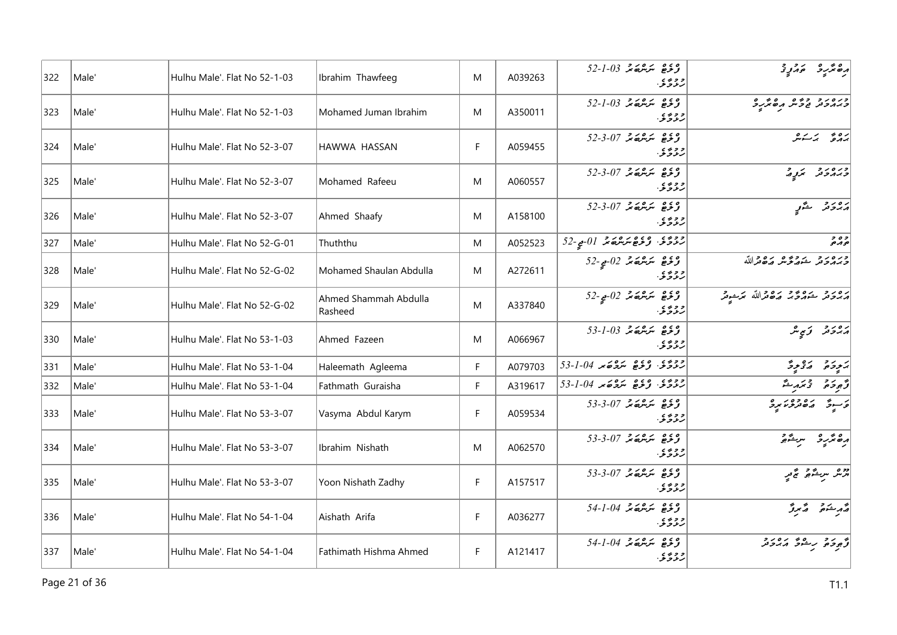| 322 | Male' | Hulhu Male'. Flat No 52-1-03 | Ibrahim Thawfeeg | M | A039263 | ވޮޓަރ ނަންބަރ 03-1-52 ހުޅުމާލެ. | އިބްރާހީމް ތައުފީގު |
|---|---|---|---|---|---|---|---|
| 323 | Male' | Hulhu Male'. Flat No 52-1-03 | Mohamed Juman Ibrahim | M | A350011 | ވޮޓަރ ނަންބަރ 03-1-52 ހުޅުމާލެ. | މުހައްމަދު ޖުމާން އިބްރާހީމް |
| 324 | Male' | Hulhu Male'. Flat No 52-3-07 | HAWWA HASSAN | F | A059455 | ވޮޓަރ ނަންބަރ 07-3-52 ހުޅުމާލެ. | ހައްވާ ހަސަން |
| 325 | Male' | Hulhu Male'. Flat No 52-3-07 | Mohamed Rafeeu | M | A060557 | ވޮޓަރ ނަންބަރ 07-3-52 ހުޅުމާލެ. | މުހައްމަދު ރަފީއު |
| 326 | Male' | Hulhu Male'. Flat No 52-3-07 | Ahmed Shaafy | M | A158100 | ވޮޓަރ ނަންބަރ 07-3-52 ހުޅުމާލެ. | އަހްމަދު ޝާފީ |
| 327 | Male' | Hulhu Male'. Flat No 52-G-01 | Thuththu | M | A052523 | ހުޅުމާލެ. ވޮޓަރނަންބަރު 01-ޖީ-52 | ތުއްތު |
| 328 | Male' | Hulhu Male'. Flat No 52-G-02 | Mohamed Shaulan Abdulla | M | A272611 | ވޮޓަރ ނަންބަރ 02-ޖީ-52 ހުޅުމާލެ. | މުހައްމަދު ޝައުލާން އަބްދުﷲ |
| 329 | Male' | Hulhu Male'. Flat No 52-G-02 | Ahmed Shammah Abdulla Rasheed | M | A337840 | ވޮޓަރ ނަންބަރ 02-ޖީ-52 ހުޅުމާލެ. | އަހްމަދު ޝައްމާހް އަބްދުﷲ ރަޝީދު |
| 330 | Male' | Hulhu Male'. Flat No 53-1-03 | Ahmed Fazeen | M | A066967 | ވޮޓަރ ނަންބަރ 03-1-53 ހުޅުމާލެ. | އަހްމަދު ފަޒީން |
| 331 | Male' | Hulhu Male'. Flat No 53-1-04 | Haleemath Agleema | F | A079703 | ހުޅުމާލެ. ވޮޓަރ ނަމްބަރ 04-1-53 | ހަލީމަތު އަގްލީމާ |
| 332 | Male' | Hulhu Male'. Flat No 53-1-04 | Fathmath Guraisha | F | A319617 | ހުޅުމާލެ. ވޮޓަރ ނަމްބަރ 04-1-53 | ފާތިމަތު ގުރައިޝާ |
| 333 | Male' | Hulhu Male'. Flat No 53-3-07 | Vasyma Abdul Karym | F | A059534 | ވޮޓަރ ނަންބަރ 07-3-53 ހުޅުމާލެ. | ވަސީމާ އަބްދުލްކަރީމް |
| 334 | Male' | Hulhu Male'. Flat No 53-3-07 | Ibrahim Nishath | M | A062570 | ވޮޓަރ ނަންބަރ 07-3-53 ހުޅުމާލެ. | އިބްރާހީމް ނިޝާތު |
| 335 | Male' | Hulhu Male'. Flat No 53-3-07 | Yoon Nishath Zadhy | F | A157517 | ވޮޓަރ ނަންބަރ 07-3-53 ހުޅުމާލެ. | ޔޫން ނިޝާތު ޒާދީ |
| 336 | Male' | Hulhu Male'. Flat No 54-1-04 | Aishath Arifa | F | A036277 | ވޮޓަރ ނަންބަރ 04-1-54 ހުޅުމާލެ. | އައިޝަތު އާރިފާ |
| 337 | Male' | Hulhu Male'. Flat No 54-1-04 | Fathimath Hishma Ahmed | F | A121417 | ވޮޓަރ ނަންބަރ 04-1-54 ހުޅުމާލެ. | ފާތިމަތު ހިޝްމާ އަހްމަދު |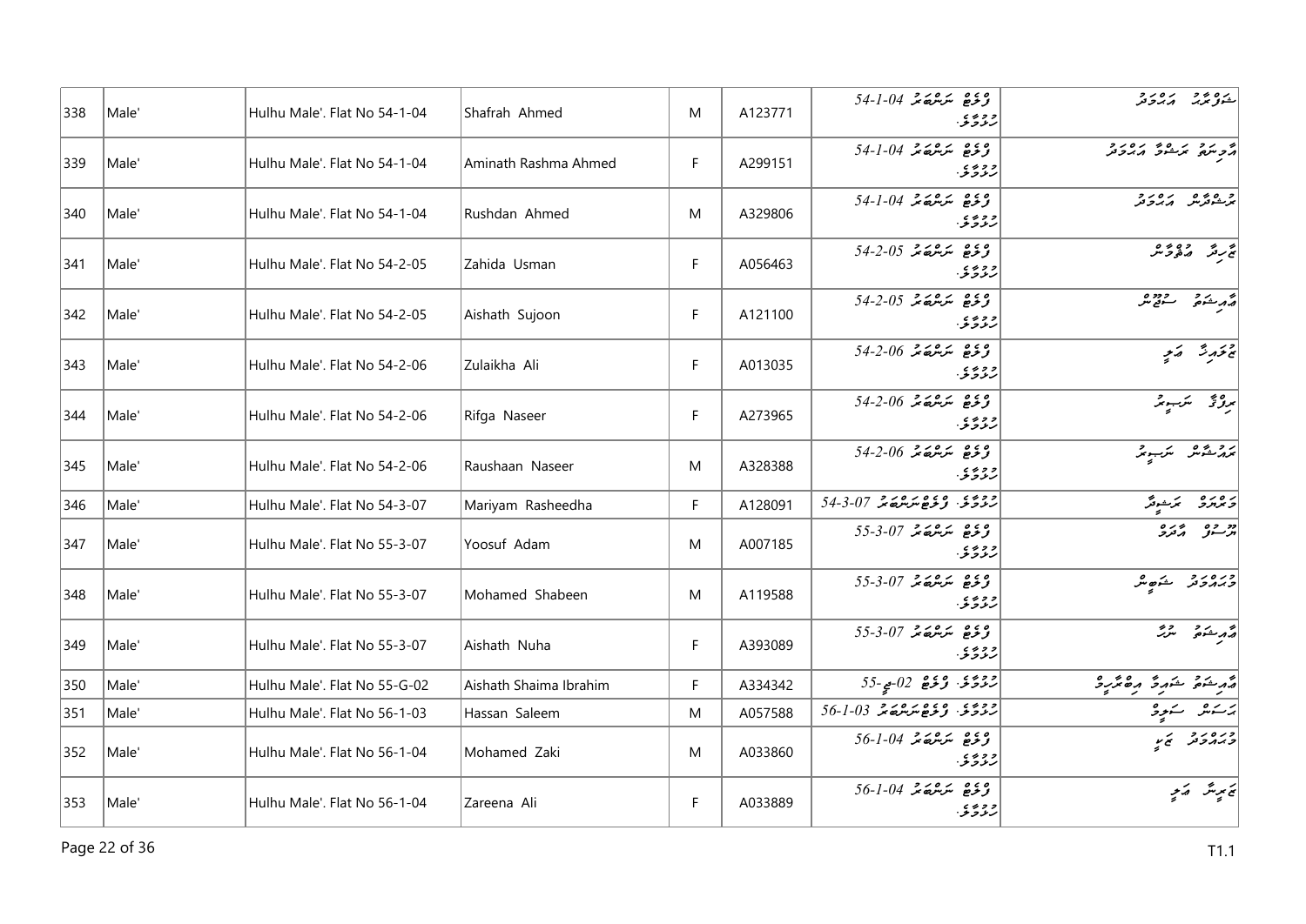| 338 | Male' | Hulhu Male'. Flat No 54-1-04 | Shafrah Ahmed | M | A123771 | ވޯޓަރ ނަންބަރ 54-1-04 ހުޅުމާލެ. | ޝަފްރާޙް އަޙްމަދު |
|---|---|---|---|---|---|---|---|
| 339 | Male' | Hulhu Male'. Flat No 54-1-04 | Aminath Rashma Ahmed | F | A299151 | ވޯޓަރ ނަންބަރ 54-1-04 ހުޅުމާލެ. | އާމިނަތު ރަޝްމާ އަޙްމަދު |
| 340 | Male' | Hulhu Male'. Flat No 54-1-04 | Rushdan Ahmed | M | A329806 | ވޯޓަރ ނަންބަރ 54-1-04 ހުޅުމާލެ. | ރުޝްދާން އަޙްމަދު |
| 341 | Male' | Hulhu Male'. Flat No 54-2-05 | Zahida Usman | F | A056463 | ވޯޓަރ ނަންބަރ 54-2-05 ހުޅުމާލެ. | ޒާހިދާ އުސްމާން |
| 342 | Male' | Hulhu Male'. Flat No 54-2-05 | Aishath Sujoon | F | A121100 | ވޯޓަރ ނަންބަރ 54-2-05 ހުޅުމާލެ. | އާއިޝަތު ސުޖޫން |
| 343 | Male' | Hulhu Male'. Flat No 54-2-06 | Zulaikha Ali | F | A013035 | ވޯޓަރ ނަންބަރ 54-2-06 ހުޅުމާލެ. | ޒުލައިޚާ ޢަލީ |
| 344 | Male' | Hulhu Male'. Flat No 54-2-06 | Rifga Naseer | F | A273965 | ވޯޓަރ ނަންބަރ 54-2-06 ހުޅުމާލެ. | ރިފްގާ ނަސީރު |
| 345 | Male' | Hulhu Male'. Flat No 54-2-06 | Raushaan Naseer | M | A328388 | ވޯޓަރ ނަންބަރ 54-2-06 ހުޅުމާލެ. | ރައުޝާން ނަސީރު |
| 346 | Male' | Hulhu Male'. Flat No 54-3-07 | Mariyam Rasheedha | F | A128091 | ހުޅުމާލެ. ފްލެޓްނަންބަރ 54-3-07 | މަރިޔަމް ރަޝީދާ |
| 347 | Male' | Hulhu Male'. Flat No 55-3-07 | Yoosuf Adam | M | A007185 | ވޯޓަރ ނަންބަރ 55-3-07 ހުޅުމާލެ. | ޔޫސުފް އާދަމް |
| 348 | Male' | Hulhu Male'. Flat No 55-3-07 | Mohamed Shabeen | M | A119588 | ވޯޓަރ ނަންބަރ 55-3-07 ހުޅުމާލެ. | މުޙައްމަދު ޝަބީން |
| 349 | Male' | Hulhu Male'. Flat No 55-3-07 | Aishath Nuha | F | A393089 | ވޯޓަރ ނަންބަރ 55-3-07 ހުޅުމާލެ. | އާއިޝަތު ނުހާ |
| 350 | Male' | Hulhu Male'. Flat No 55-G-02 | Aishath Shaima Ibrahim | F | A334342 | ހުޅުމާލެ. ފްލެޓް 02-ޖީ-55 | އާއިޝަތު ޝައިމާ އިބްރާހީމް |
| 351 | Male' | Hulhu Male'. Flat No 56-1-03 | Hassan Saleem | M | A057588 | ހުޅުމާލެ. ފްލެޓްނަންބަރ 56-1-03 | ހަސަން ސަލީމް |
| 352 | Male' | Hulhu Male'. Flat No 56-1-04 | Mohamed Zaki | M | A033860 | ވޯޓަރ ނަންބަރ 56-1-04 ހުޅުމާލެ. | މުޙައްމަދު ޒަކީ |
| 353 | Male' | Hulhu Male'. Flat No 56-1-04 | Zareena Ali | F | A033889 | ވޯޓަރ ނަންބަރ 56-1-04 ހުޅުމާލެ. | ޒަރީނާ ޢަލީ |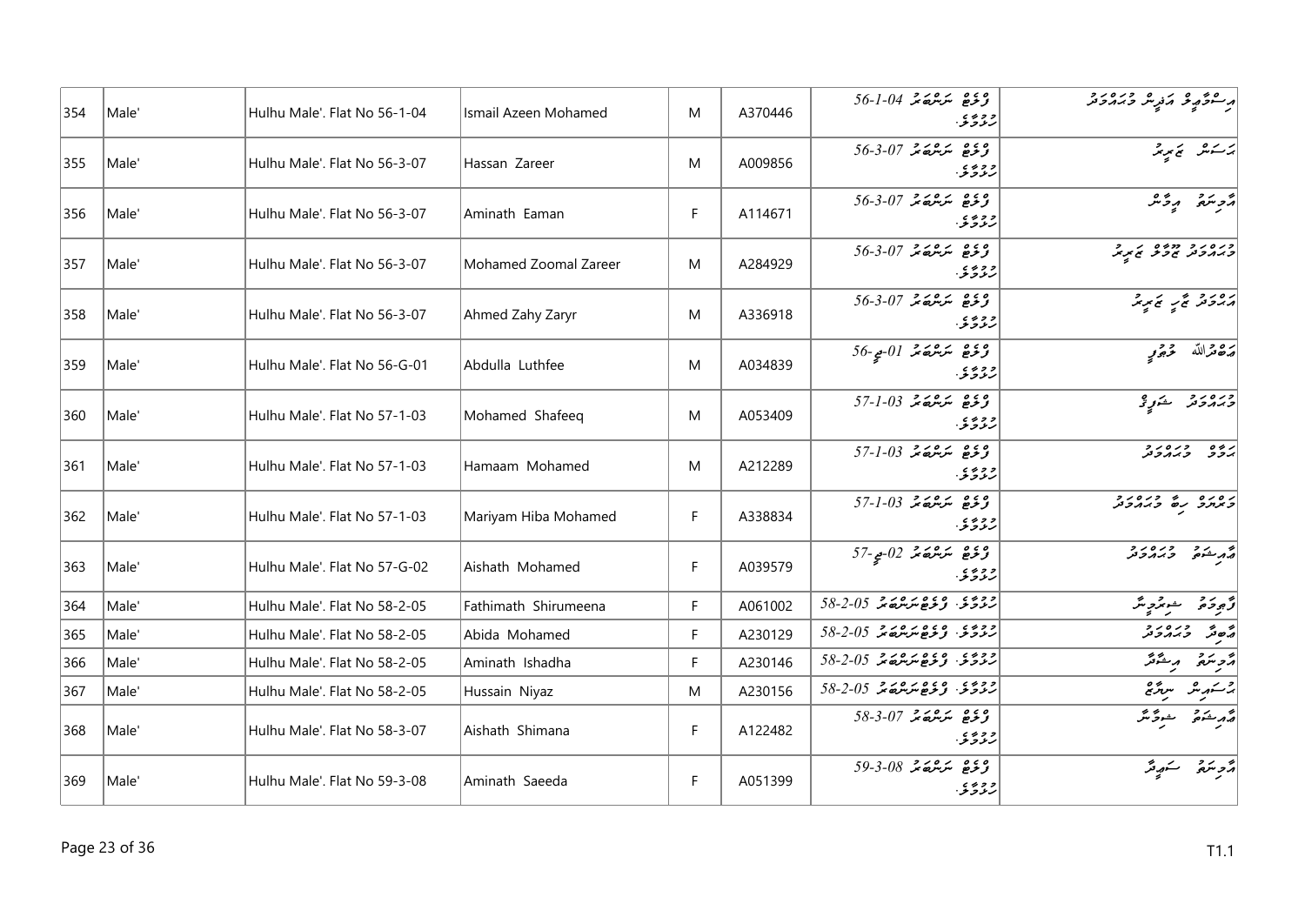| 354 | Male' | Hulhu Male'. Flat No 56-1-04 | Ismail Azeen Mohamed | M | A370446 | ވުލުމާލެ. ފްލެޓް ނަންބަރު 56-1-04 | އިސްމާއިލް އަޒީން މުޙައްމަދު |
|---|---|---|---|---|---|---|---|
| 355 | Male' | Hulhu Male'. Flat No 56-3-07 | Hassan Zareer | M | A009856 | ހުޅުމާލެ. ފްލެޓް ނަންބަރު 56-3-07 | ޙަސަން ޒަރީރު |
| 356 | Male' | Hulhu Male'. Flat No 56-3-07 | Aminath Eaman | F | A114671 | ހުޅުމާލެ. ފްލެޓް ނަންބަރު 56-3-07 | އާމިނަތު އީމާން |
| 357 | Male' | Hulhu Male'. Flat No 56-3-07 | Mohamed Zoomal Zareer | M | A284929 | ހުޅުމާލެ. ފްލެޓް ނަންބަރު 56-3-07 | މުޙައްމަދު ޒޫމާލް ޒަރީރު |
| 358 | Male' | Hulhu Male'. Flat No 56-3-07 | Ahmed Zahy Zaryr | M | A336918 | ހުޅުމާލެ. ފްލެޓް ނަންބަރު 56-3-07 | އަޙްމަދު ޒާހީ ޒަރީރު |
| 359 | Male' | Hulhu Male'. Flat No 56-G-01 | Abdulla Luthfee | M | A034839 | ހުޅުމާލެ. ފްލެޓް ނަންބަރު 56-ޖީ-01 | އަބްދުﷲ ލުތުފީ |
| 360 | Male' | Hulhu Male'. Flat No 57-1-03 | Mohamed Shafeeq | M | A053409 | ހުޅުމާލެ. ފްލެޓް ނަންބަރު 57-1-03 | މުޙައްމަދު ޝަފީޤު |
| 361 | Male' | Hulhu Male'. Flat No 57-1-03 | Hamaam Mohamed | M | A212289 | ހުޅުމާލެ. ފްލެޓް ނަންބަރު 57-1-03 | ހަމާމް މުޙައްމަދު |
| 362 | Male' | Hulhu Male'. Flat No 57-1-03 | Mariyam Hiba Mohamed | F | A338834 | ހުޅުމާލެ. ފްލެޓް ނަންބަރު 57-1-03 | މަރިޔަމް ހިބާ މުޙައްމަދު |
| 363 | Male' | Hulhu Male'. Flat No 57-G-02 | Aishath Mohamed | F | A039579 | ހުޅުމާލެ. ފްލެޓް ނަންބަރު 57-ޖީ-02 | އާއިޝަތު މުޙައްމަދު |
| 364 | Male' | Hulhu Male'. Flat No 58-2-05 | Fathimath Shirumeena | F | A061002 | ހުޅުމާލެ. ފްލެޓްނަންބަރު 58-2-05 | ފާތިމަތު ޝިރުމީނާ |
| 365 | Male' | Hulhu Male'. Flat No 58-2-05 | Abida Mohamed | F | A230129 | ހުޅުމާލެ. ފްލެޓްނަންބަރު 58-2-05 | އާބިދާ މުޙައްމަދު |
| 366 | Male' | Hulhu Male'. Flat No 58-2-05 | Aminath Ishadha | F | A230146 | ހުޅުމާލެ. ފްލެޓްނަންބަރު 58-2-05 | އާމިނަތު އިޝާދާ |
| 367 | Male' | Hulhu Male'. Flat No 58-2-05 | Hussain Niyaz | M | A230156 | ހުޅުމާލެ. ފްލެޓްނަންބަރު 58-2-05 | ޙުސައިން ނިޔާޒު |
| 368 | Male' | Hulhu Male'. Flat No 58-3-07 | Aishath Shimana | F | A122482 | ހުޅުމާލެ. ފްލެޓް ނަންބަރު 58-3-07 | އާއިޝަތު ޝިމާނާ |
| 369 | Male' | Hulhu Male'. Flat No 59-3-08 | Aminath Saeeda | F | A051399 | ހުޅުމާލެ. ފްލެޓް ނަންބަރު 59-3-08 | އާމިނަތު ސަޢީދާ |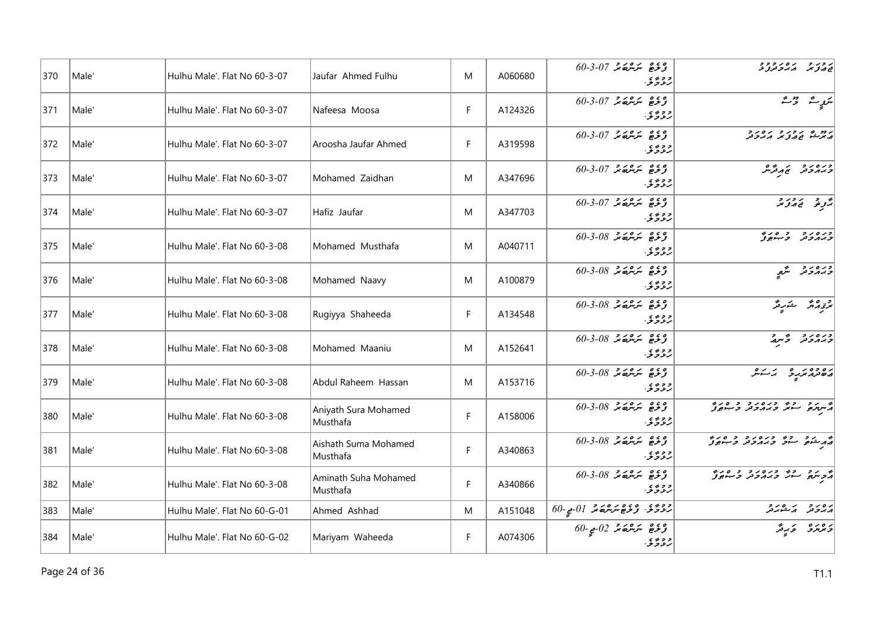| 370 | Male' | Hulhu Male'. Flat No 60-3-07 | Jaufar Ahmed Fulhu | M | A060680 | ވެލާޝް ނަންބަރު 07-3-60 ހުޅުމާލެ. | ޖައުފަރު އަހުމަދުފުޅު |
|---|---|---|---|---|---|---|---|
| 371 | Male' | Hulhu Male'. Flat No 60-3-07 | Nafeesa Moosa | F | A124326 | ވެލާޝް ނަންބަރު 07-3-60 ހުޅުމާލެ. | ނަފީސާ މޫސާ |
| 372 | Male' | Hulhu Male'. Flat No 60-3-07 | Aroosha Jaufar Ahmed | F | A319598 | ވެލާޝް ނަންބަރު 07-3-60 ހުޅުމާލެ. | އަރޫޝާ ޖައުފަރު އަހުމަދު |
| 373 | Male' | Hulhu Male'. Flat No 60-3-07 | Mohamed Zaidhan | M | A347696 | ވެލާޝް ނަންބަރު 07-3-60 ހުޅުމާލެ. | މުހައްމަދު ޒައިދާން |
| 374 | Male' | Hulhu Male'. Flat No 60-3-07 | Hafiz Jaufar | M | A347703 | ވެލާޝް ނަންބަރު 07-3-60 ހުޅުމާލެ. | ހާފިޒު ޖައުފަރު |
| 375 | Male' | Hulhu Male'. Flat No 60-3-08 | Mohamed Musthafa | M | A040711 | ވެލާޝް ނަންބަރު 08-3-60 ހުޅުމާލެ. | މުހައްމަދު މުސްތަފާ |
| 376 | Male' | Hulhu Male'. Flat No 60-3-08 | Mohamed Naavy | M | A100879 | ވެލާޝް ނަންބަރު 08-3-60 ހުޅުމާލެ. | މުހައްމަދު ނާވީ |
| 377 | Male' | Hulhu Male'. Flat No 60-3-08 | Rugiyya Shaheeda | F | A134548 | ވެލާޝް ނަންބަރު 08-3-60 ހުޅުމާލެ. | ރުގިއްޔާ ޝަހީދާ |
| 378 | Male' | Hulhu Male'. Flat No 60-3-08 | Mohamed Maaniu | M | A152641 | ވެލާޝް ނަންބަރު 08-3-60 ހުޅުމާލެ. | މުހައްމަދު މާނިއު |
| 379 | Male' | Hulhu Male'. Flat No 60-3-08 | Abdul Raheem Hassan | M | A153716 | ވެލާޝް ނަންބަރު 08-3-60 ހުޅުމާލެ. | އަބްދުލްރަހީމް ހަސަން |
| 380 | Male' | Hulhu Male'. Flat No 60-3-08 | Aniyath Sura Mohamed Musthafa | F | A158006 | ވެލާޝް ނަންބަރު 08-3-60 ހުޅުމާލެ. | އަނިޔަތު ސުރާ މުހައްމަދު މުސްތަފާ |
| 381 | Male' | Hulhu Male'. Flat No 60-3-08 | Aishath Suma Mohamed Musthafa | F | A340863 | ވެލާޝް ނަންބަރު 08-3-60 ހުޅުމާލެ. | އައިޝަތު ސުމާ މުހައްމަދު މުސްތަފާ |
| 382 | Male' | Hulhu Male'. Flat No 60-3-08 | Aminath Suha Mohamed Musthafa | F | A340866 | ވެލާޝް ނަންބަރު 08-3-60 ހުޅުމާލެ. | އާމިނަތު ސުހާ މުހައްމަދު މުސްތަފާ |
| 383 | Male' | Hulhu Male'. Flat No 60-G-01 | Ahmed Ashhad | M | A151048 | ހުޅުމާލެ. ވެލާޝްނަންބަރު 01-ޖީ-60 | އަހުމަދު އަޝްހަދު |
| 384 | Male' | Hulhu Male'. Flat No 60-G-02 | Mariyam Waheeda | F | A074306 | ވެލާޝް ނަންބަރު 02-ޖީ-60 ހުޅުމާލެ. | މަރިޔަމް ވަހީދާ |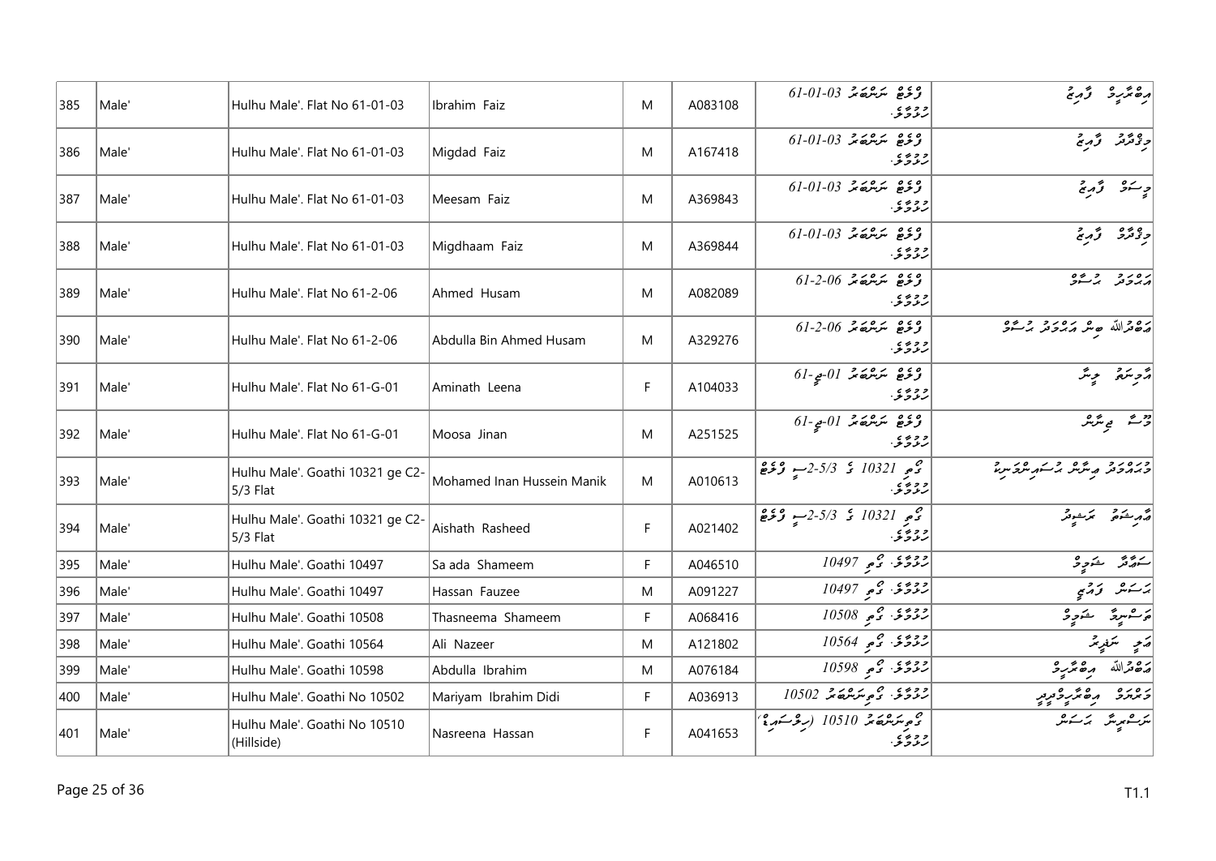| 385 | Male' | Hulhu Male'. Flat No 61-01-03 | Ibrahim Faiz | M | A083108 | ފްލެޓް ނަންބަރު 61-01-03 ހުޅުމާލެ. | އިބްރާހީމް ފާއިޒް |
|---|---|---|---|---|---|---|---|
| 386 | Male' | Hulhu Male'. Flat No 61-01-03 | Migdad Faiz | M | A167418 | ފްލެޓް ނަންބަރު 61-01-03 ހުޅުމާލެ. | މިގްދާދު ފާއިޒް |
| 387 | Male' | Hulhu Male'. Flat No 61-01-03 | Meesam Faiz | M | A369843 | ފްލެޓް ނަންބަރު 61-01-03 ހުޅުމާލެ. | މީސަމް ފާއިޒް |
| 388 | Male' | Hulhu Male'. Flat No 61-01-03 | Migdhaam Faiz | M | A369844 | ފްލެޓް ނަންބަރު 61-01-03 ހުޅުމާލެ. | މިގްދާމް ފާއިޒް |
| 389 | Male' | Hulhu Male'. Flat No 61-2-06 | Ahmed Husam | M | A082089 | ފްލެޓް ނަންބަރު 61-2-06 ހުޅުމާލެ. | އަޙްމަދު ހުސާމް |
| 390 | Male' | Hulhu Male'. Flat No 61-2-06 | Abdulla Bin Ahmed Husam | M | A329276 | ފްލެޓް ނަންބަރު 61-2-06 ހުޅުމާލެ. | އަބްދުﷲ ބިން އަޙްމަދު ހުސާމް |
| 391 | Male' | Hulhu Male'. Flat No 61-G-01 | Aminath Leena | F | A104033 | ފްލެޓް ނަންބަރު 61-ޖީ-01 ހުޅުމާލެ. | އާމިނަތު ލީނާ |
| 392 | Male' | Hulhu Male'. Flat No 61-G-01 | Moosa Jinan | M | A251525 | ފްލެޓް ނަންބަރު 61-ޖީ-01 ހުޅުމާލެ. | މޫސާ ޖިނާން |
| 393 | Male' | Hulhu Male'. Goathi 10321 ge C2-5/3 Flat | Mohamed Inan Hussein Manik | M | A010613 | ގޯތި 10321 ގެ 5/3-2ސީ ފްލެޓް ހުޅުމާލެ. | މުޙައްމަދު އިނާން ހުސައިން މާނިކު |
| 394 | Male' | Hulhu Male'. Goathi 10321 ge C2-5/3 Flat | Aishath Rasheed | F | A021402 | ގޯތި 10321 ގެ 5/3-2ސީ ފްލެޓް ހުޅުމާލެ. | އާއިޝަތު ރަޝީދު |
| 395 | Male' | Hulhu Male'. Goathi 10497 | Sa ada Shameem | F | A046510 | ހުޅުމާލެ. ގޯތި 10497 | ސަޢާދާ ޝަމީމް |
| 396 | Male' | Hulhu Male'. Goathi 10497 | Hassan Fauzee | M | A091227 | ހުޅުމާލެ. ގޯތި 10497 | ހަސަން ފައުޒީ |
| 397 | Male' | Hulhu Male'. Goathi 10508 | Thasneema Shameem | F | A068416 | ހުޅުމާލެ. ގޯތި 10508 | ތަސްނީމާ ޝަމީމް |
| 398 | Male' | Hulhu Male'. Goathi 10564 | Ali Nazeer | M | A121802 | ހުޅުމާލެ. ގޯތި 10564 | އަލީ ނަޒީރު |
| 399 | Male' | Hulhu Male'. Goathi 10598 | Abdulla Ibrahim | M | A076184 | ހުޅުމާލެ. ގޯތި 10598 | އަބްދުﷲ އިބްރާހީމް |
| 400 | Male' | Hulhu Male'. Goathi No 10502 | Mariyam Ibrahim Didi | F | A036913 | ހުޅުމާލެ. ގޯތިނަންބަރު 10502 | މަރިޔަމް އިބްރާހީމްދީދީ |
| 401 | Male' | Hulhu Male'. Goathi No 10510 (Hillside) | Nasreena Hassan | F | A041653 | ގޯތިނަންބަރު 10510 (ހިލްސައިޑް) ހުޅުމާލެ. | ނަސްރީނާ ހަސަން |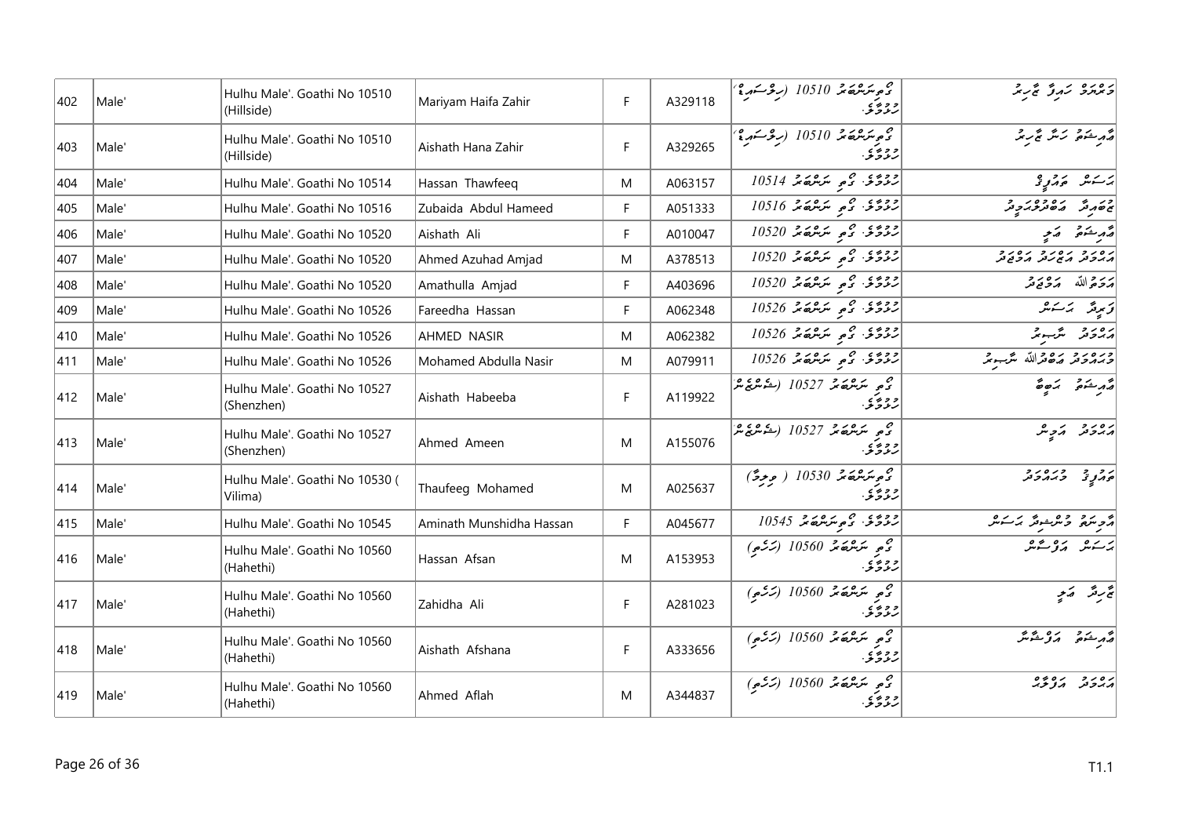| 402 | Male' | Hulhu Male'. Goathi No 10510 (Hillside) | Mariyam Haifa Zahir | F | A329118 | ގޯތިނަންބަރު 10510 (ހިލްސައިޑް) ހުޅުމާލެ. | މަރިޔަމް ހައިފާ ޒާހިރު |
|---|---|---|---|---|---|---|---|
| 403 | Male' | Hulhu Male'. Goathi No 10510 (Hillside) | Aishath Hana Zahir | F | A329265 | ގޯތިނަންބަރު 10510 (ހިލްސައިޑް) ހުޅުމާލެ. | އައިޝަތު ހަނާ ޒާހިރު |
| 404 | Male' | Hulhu Male'. Goathi No 10514 | Hassan Thawfeeq | M | A063157 | ހުޅުމާލެ. ގޯތި ނަންބަރު 10514 | ހަސަން ތައުފީޤު |
| 405 | Male' | Hulhu Male'. Goathi No 10516 | Zubaida Abdul Hameed | F | A051333 | ހުޅުމާލެ. ގޯތި ނަންބަރު 10516 | ޒުބައިދާ އަބްދުލްހަމީދު |
| 406 | Male' | Hulhu Male'. Goathi No 10520 | Aishath Ali | F | A010047 | ހުޅުމާލެ. ގޯތި ނަންބަރު 10520 | އައިޝަތު ޢަލީ |
| 407 | Male' | Hulhu Male'. Goathi No 10520 | Ahmed Azuhad Amjad | M | A378513 | ހުޅުމާލެ. ގޯތި ނަންބަރު 10520 | އަޙްމަދު އަޒުހަދު އަމްޖަދު |
| 408 | Male' | Hulhu Male'. Goathi No 10520 | Amathulla Amjad | F | A403696 | ހުޅުމާލެ. ގޯތި ނަންބަރު 10520 | އަމަތުﷲ އަމްޖަދު |
| 409 | Male' | Hulhu Male'. Goathi No 10526 | Fareedha Hassan | F | A062348 | ހުޅުމާލެ. ގޯތި ނަންބަރު 10526 | ފަރީދާ ހަސަން |
| 410 | Male' | Hulhu Male'. Goathi No 10526 | AHMED NASIR | M | A062382 | ހުޅުމާލެ. ގޯތި ނަންބަރު 10526 | އަޙްމަދު ނާސިރު |
| 411 | Male' | Hulhu Male'. Goathi No 10526 | Mohamed Abdulla Nasir | M | A079911 | ހުޅުމާލެ. ގޯތި ނަންބަރު 10526 | މުޙައްމަދު އަބްދުﷲ ނާސިރު |
| 412 | Male' | Hulhu Male'. Goathi No 10527 (Shenzhen) | Aishath Habeeba | F | A119922 | ގޯތި ނަންބަރު 10527 (ޝެންޒެން) ހުޅުމާލެ. | އައިޝަތު ހަބީބާ |
| 413 | Male' | Hulhu Male'. Goathi No 10527 (Shenzhen) | Ahmed Ameen | M | A155076 | ގޯތި ނަންބަރު 10527 (ޝެންޒެން) ހުޅުމާލެ. | އަޙްމަދު އަމީން |
| 414 | Male' | Hulhu Male'. Goathi No 10530 ( Vilima) | Thaufeeg Mohamed | M | A025637 | ގޯތިނަންބަރު 10530 ( ވިލިމާ) ހުޅުމާލެ. | ތައުފީޤު މުޙައްމަދު |
| 415 | Male' | Hulhu Male'. Goathi No 10545 | Aminath Munshidha Hassan | F | A045677 | ހުޅުމާލެ. ގޯތިނަންބަރު 10545 | އާމިނަތު މުންޝިދާ ހަސަން |
| 416 | Male' | Hulhu Male'. Goathi No 10560 (Hahethi) | Hassan Afsan | M | A153953 | ގޯތި ނަންބަރު 10560 (ހަހެތި) ހުޅުމާލެ. | ހަސަން އަފްސާން |
| 417 | Male' | Hulhu Male'. Goathi No 10560 (Hahethi) | Zahidha Ali | F | A281023 | ގޯތި ނަންބަރު 10560 (ހަހެތި) ހުޅުމާލެ. | ޒާހިދާ ޢަލީ |
| 418 | Male' | Hulhu Male'. Goathi No 10560 (Hahethi) | Aishath Afshana | F | A333656 | ގޯތި ނަންބަރު 10560 (ހަހެތި) ހުޅުމާލެ. | އައިޝަތު އަފްޝާނާ |
| 419 | Male' | Hulhu Male'. Goathi No 10560 (Hahethi) | Ahmed Aflah | M | A344837 | ގޯތި ނަންބަރު 10560 (ހަހެތި) ހުޅުމާލެ. | އަޙްމަދު އަފްލަޙް |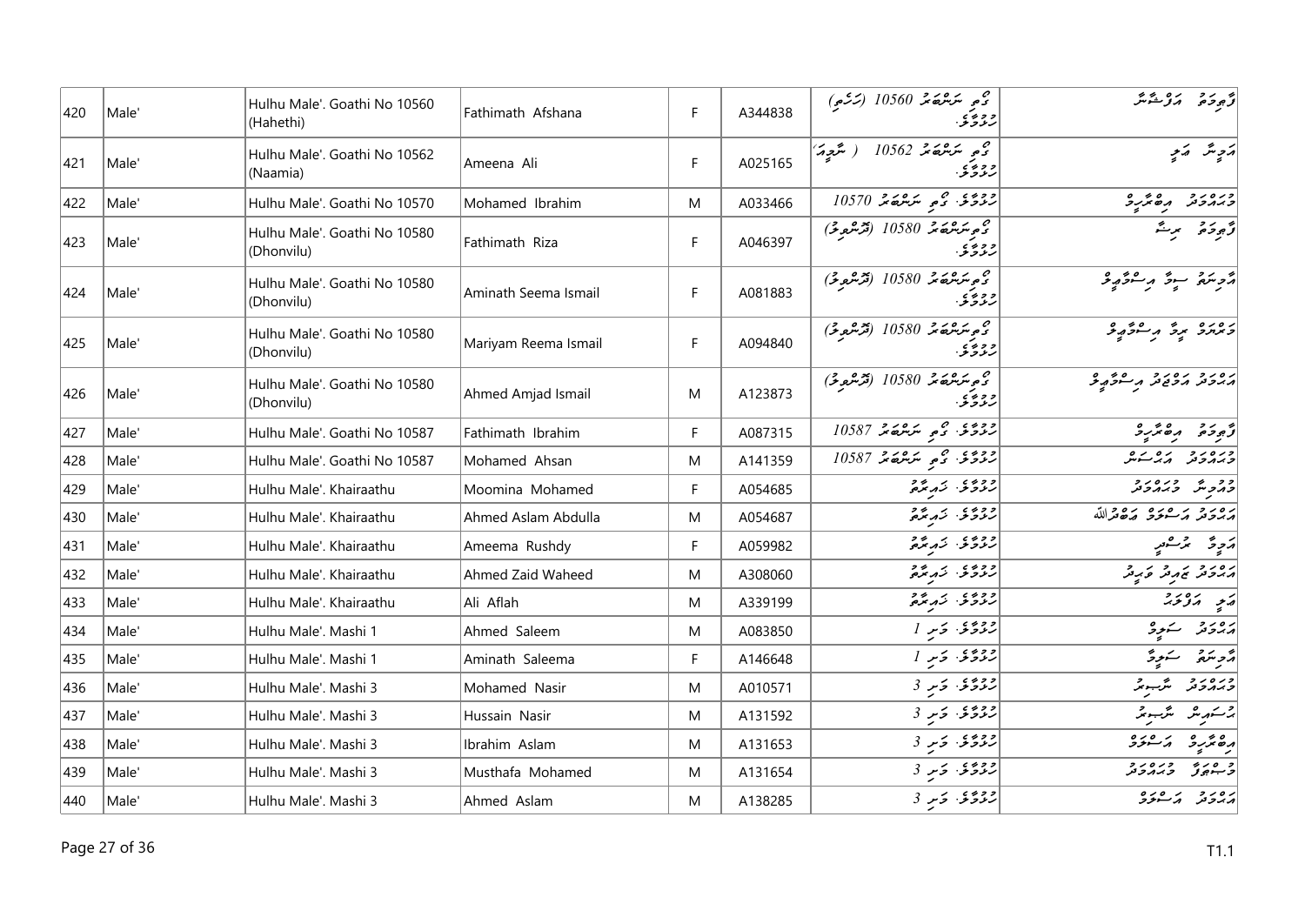| 420 | Male' | Hulhu Male'. Goathi No 10560 (Hahethi) | Fathimath Afshana | F | A344838 | ހުޅުމާލެ. ގޯތި ނަންބަރ 10560 (ހަހެތި) | ފާތިމަތު އަފްޝާނާ |
|---|---|---|---|---|---|---|---|
| 421 | Male' | Hulhu Male'. Goathi No 10562 (Naamia) | Ameena Ali | F | A025165 | ހުޅުމާލެ. ގޯތި ނަންބަރ 10562 ( ނާމިއާ | އަމީނާ އަލި |
| 422 | Male' | Hulhu Male'. Goathi No 10570 | Mohamed Ibrahim | M | A033466 | ހުޅުމާލެ. ގޯތި ނަންބަރ 10570 | މުހައްމަދު އިބްރާހީމް |
| 423 | Male' | Hulhu Male'. Goathi No 10580 (Dhonvilu) | Fathimath Riza | F | A046397 | ގޯތިނަންބަރު 10580 (ދޮންވިލު) ހުޅުމާލެ. | ފާތިމަތު ރިޒާ |
| 424 | Male' | Hulhu Male'. Goathi No 10580 (Dhonvilu) | Aminath Seema Ismail | F | A081883 | ގޯތިނަންބަރު 10580 (ދޮންވިލު) ހުޅުމާލެ. | އާމިނަތު ސީމާ އިސްމާޢީލް |
| 425 | Male' | Hulhu Male'. Goathi No 10580 (Dhonvilu) | Mariyam Reema Ismail | F | A094840 | ގޯތިނަންބަރު 10580 (ދޮންވިލު) ހުޅުމާލެ. | މަރިޔަމް ރީމާ އިސްމާޢީލް |
| 426 | Male' | Hulhu Male'. Goathi No 10580 (Dhonvilu) | Ahmed Amjad Ismail | M | A123873 | ގޯތިނަންބަރު 10580 (ދޮންވިލު) ހުޅުމާލެ. | އަހްމަދު އަމްޖަދު އިސްމާޢީލް |
| 427 | Male' | Hulhu Male'. Goathi No 10587 | Fathimath Ibrahim | F | A087315 | ހުޅުމާލެ. ގޯތި ނަންބަރ 10587 | ފާތިމަތު އިބްރާހީމް |
| 428 | Male' | Hulhu Male'. Goathi No 10587 | Mohamed Ahsan | M | A141359 | ހުޅުމާލެ. ގޯތި ނަންބަރ 10587 | މުހައްމަދު އަޙްސަން |
| 429 | Male' | Hulhu Male'. Khairaathu | Moomina Mohamed | F | A054685 | ހުޅުމާލެ. ޚައިރާތު | މޫމިނާ މުހައްމަދު |
| 430 | Male' | Hulhu Male'. Khairaathu | Ahmed Aslam Abdulla | M | A054687 | ހުޅުމާލެ. ޚައިރާތު | އަހްމަދު އަސްލަމް އަބްދުﷲ |
| 431 | Male' | Hulhu Male'. Khairaathu | Ameema Rushdy | F | A059982 | ހުޅުމާލެ. ޚައިރާތު | އަމީމާ ރުޝްދީ |
| 432 | Male' | Hulhu Male'. Khairaathu | Ahmed Zaid Waheed | M | A308060 | ހުޅުމާލެ. ޚައިރާތު | އަހްމަދު ޒައިދު ވަހީދު |
| 433 | Male' | Hulhu Male'. Khairaathu | Ali Aflah | M | A339199 | ހުޅުމާލެ. ޚައިރާތު | އަލި އަފްލަޙް |
| 434 | Male' | Hulhu Male'. Mashi 1 | Ahmed Saleem | M | A083850 | ހުޅުމާލެ. މަޝި 1 | އަހްމަދު ސަލީމް |
| 435 | Male' | Hulhu Male'. Mashi 1 | Aminath Saleema | F | A146648 | ހުޅުމާލެ. މަޝި 1 | އާމިނަތު ސަލީމާ |
| 436 | Male' | Hulhu Male'. Mashi 3 | Mohamed Nasir | M | A010571 | ހުޅުމާލެ. މަޝި 3 | މުހައްމަދު ނާސިރު |
| 437 | Male' | Hulhu Male'. Mashi 3 | Hussain Nasir | M | A131592 | ހުޅުމާލެ. މަޝި 3 | ހުސައިން ނާސިރު |
| 438 | Male' | Hulhu Male'. Mashi 3 | Ibrahim Aslam | M | A131653 | ހުޅުމާލެ. މަޝި 3 | އިބްރާހީމް އަސްލަމް |
| 439 | Male' | Hulhu Male'. Mashi 3 | Musthafa Mohamed | M | A131654 | ހުޅުމާލެ. މަޝި 3 | މުސްތަފާ މުހައްމަދު |
| 440 | Male' | Hulhu Male'. Mashi 3 | Ahmed Aslam | M | A138285 | ހުޅުމާލެ. މަޝި 3 | އަހްމަދު އަސްލަމް |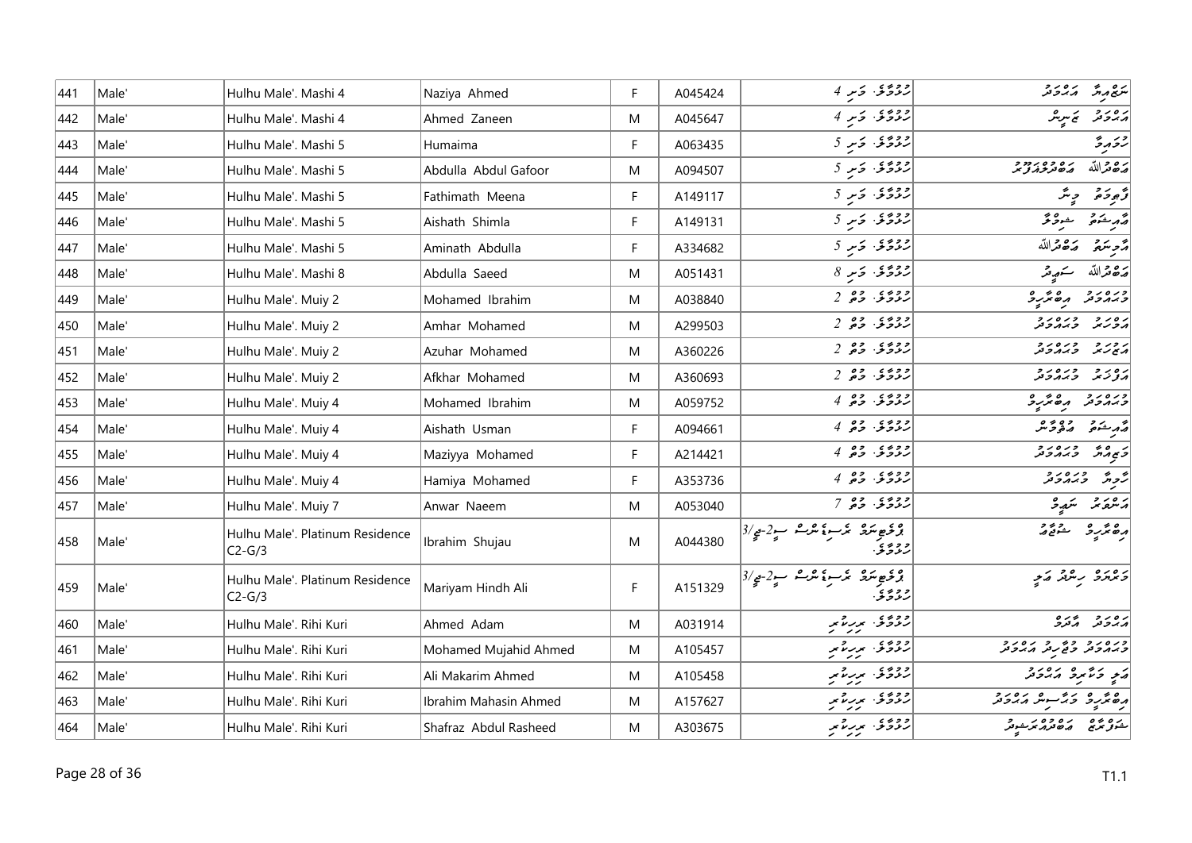| 441 | Male' | Hulhu Male'. Mashi 4 | Naziya Ahmed | F | A045424 | ހުޅުމާލެ. މަޝި 4 | ނަޒިޔާ އަޙްމަދު |
|---|---|---|---|---|---|---|---|
| 442 | Male' | Hulhu Male'. Mashi 4 | Ahmed Zaneen | M | A045647 | ހުޅުމާލެ. މަޝި 4 | އަޙްމަދު ޒަނީން |
| 443 | Male' | Hulhu Male'. Mashi 5 | Humaima | F | A063435 | ހުޅުމާލެ. މަޝި 5 | ހުމައިމާ |
| 444 | Male' | Hulhu Male'. Mashi 5 | Abdulla Abdul Gafoor | M | A094507 | ހުޅުމާލެ. މަޝި 5 | އަބްދުاللهއަބްދުލްޣަފޫރު |
| 445 | Male' | Hulhu Male'. Mashi 5 | Fathimath Meena | F | A149117 | ހުޅުމާލެ. މަޝި 5 | ފާތިމަތު މީނާ |
| 446 | Male' | Hulhu Male'. Mashi 5 | Aishath Shimla | F | A149131 | ހުޅުމާލެ. މަޝި 5 | އާއިޝަތު ޝިމްލާ |
| 447 | Male' | Hulhu Male'. Mashi 5 | Aminath Abdulla | F | A334682 | ހުޅުމާލެ. މަޝި 5 | އާމިނަތު އަބްދުالله |
| 448 | Male' | Hulhu Male'. Mashi 8 | Abdulla Saeed | M | A051431 | ހުޅުމާލެ. މަޝި 8 | އަބްދުالله ސައީދު |
| 449 | Male' | Hulhu Male'. Muiy 2 | Mohamed Ibrahim | M | A038840 | ހުޅުމާލެ. މުއި 2 | މުޙައްމަދު އިބްރާހީމް |
| 450 | Male' | Hulhu Male'. Muiy 2 | Amhar Mohamed | M | A299503 | ހުޅުމާލެ. މުއި 2 | އަމްހަރު މުޙައްމަދު |
| 451 | Male' | Hulhu Male'. Muiy 2 | Azuhar Mohamed | M | A360226 | ހުޅުމާލެ. މުއި 2 | އަޒުހަރު މުޙައްމަދު |
| 452 | Male' | Hulhu Male'. Muiy 2 | Afkhar Mohamed | M | A360693 | ހުޅުމާލެ. މުއި 2 | އަފްޚަރު މުޙައްމަދު |
| 453 | Male' | Hulhu Male'. Muiy 4 | Mohamed Ibrahim | M | A059752 | ހުޅުމާލެ. މުއި 4 | މުޙައްމަދު އިބްރާހީމް |
| 454 | Male' | Hulhu Male'. Muiy 4 | Aishath Usman | F | A094661 | ހުޅުމާލެ. މުއި 4 | އާއިޝަތު އުސްމާން |
| 455 | Male' | Hulhu Male'. Muiy 4 | Maziyya Mohamed | F | A214421 | ހުޅުމާލެ. މުއި 4 | މަޒިއްޔާ މުޙައްމަދު |
| 456 | Male' | Hulhu Male'. Muiy 4 | Hamiya Mohamed | F | A353736 | ހުޅުމާލެ. މުއި 4 | ހާމިޔާ މުޙައްމަދު |
| 457 | Male' | Hulhu Male'. Muiy 7 | Anwar Naeem | M | A053040 | ހުޅުމާލެ. މުއި 7 | އަންވަރު ނައީމް |
| 458 | Male' | Hulhu Male'. Platinum Residence C2-G/3 | Ibrahim Shujau | M | A044380 | ޕްލެޓިނަމް ރެސިޑެންސް ސީ2-ޖީ/3 ހުޅުމާލެ. | އިބްރާހީމް ޝުޖާއު |
| 459 | Male' | Hulhu Male'. Platinum Residence C2-G/3 | Mariyam Hindh Ali | F | A151329 | ޕްލެޓިނަމް ރެސިޑެންސް ސީ2-ޖީ/3 ހުޅުމާލެ. | މަރިޔަމް ހިންދު އަލި |
| 460 | Male' | Hulhu Male'. Rihi Kuri | Ahmed Adam | M | A031914 | ހުޅުމާލެ. ރިހިކުރި | އަޙްމަދު އާދަމް |
| 461 | Male' | Hulhu Male'. Rihi Kuri | Mohamed Mujahid Ahmed | M | A105457 | ހުޅުމާލެ. ރިހިކުރި | މުޙައްމަދު މުޖާހިދު އަޙްމަދު |
| 462 | Male' | Hulhu Male'. Rihi Kuri | Ali Makarim Ahmed | M | A105458 | ހުޅުމާލެ. ރިހިކުރި | އަލި މަކާރިމް އަޙްމަދު |
| 463 | Male' | Hulhu Male'. Rihi Kuri | Ibrahim Mahasin Ahmed | M | A157627 | ހުޅުމާލެ. ރިހިކުރި | އިބްރާހީމް މަޙާސިން އަޙްމަދު |
| 464 | Male' | Hulhu Male'. Rihi Kuri | Shafraz Abdul Rasheed | M | A303675 | ހުޅުމާލެ. ރިހިކުރި | ޝަފްރާޒް އަބްދުއްރަޝީދު |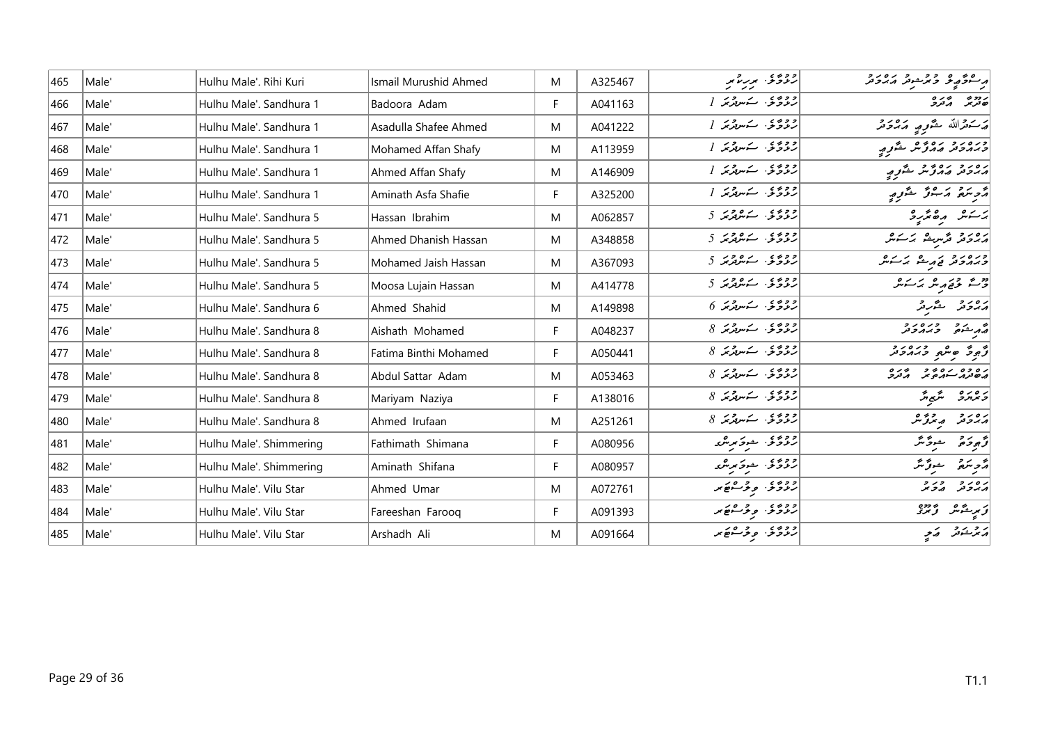| 465 | Male' | Hulhu Male'. Rihi Kuri | Ismail Murushid Ahmed | M | A325467 | ހުޅުމާލެ. ރިހިކުރި | އިސްމާއީލް މުރުޝިދު އަހުމަދު |
|---|---|---|---|---|---|---|---|
| 466 | Male' | Hulhu Male'. Sandhura 1 | Badoora Adam | F | A041163 | ހުޅުމާލެ. ސަނދުރަ 1 | ބަދޫރާ އާދަމް |
| 467 | Male' | Hulhu Male'. Sandhura 1 | Asadulla Shafee Ahmed | M | A041222 | ހުޅުމާލެ. ސަނދުރަ 1 | އަސަދުﷲ ޝާފީ އަހުމަދު |
| 468 | Male' | Hulhu Male'. Sandhura 1 | Mohamed Affan Shafy | M | A113959 | ހުޅުމާލެ. ސަނދުރަ 1 | މުހައްމަދު އައްފާން ޝާފީ |
| 469 | Male' | Hulhu Male'. Sandhura 1 | Ahmed Affan Shafy | M | A146909 | ހުޅުމާލެ. ސަނދުރަ 1 | އަހުމަދު އައްފާން ޝާފީ |
| 470 | Male' | Hulhu Male'. Sandhura 1 | Aminath Asfa Shafie | F | A325200 | ހުޅުމާލެ. ސަނދުރަ 1 | އާމިނަތު އަސްފާ ޝާފީ |
| 471 | Male' | Hulhu Male'. Sandhura 5 | Hassan Ibrahim | M | A062857 | ހުޅުމާލެ. ސަނދުރަ 5 | ހަސަން އިބްރާހީމް |
| 472 | Male' | Hulhu Male'. Sandhura 5 | Ahmed Dhanish Hassan | M | A348858 | ހުޅުމާލެ. ސަނދުރަ 5 | އަހުމަދު ދާނިޝް ހަސަން |
| 473 | Male' | Hulhu Male'. Sandhura 5 | Mohamed Jaish Hassan | M | A367093 | ހުޅުމާލެ. ސަނދުރަ 5 | މުހައްމަދު ޖައިޝް ހަސަން |
| 474 | Male' | Hulhu Male'. Sandhura 5 | Moosa Lujain Hassan | M | A414778 | ހުޅުމާލެ. ސަނދުރަ 5 | މޫސާ ލުޖައިން ހަސަން |
| 475 | Male' | Hulhu Male'. Sandhura 6 | Ahmed Shahid | M | A149898 | ހުޅުމާލެ. ސަނދުރަ 6 | އަހުމަދު ޝާހިދު |
| 476 | Male' | Hulhu Male'. Sandhura 8 | Aishath Mohamed | F | A048237 | ހުޅުމާލެ. ސަނދުރަ 8 | އައިޝަތު މުހައްމަދު |
| 477 | Male' | Hulhu Male'. Sandhura 8 | Fatima Binthi Mohamed | F | A050441 | ހުޅުމާލެ. ސަނދުރަ 8 | ފާތިމާ ބިންތި މުހައްމަދު |
| 478 | Male' | Hulhu Male'. Sandhura 8 | Abdul Sattar Adam | M | A053463 | ހުޅުމާލެ. ސަނދުރަ 8 | އަބްދުލްސައްތާރު އާދަމް |
| 479 | Male' | Hulhu Male'. Sandhura 8 | Mariyam Naziya | F | A138016 | ހުޅުމާލެ. ސަނދުރަ 8 | މަރިޔަމް ނާޒިޔާ |
| 480 | Male' | Hulhu Male'. Sandhura 8 | Ahmed Irufaan | M | A251261 | ހުޅުމާލެ. ސަނދުރަ 8 | އަހުމަދު އިރުފާން |
| 481 | Male' | Hulhu Male'. Shimmering | Fathimath Shimana | F | A080956 | ހުޅުމާލެ. ޝިމަރިންގ | ފާތިމަތު ޝިމާނާ |
| 482 | Male' | Hulhu Male'. Shimmering | Aminath Shifana | F | A080957 | ހުޅުމާލެ. ޝިމަރިންގ | އާމިނަތު ޝިފާނާ |
| 483 | Male' | Hulhu Male'. Vilu Star | Ahmed Umar | M | A072761 | ހުޅުމާލެ. ވިލުސްޓަރ | އަހުމަދު އުމަރު |
| 484 | Male' | Hulhu Male'. Vilu Star | Fareeshan Farooq | F | A091393 | ހުޅުމާލެ. ވިލުސްޓަރ | ފަރީޝާން ފާރޫޤު |
| 485 | Male' | Hulhu Male'. Vilu Star | Arshadh Ali | M | A091664 | ހުޅުމާލެ. ވިލުސްޓަރ | އަރުޝަދު އަލި |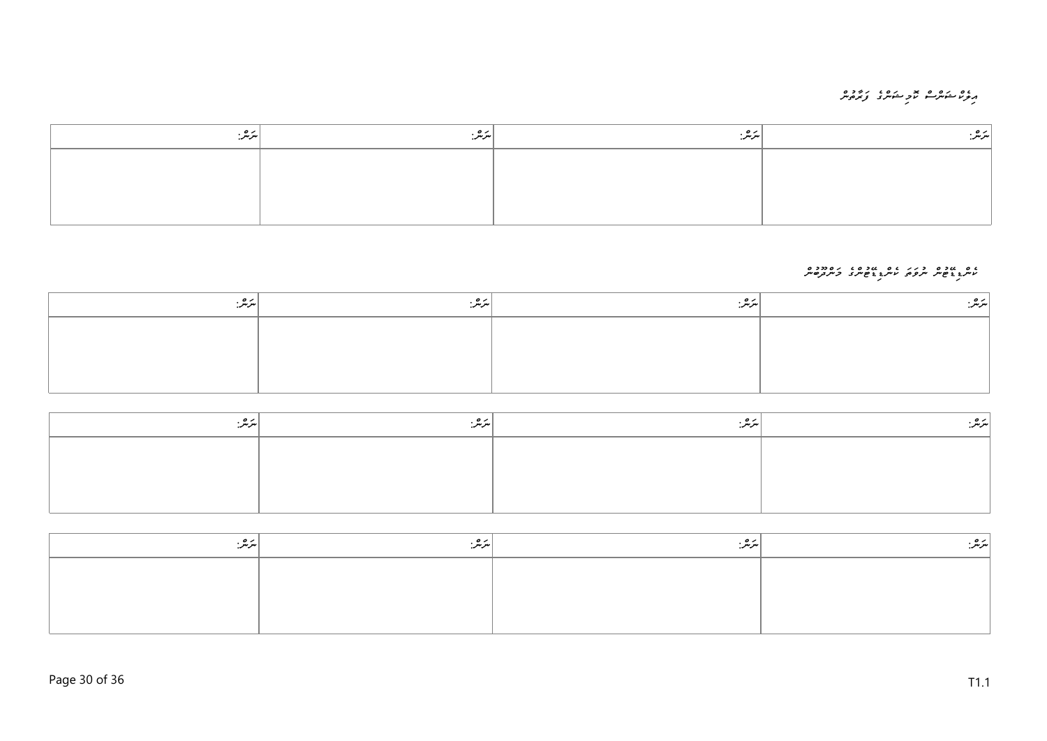# އިލެކްޝަންސް ކޮމިޝަންގެ ފަރާތުން

| ނަރަށް: | ނަރަށް: | ނަރަށް: | ނަރަށް: |
|---|---|---|---|
| | | | |

## ކުންފުނީގެ ނަމާއި ކުންފުނީގެ މަސްއޫލުން

| ނަރަށް: | ނަރަށް: | ނަރަށް: | ނަރަށް: |
|---|---|---|---|
| | | | |

| ނަރަށް: | ނަރަށް: | ނަރަށް: | ނަރަށް: |
|---|---|---|---|
| | | | |

| ނަރަށް: | ނަރަށް: | ނަރަށް: | ނަރަށް: |
|---|---|---|---|
| | | | |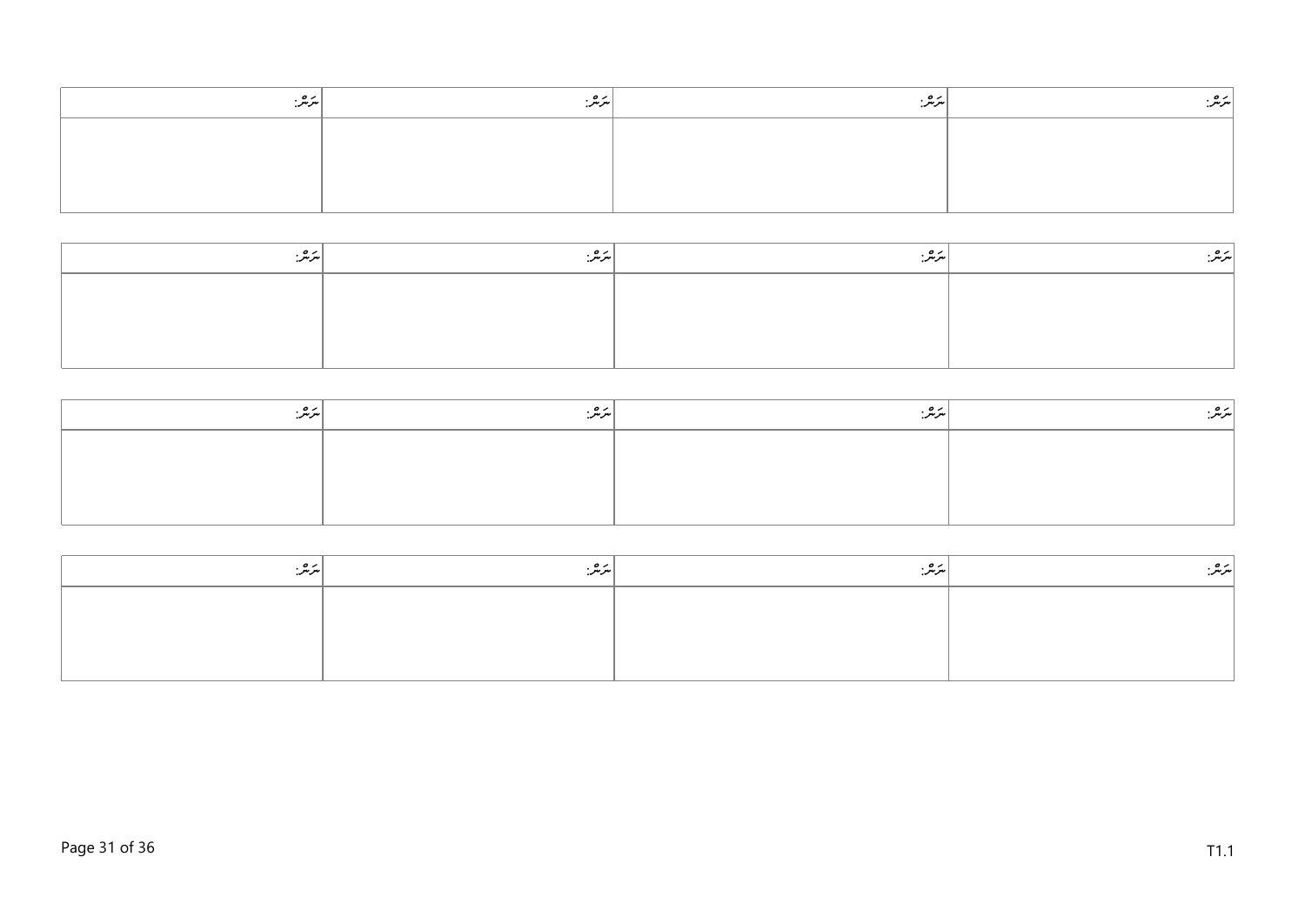| ނަރަނ: | ނަރަނ: | ނަރަނ: | ނަރަނ: |
| --- | --- | --- | --- |
| | | | |

| ނަރަނ: | ނަރަނ: | ނަރަނ: | ނަރަނ: |
| --- | --- | --- | --- |
| | | | |

| ނަރަނ: | ނަރަނ: | ނަރަނ: | ނަރަނ: |
| --- | --- | --- | --- |
| | | | |

| ނަރަނ: | ނަރަނ: | ނަރަނ: | ނަރަނ: |
| --- | --- | --- | --- |
| | | | |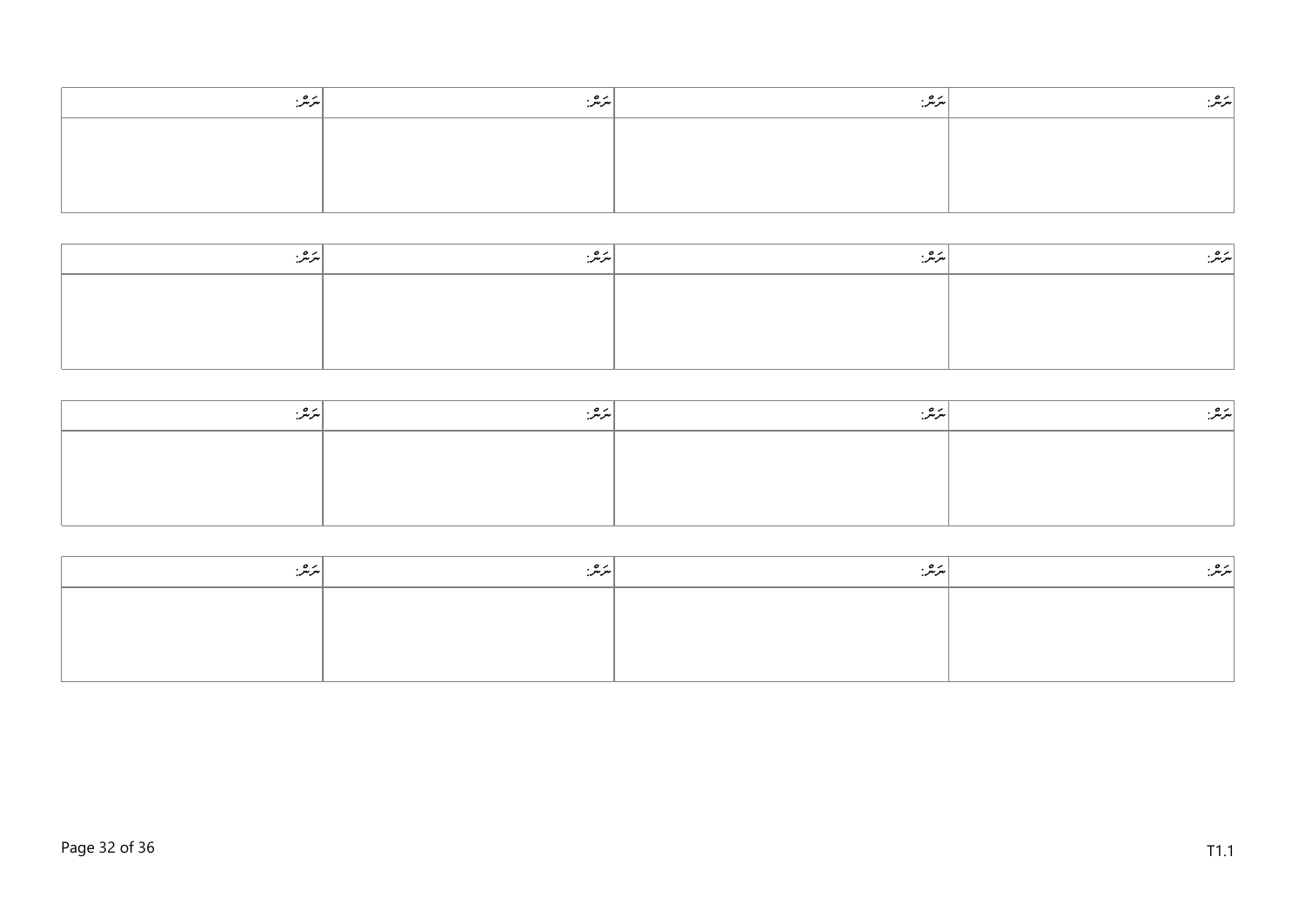| ނަަމް: | ނަަމް: | ނަަމް: | ނަަމް: |
|---|---|---|---|
| | | | |

| ނަަމް: | ނަަމް: | ނަަމް: | ނަަމް: |
|---|---|---|---|
| | | | |

| ނަަމް: | ނަަމް: | ނަަމް: | ނަަމް: |
|---|---|---|---|
| | | | |

| ނަަމް: | ނަަމް: | ނަަމް: | ނަަމް: |
|---|---|---|---|
| | | | |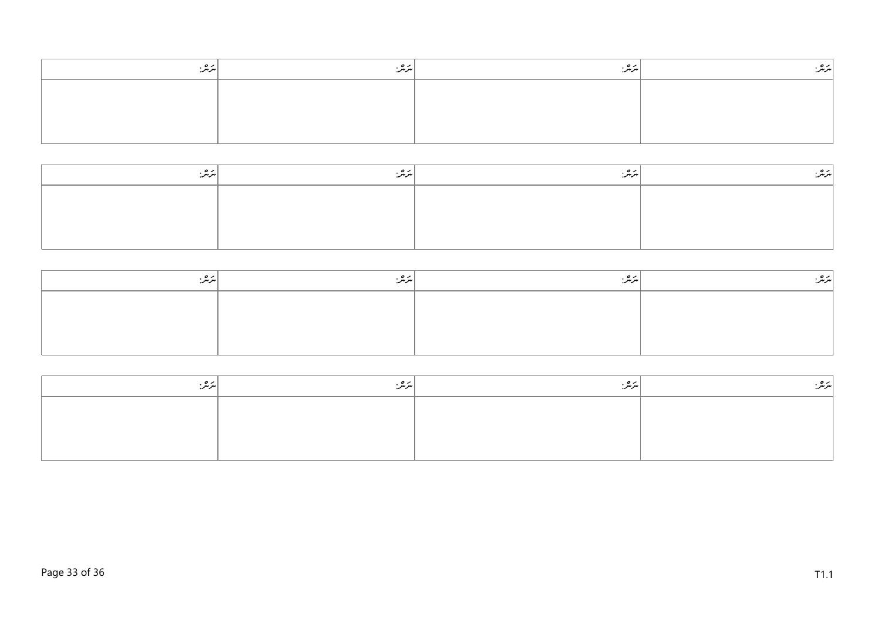| ނަރަށ: | ނަރަށ: | ނަރަށ: | ނަރަށ: |
| --- | --- | --- | --- |
| | | | |

| ނަރަށ: | ނަރަށ: | ނަރަށ: | ނަރަށ: |
| --- | --- | --- | --- |
| | | | |

| ނަރަށ: | ނަރަށ: | ނަރަށ: | ނަރަށ: |
| --- | --- | --- | --- |
| | | | |

| ނަރަށ: | ނަރަށ: | ނަރަށ: | ނަރަށ: |
| --- | --- | --- | --- |
| | | | |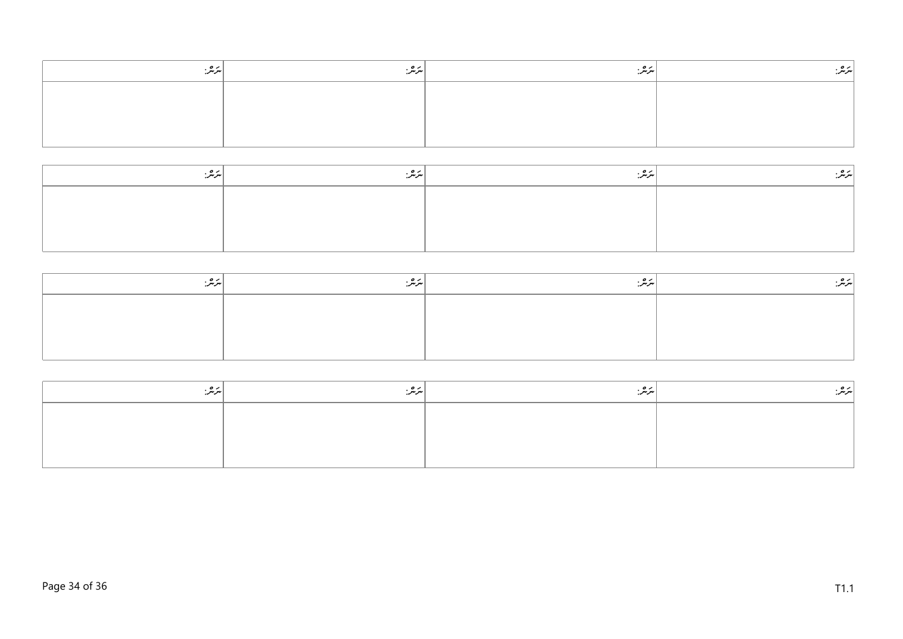| ނަރަށް: | ނަރަށް: | ނަރަށް: | ނަރަށް: |
| --- | --- | --- | --- |
| | | | |

| ނަރަށް: | ނަރަށް: | ނަރަށް: | ނަރަށް: |
| --- | --- | --- | --- |
| | | | |

| ނަރަށް: | ނަރަށް: | ނަރަށް: | ނަރަށް: |
| --- | --- | --- | --- |
| | | | |

| ނަރަށް: | ނަރަށް: | ނަރަށް: | ނަރަށް: |
| --- | --- | --- | --- |
| | | | |

T1.1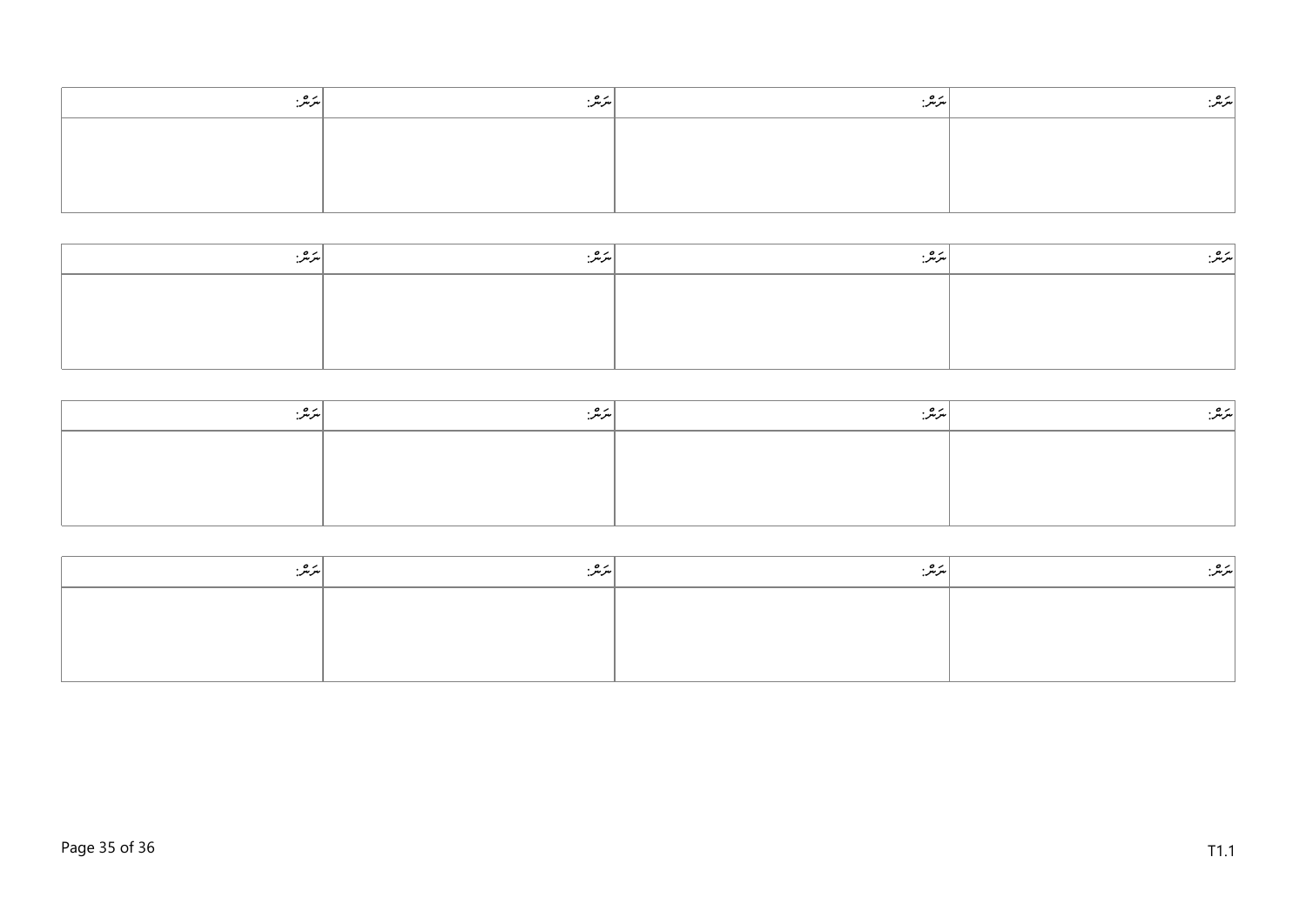| ﻿ަރަތް: | ަރަތް: | ަރަތް: | ަރަތް: |
| --- | --- | --- | --- |
|  |  |  |  |

| ަރަތް: | ަރަތް: | ަރަތް: | ަރަތް: |
| --- | --- | --- | --- |
|  |  |  |  |

| ަރަތް: | ަރަތް: | ަރަތް: | ަރަތް: |
| --- | --- | --- | --- |
|  |  |  |  |

| ަރަތް: | ަރަތް: | ަރަތް: | ަރަތް: |
| --- | --- | --- | --- |
|  |  |  |  |

T1.1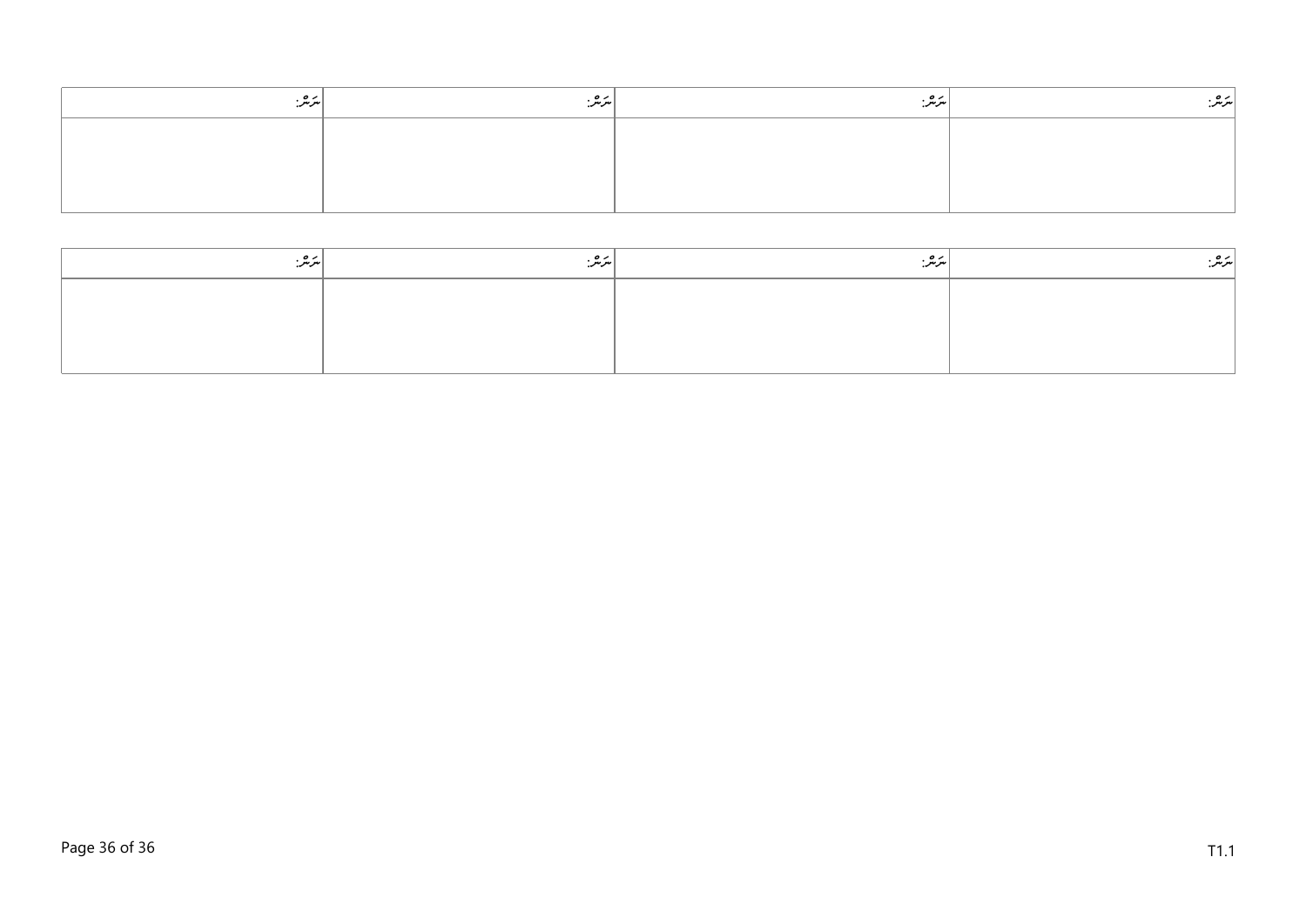| ޖަރީމ: | ޖަރީމ: | ޖަރީމ: | ޖަރީމ: |
| --- | --- | --- | --- |
| | | | |

| ޖަރީމ: | ޖަރީމ: | ޖަރީމ: | ޖަރީމ: |
| --- | --- | --- | --- |
| | | | |